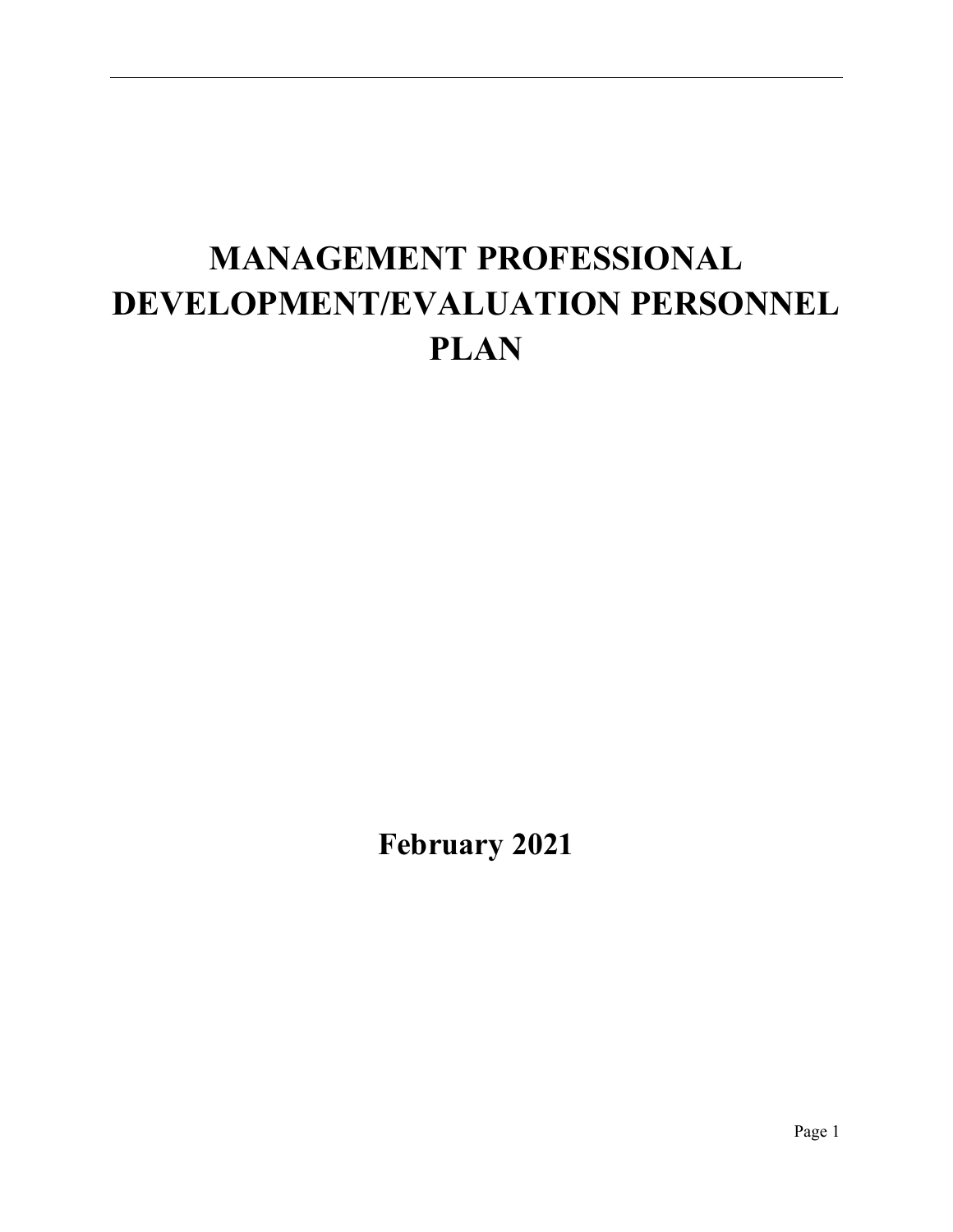# MANAGEMENT PROFESSIONAL DEVELOPMENT/EVALUATION PERSONNEL PLAN

**February 2021**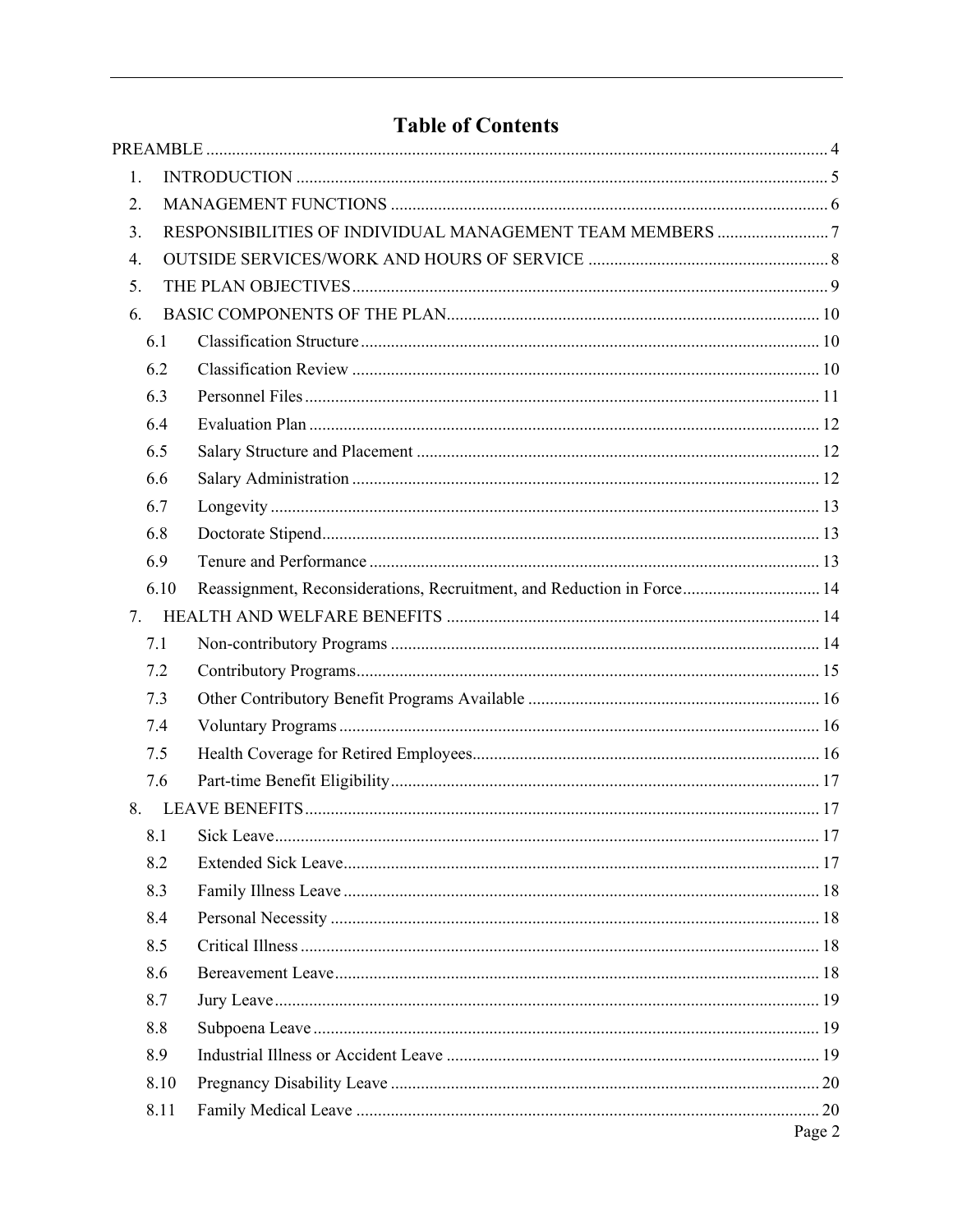# Table of Contents

PREAMBLE ..... 4

1. INTRODUCTION ..... 5
2. MANAGEMENT FUNCTIONS ..... 6
3. RESPONSIBILITIES OF INDIVIDUAL MANAGEMENT TEAM MEMBERS ..... 7
4. OUTSIDE SERVICES/WORK AND HOURS OF SERVICE ..... 8
5. THE PLAN OBJECTIVES ..... 9
6. BASIC COMPONENTS OF THE PLAN ..... 10
   - 6.1 Classification Structure ..... 10
   - 6.2 Classification Review ..... 10
   - 6.3 Personnel Files ..... 11
   - 6.4 Evaluation Plan ..... 12
   - 6.5 Salary Structure and Placement ..... 12
   - 6.6 Salary Administration ..... 12
   - 6.7 Longevity ..... 13
   - 6.8 Doctorate Stipend ..... 13
   - 6.9 Tenure and Performance ..... 13
   - 6.10 Reassignment, Reconsiderations, Recruitment, and Reduction in Force ..... 14
7. HEALTH AND WELFARE BENEFITS ..... 14
   - 7.1 Non-contributory Programs ..... 14
   - 7.2 Contributory Programs ..... 15
   - 7.3 Other Contributory Benefit Programs Available ..... 16
   - 7.4 Voluntary Programs ..... 16
   - 7.5 Health Coverage for Retired Employees ..... 16
   - 7.6 Part-time Benefit Eligibility ..... 17
8. LEAVE BENEFITS ..... 17
   - 8.1 Sick Leave ..... 17
   - 8.2 Extended Sick Leave ..... 17
   - 8.3 Family Illness Leave ..... 18
   - 8.4 Personal Necessity ..... 18
   - 8.5 Critical Illness ..... 18
   - 8.6 Bereavement Leave ..... 18
   - 8.7 Jury Leave ..... 19
   - 8.8 Subpoena Leave ..... 19
   - 8.9 Industrial Illness or Accident Leave ..... 19
   - 8.10 Pregnancy Disability Leave ..... 20
   - 8.11 Family Medical Leave ..... 20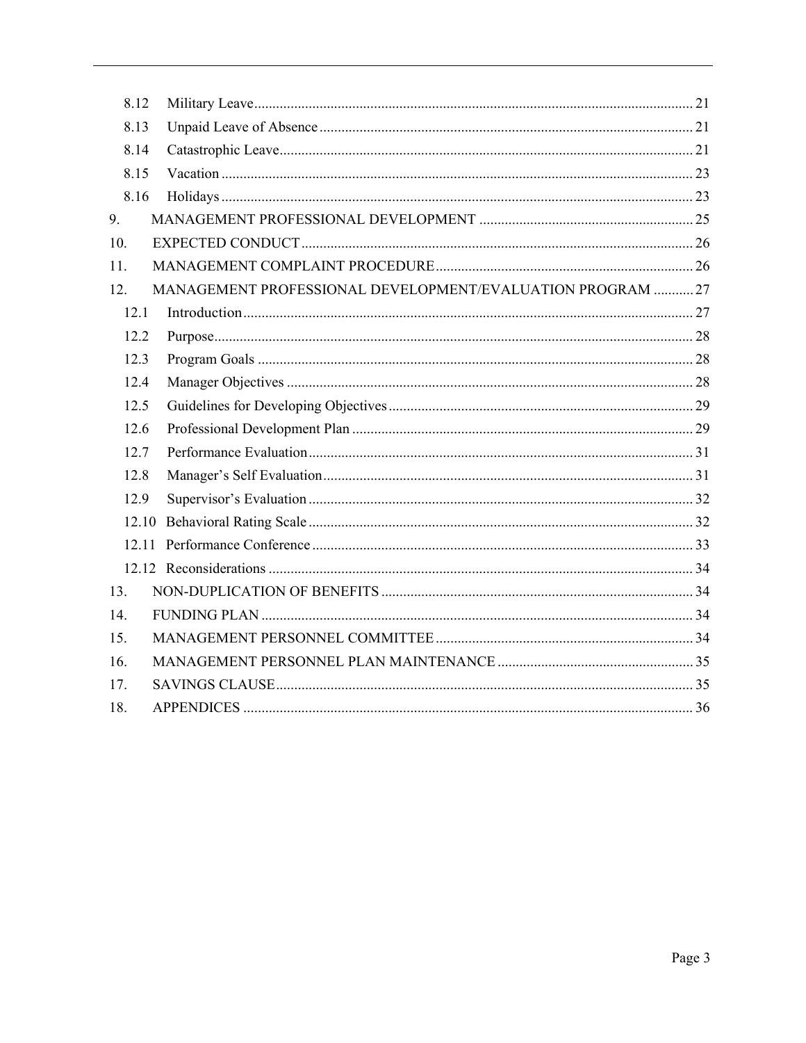- 8.12 Military Leave ... 21
- 8.13 Unpaid Leave of Absence ... 21
- 8.14 Catastrophic Leave ... 21
- 8.15 Vacation ... 23
- 8.16 Holidays ... 23

9. MANAGEMENT PROFESSIONAL DEVELOPMENT ... 25

10. EXPECTED CONDUCT ... 26

11. MANAGEMENT COMPLAINT PROCEDURE ... 26

12. MANAGEMENT PROFESSIONAL DEVELOPMENT/EVALUATION PROGRAM ... 27
- 12.1 Introduction ... 27
- 12.2 Purpose ... 28
- 12.3 Program Goals ... 28
- 12.4 Manager Objectives ... 28
- 12.5 Guidelines for Developing Objectives ... 29
- 12.6 Professional Development Plan ... 29
- 12.7 Performance Evaluation ... 31
- 12.8 Manager's Self Evaluation ... 31
- 12.9 Supervisor's Evaluation ... 32
- 12.10 Behavioral Rating Scale ... 32
- 12.11 Performance Conference ... 33
- 12.12 Reconsiderations ... 34

13. NON-DUPLICATION OF BENEFITS ... 34

14. FUNDING PLAN ... 34

15. MANAGEMENT PERSONNEL COMMITTEE ... 34

16. MANAGEMENT PERSONNEL PLAN MAINTENANCE ... 35

17. SAVINGS CLAUSE ... 35

18. APPENDICES ... 36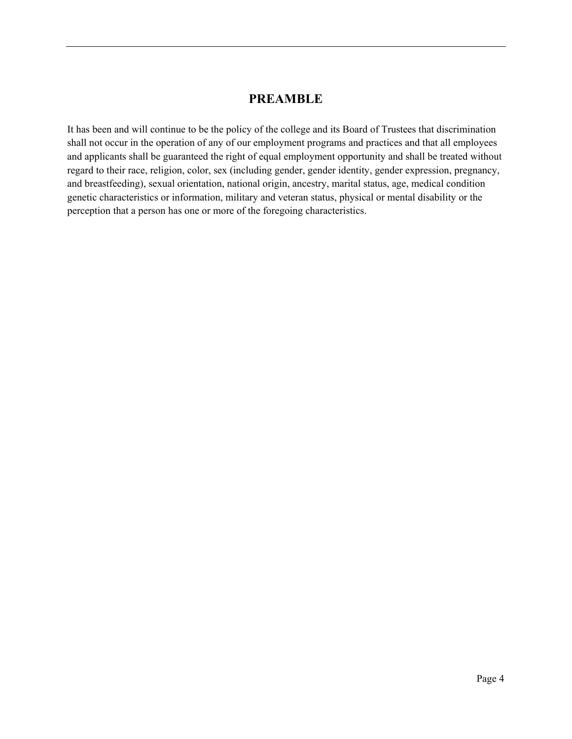# PREAMBLE

It has been and will continue to be the policy of the college and its Board of Trustees that discrimination shall not occur in the operation of any of our employment programs and practices and that all employees and applicants shall be guaranteed the right of equal employment opportunity and shall be treated without regard to their race, religion, color, sex (including gender, gender identity, gender expression, pregnancy, and breastfeeding), sexual orientation, national origin, ancestry, marital status, age, medical condition genetic characteristics or information, military and veteran status, physical or mental disability or the perception that a person has one or more of the foregoing characteristics.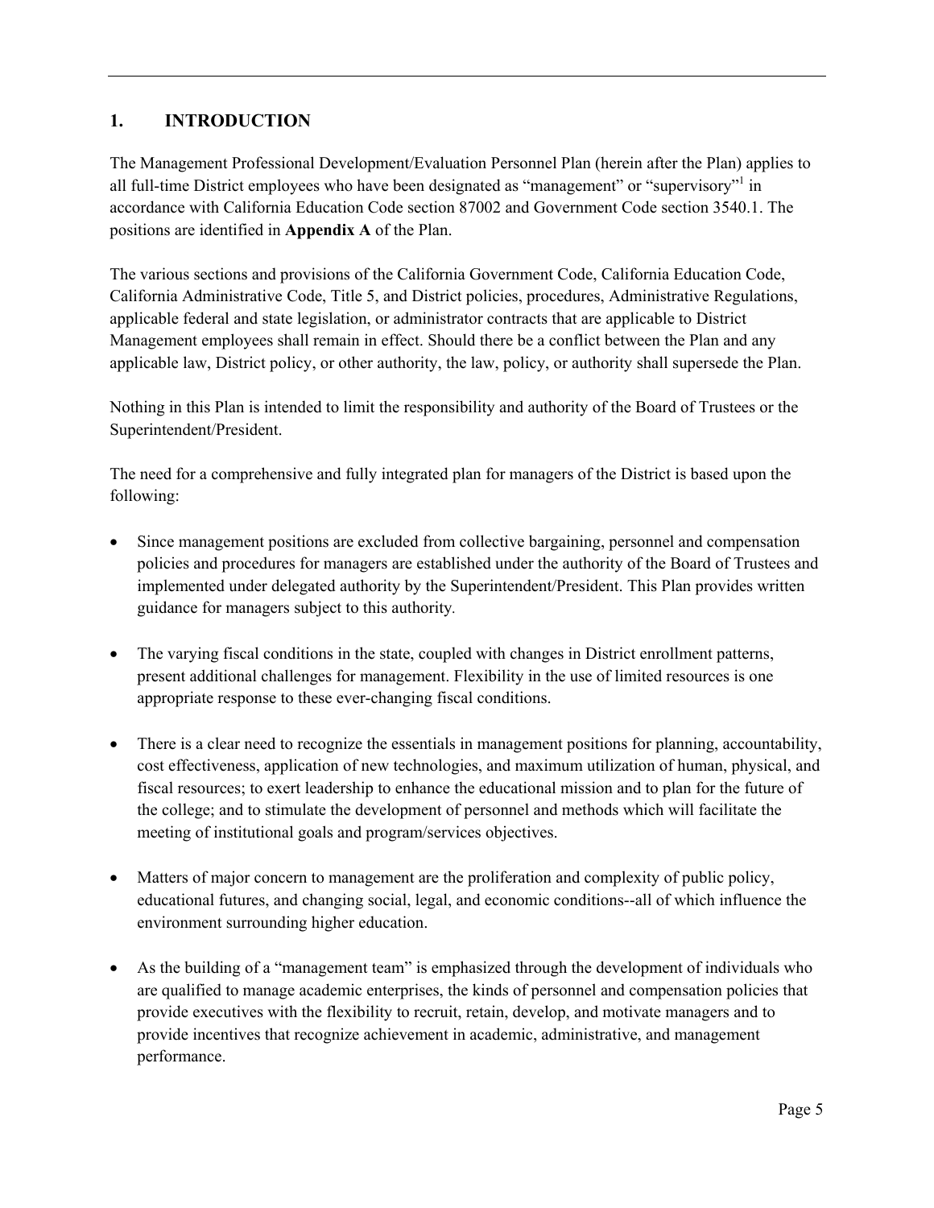## 1. INTRODUCTION

The Management Professional Development/Evaluation Personnel Plan (herein after the Plan) applies to all full-time District employees who have been designated as "management" or "supervisory"[1] in accordance with California Education Code section 87002 and Government Code section 3540.1. The positions are identified in **Appendix A** of the Plan.

The various sections and provisions of the California Government Code, California Education Code, California Administrative Code, Title 5, and District policies, procedures, Administrative Regulations, applicable federal and state legislation, or administrator contracts that are applicable to District Management employees shall remain in effect. Should there be a conflict between the Plan and any applicable law, District policy, or other authority, the law, policy, or authority shall supersede the Plan.

Nothing in this Plan is intended to limit the responsibility and authority of the Board of Trustees or the Superintendent/President.

The need for a comprehensive and fully integrated plan for managers of the District is based upon the following:

- Since management positions are excluded from collective bargaining, personnel and compensation policies and procedures for managers are established under the authority of the Board of Trustees and implemented under delegated authority by the Superintendent/President. This Plan provides written guidance for managers subject to this authority.

- The varying fiscal conditions in the state, coupled with changes in District enrollment patterns, present additional challenges for management. Flexibility in the use of limited resources is one appropriate response to these ever-changing fiscal conditions.

- There is a clear need to recognize the essentials in management positions for planning, accountability, cost effectiveness, application of new technologies, and maximum utilization of human, physical, and fiscal resources; to exert leadership to enhance the educational mission and to plan for the future of the college; and to stimulate the development of personnel and methods which will facilitate the meeting of institutional goals and program/services objectives.

- Matters of major concern to management are the proliferation and complexity of public policy, educational futures, and changing social, legal, and economic conditions--all of which influence the environment surrounding higher education.

- As the building of a "management team" is emphasized through the development of individuals who are qualified to manage academic enterprises, the kinds of personnel and compensation policies that provide executives with the flexibility to recruit, retain, develop, and motivate managers and to provide incentives that recognize achievement in academic, administrative, and management performance.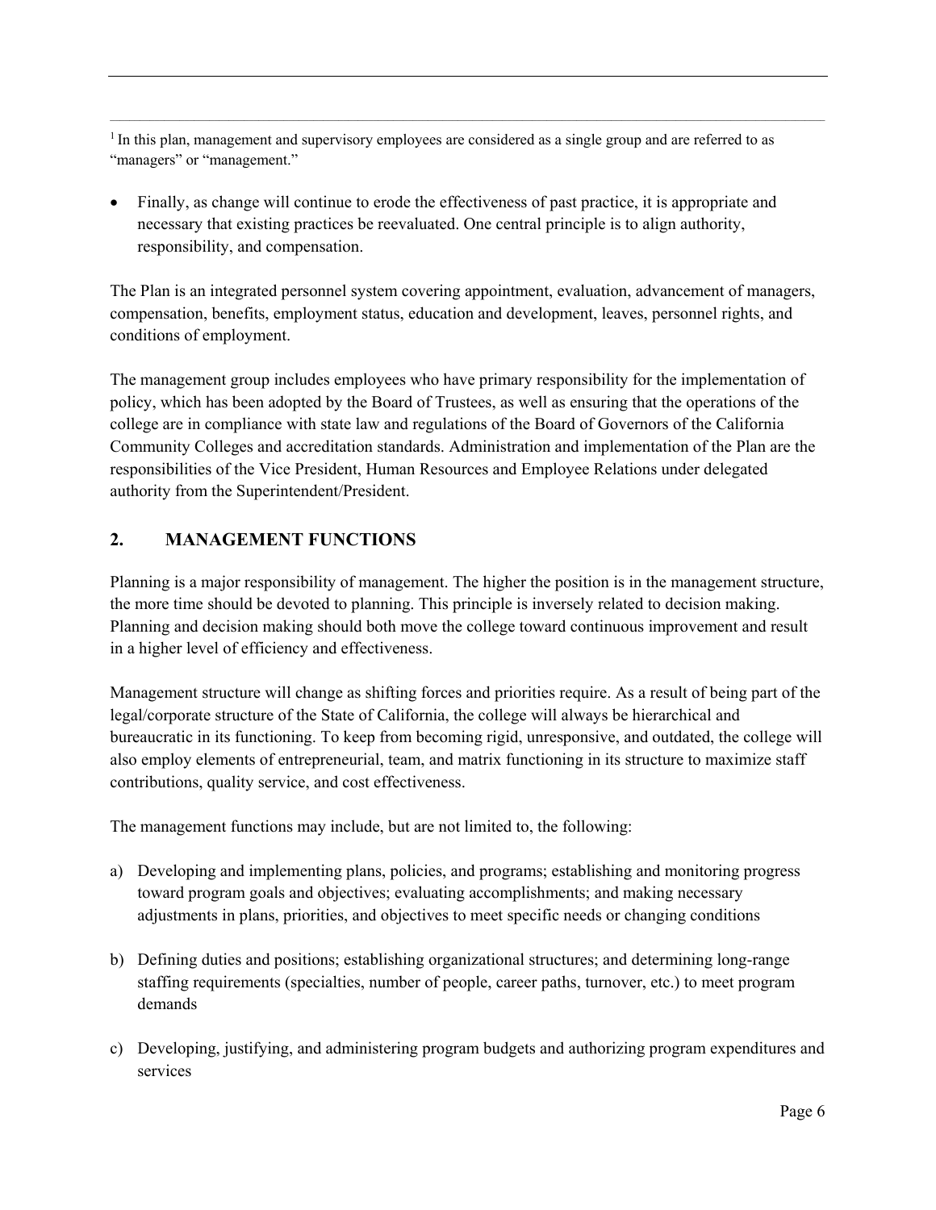[1] In this plan, management and supervisory employees are considered as a single group and are referred to as "managers" or "management."

- Finally, as change will continue to erode the effectiveness of past practice, it is appropriate and necessary that existing practices be reevaluated. One central principle is to align authority, responsibility, and compensation.

The Plan is an integrated personnel system covering appointment, evaluation, advancement of managers, compensation, benefits, employment status, education and development, leaves, personnel rights, and conditions of employment.

The management group includes employees who have primary responsibility for the implementation of policy, which has been adopted by the Board of Trustees, as well as ensuring that the operations of the college are in compliance with state law and regulations of the Board of Governors of the California Community Colleges and accreditation standards. Administration and implementation of the Plan are the responsibilities of the Vice President, Human Resources and Employee Relations under delegated authority from the Superintendent/President.

## 2. MANAGEMENT FUNCTIONS

Planning is a major responsibility of management. The higher the position is in the management structure, the more time should be devoted to planning. This principle is inversely related to decision making. Planning and decision making should both move the college toward continuous improvement and result in a higher level of efficiency and effectiveness.

Management structure will change as shifting forces and priorities require. As a result of being part of the legal/corporate structure of the State of California, the college will always be hierarchical and bureaucratic in its functioning. To keep from becoming rigid, unresponsive, and outdated, the college will also employ elements of entrepreneurial, team, and matrix functioning in its structure to maximize staff contributions, quality service, and cost effectiveness.

The management functions may include, but are not limited to, the following:

a) Developing and implementing plans, policies, and programs; establishing and monitoring progress toward program goals and objectives; evaluating accomplishments; and making necessary adjustments in plans, priorities, and objectives to meet specific needs or changing conditions

b) Defining duties and positions; establishing organizational structures; and determining long-range staffing requirements (specialties, number of people, career paths, turnover, etc.) to meet program demands

c) Developing, justifying, and administering program budgets and authorizing program expenditures and services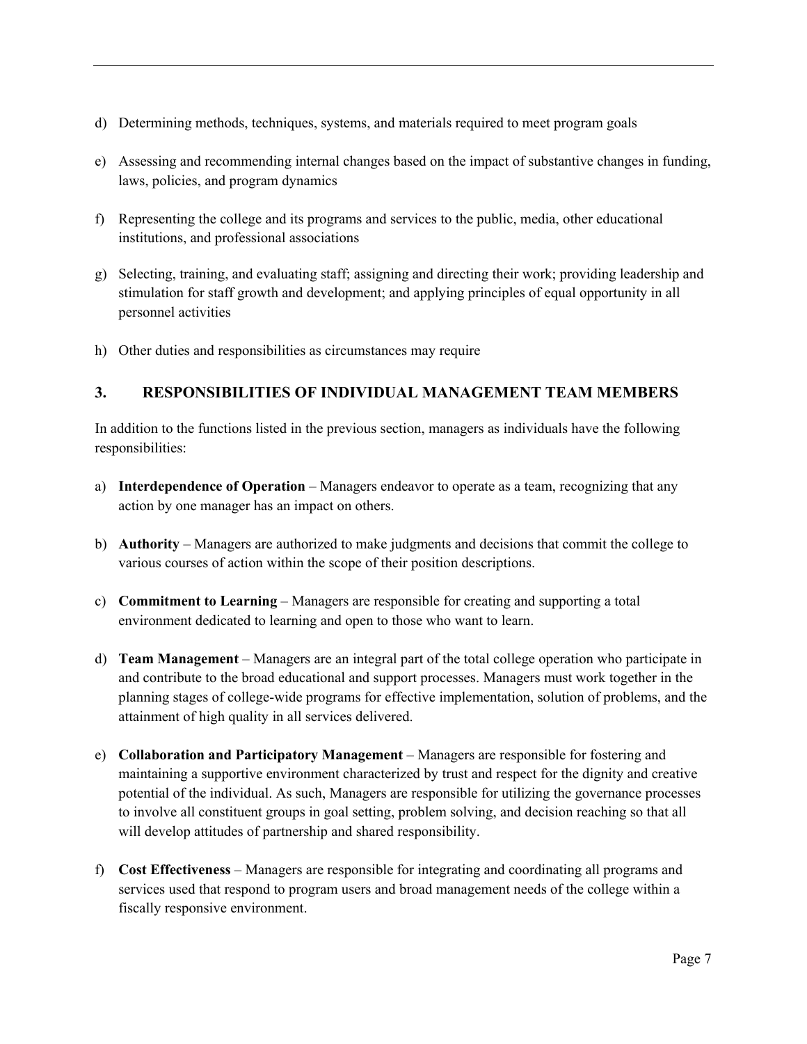d) Determining methods, techniques, systems, and materials required to meet program goals

e) Assessing and recommending internal changes based on the impact of substantive changes in funding, laws, policies, and program dynamics

f) Representing the college and its programs and services to the public, media, other educational institutions, and professional associations

g) Selecting, training, and evaluating staff; assigning and directing their work; providing leadership and stimulation for staff growth and development; and applying principles of equal opportunity in all personnel activities

h) Other duties and responsibilities as circumstances may require

## 3. RESPONSIBILITIES OF INDIVIDUAL MANAGEMENT TEAM MEMBERS

In addition to the functions listed in the previous section, managers as individuals have the following responsibilities:

a) **Interdependence of Operation** – Managers endeavor to operate as a team, recognizing that any action by one manager has an impact on others.

b) **Authority** – Managers are authorized to make judgments and decisions that commit the college to various courses of action within the scope of their position descriptions.

c) **Commitment to Learning** – Managers are responsible for creating and supporting a total environment dedicated to learning and open to those who want to learn.

d) **Team Management** – Managers are an integral part of the total college operation who participate in and contribute to the broad educational and support processes. Managers must work together in the planning stages of college-wide programs for effective implementation, solution of problems, and the attainment of high quality in all services delivered.

e) **Collaboration and Participatory Management** – Managers are responsible for fostering and maintaining a supportive environment characterized by trust and respect for the dignity and creative potential of the individual. As such, Managers are responsible for utilizing the governance processes to involve all constituent groups in goal setting, problem solving, and decision reaching so that all will develop attitudes of partnership and shared responsibility.

f) **Cost Effectiveness** – Managers are responsible for integrating and coordinating all programs and services used that respond to program users and broad management needs of the college within a fiscally responsive environment.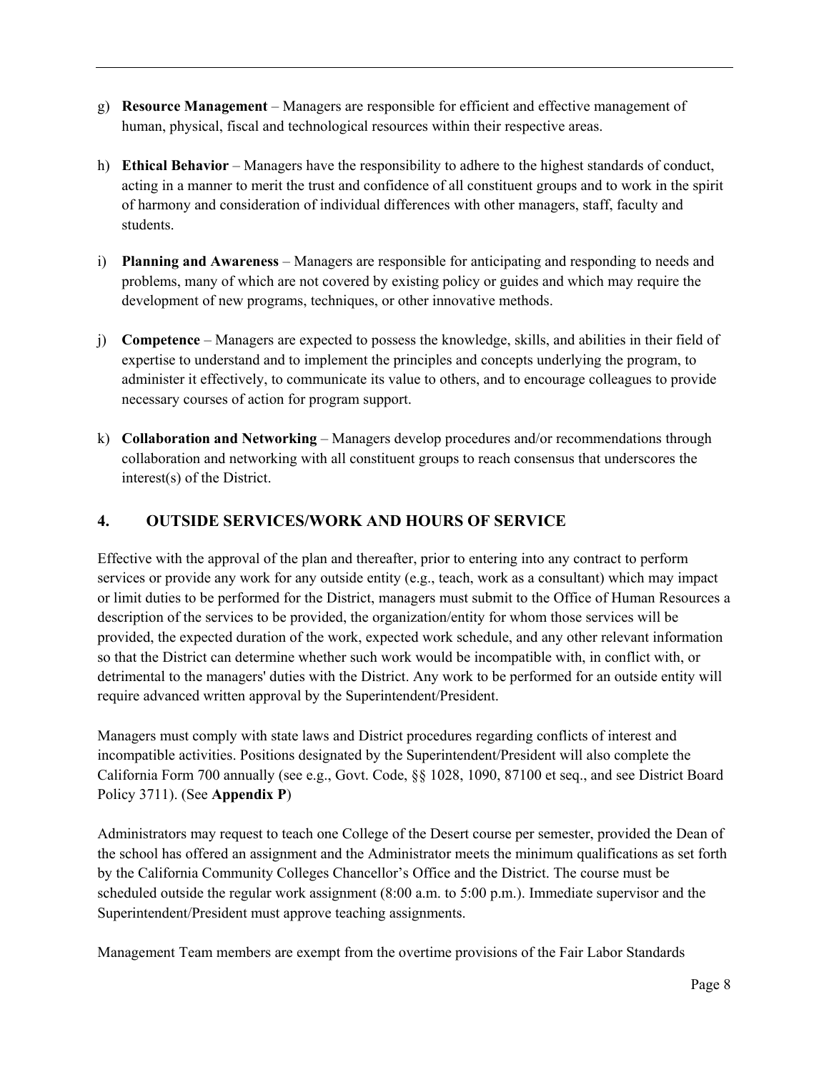g) **Resource Management** – Managers are responsible for efficient and effective management of human, physical, fiscal and technological resources within their respective areas.

h) **Ethical Behavior** – Managers have the responsibility to adhere to the highest standards of conduct, acting in a manner to merit the trust and confidence of all constituent groups and to work in the spirit of harmony and consideration of individual differences with other managers, staff, faculty and students.

i) **Planning and Awareness** – Managers are responsible for anticipating and responding to needs and problems, many of which are not covered by existing policy or guides and which may require the development of new programs, techniques, or other innovative methods.

j) **Competence** – Managers are expected to possess the knowledge, skills, and abilities in their field of expertise to understand and to implement the principles and concepts underlying the program, to administer it effectively, to communicate its value to others, and to encourage colleagues to provide necessary courses of action for program support.

k) **Collaboration and Networking** – Managers develop procedures and/or recommendations through collaboration and networking with all constituent groups to reach consensus that underscores the interest(s) of the District.

## 4. OUTSIDE SERVICES/WORK AND HOURS OF SERVICE

Effective with the approval of the plan and thereafter, prior to entering into any contract to perform services or provide any work for any outside entity (e.g., teach, work as a consultant) which may impact or limit duties to be performed for the District, managers must submit to the Office of Human Resources a description of the services to be provided, the organization/entity for whom those services will be provided, the expected duration of the work, expected work schedule, and any other relevant information so that the District can determine whether such work would be incompatible with, in conflict with, or detrimental to the managers' duties with the District. Any work to be performed for an outside entity will require advanced written approval by the Superintendent/President.

Managers must comply with state laws and District procedures regarding conflicts of interest and incompatible activities. Positions designated by the Superintendent/President will also complete the California Form 700 annually (see e.g., Govt. Code, §§ 1028, 1090, 87100 et seq., and see District Board Policy 3711). (See **Appendix P**)

Administrators may request to teach one College of the Desert course per semester, provided the Dean of the school has offered an assignment and the Administrator meets the minimum qualifications as set forth by the California Community Colleges Chancellor's Office and the District. The course must be scheduled outside the regular work assignment (8:00 a.m. to 5:00 p.m.). Immediate supervisor and the Superintendent/President must approve teaching assignments.

Management Team members are exempt from the overtime provisions of the Fair Labor Standards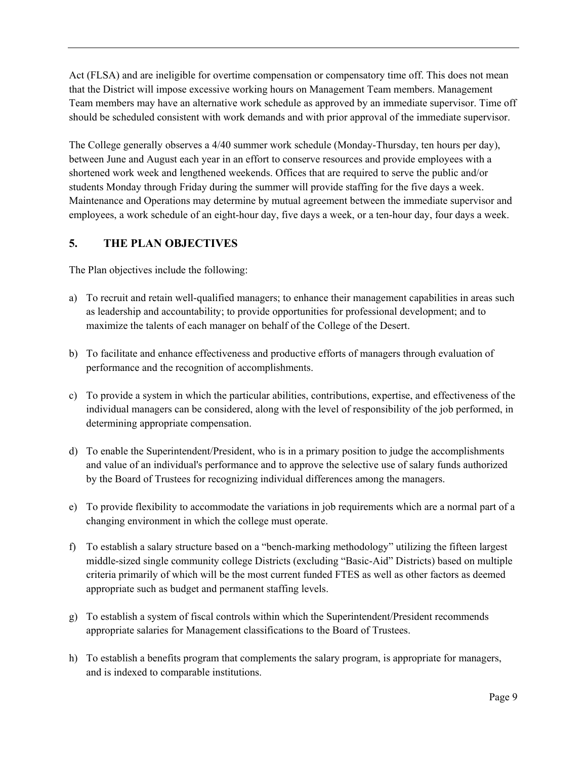Act (FLSA) and are ineligible for overtime compensation or compensatory time off. This does not mean that the District will impose excessive working hours on Management Team members. Management Team members may have an alternative work schedule as approved by an immediate supervisor. Time off should be scheduled consistent with work demands and with prior approval of the immediate supervisor.

The College generally observes a 4/40 summer work schedule (Monday-Thursday, ten hours per day), between June and August each year in an effort to conserve resources and provide employees with a shortened work week and lengthened weekends. Offices that are required to serve the public and/or students Monday through Friday during the summer will provide staffing for the five days a week. Maintenance and Operations may determine by mutual agreement between the immediate supervisor and employees, a work schedule of an eight-hour day, five days a week, or a ten-hour day, four days a week.

## 5. THE PLAN OBJECTIVES

The Plan objectives include the following:

a) To recruit and retain well-qualified managers; to enhance their management capabilities in areas such as leadership and accountability; to provide opportunities for professional development; and to maximize the talents of each manager on behalf of the College of the Desert.

b) To facilitate and enhance effectiveness and productive efforts of managers through evaluation of performance and the recognition of accomplishments.

c) To provide a system in which the particular abilities, contributions, expertise, and effectiveness of the individual managers can be considered, along with the level of responsibility of the job performed, in determining appropriate compensation.

d) To enable the Superintendent/President, who is in a primary position to judge the accomplishments and value of an individual's performance and to approve the selective use of salary funds authorized by the Board of Trustees for recognizing individual differences among the managers.

e) To provide flexibility to accommodate the variations in job requirements which are a normal part of a changing environment in which the college must operate.

f) To establish a salary structure based on a "bench-marking methodology" utilizing the fifteen largest middle-sized single community college Districts (excluding "Basic-Aid" Districts) based on multiple criteria primarily of which will be the most current funded FTES as well as other factors as deemed appropriate such as budget and permanent staffing levels.

g) To establish a system of fiscal controls within which the Superintendent/President recommends appropriate salaries for Management classifications to the Board of Trustees.

h) To establish a benefits program that complements the salary program, is appropriate for managers, and is indexed to comparable institutions.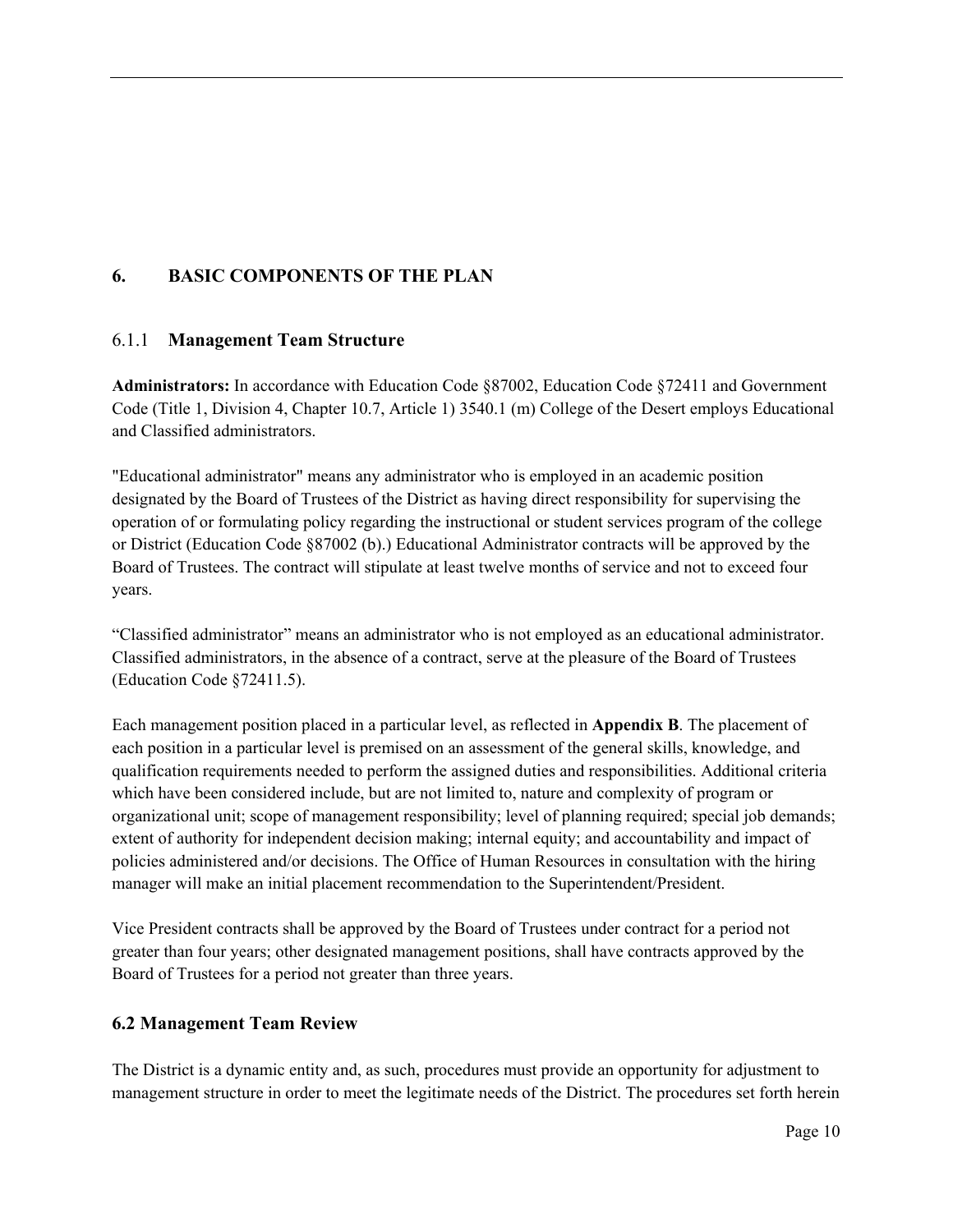## 6. BASIC COMPONENTS OF THE PLAN

### 6.1.1 **Management Team Structure**

**Administrators:** In accordance with Education Code §87002, Education Code §72411 and Government Code (Title 1, Division 4, Chapter 10.7, Article 1) 3540.1 (m) College of the Desert employs Educational and Classified administrators.

"Educational administrator" means any administrator who is employed in an academic position designated by the Board of Trustees of the District as having direct responsibility for supervising the operation of or formulating policy regarding the instructional or student services program of the college or District (Education Code §87002 (b).) Educational Administrator contracts will be approved by the Board of Trustees. The contract will stipulate at least twelve months of service and not to exceed four years.

"Classified administrator" means an administrator who is not employed as an educational administrator. Classified administrators, in the absence of a contract, serve at the pleasure of the Board of Trustees (Education Code §72411.5).

Each management position placed in a particular level, as reflected in **Appendix B**. The placement of each position in a particular level is premised on an assessment of the general skills, knowledge, and qualification requirements needed to perform the assigned duties and responsibilities. Additional criteria which have been considered include, but are not limited to, nature and complexity of program or organizational unit; scope of management responsibility; level of planning required; special job demands; extent of authority for independent decision making; internal equity; and accountability and impact of policies administered and/or decisions. The Office of Human Resources in consultation with the hiring manager will make an initial placement recommendation to the Superintendent/President.

Vice President contracts shall be approved by the Board of Trustees under contract for a period not greater than four years; other designated management positions, shall have contracts approved by the Board of Trustees for a period not greater than three years.

### 6.2 Management Team Review

The District is a dynamic entity and, as such, procedures must provide an opportunity for adjustment to management structure in order to meet the legitimate needs of the District. The procedures set forth herein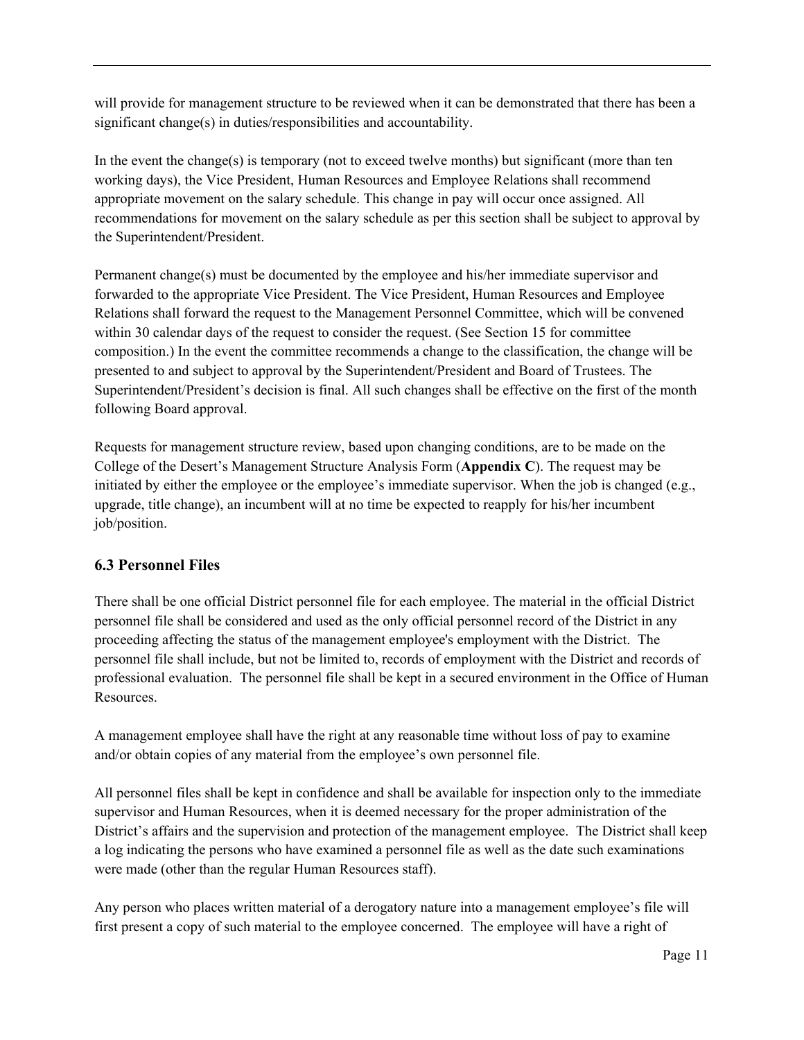will provide for management structure to be reviewed when it can be demonstrated that there has been a significant change(s) in duties/responsibilities and accountability.

In the event the change(s) is temporary (not to exceed twelve months) but significant (more than ten working days), the Vice President, Human Resources and Employee Relations shall recommend appropriate movement on the salary schedule. This change in pay will occur once assigned. All recommendations for movement on the salary schedule as per this section shall be subject to approval by the Superintendent/President.

Permanent change(s) must be documented by the employee and his/her immediate supervisor and forwarded to the appropriate Vice President. The Vice President, Human Resources and Employee Relations shall forward the request to the Management Personnel Committee, which will be convened within 30 calendar days of the request to consider the request. (See Section 15 for committee composition.) In the event the committee recommends a change to the classification, the change will be presented to and subject to approval by the Superintendent/President and Board of Trustees. The Superintendent/President's decision is final. All such changes shall be effective on the first of the month following Board approval.

Requests for management structure review, based upon changing conditions, are to be made on the College of the Desert's Management Structure Analysis Form (**Appendix C**). The request may be initiated by either the employee or the employee's immediate supervisor. When the job is changed (e.g., upgrade, title change), an incumbent will at no time be expected to reapply for his/her incumbent job/position.

### 6.3 Personnel Files

There shall be one official District personnel file for each employee. The material in the official District personnel file shall be considered and used as the only official personnel record of the District in any proceeding affecting the status of the management employee's employment with the District. The personnel file shall include, but not be limited to, records of employment with the District and records of professional evaluation. The personnel file shall be kept in a secured environment in the Office of Human Resources.

A management employee shall have the right at any reasonable time without loss of pay to examine and/or obtain copies of any material from the employee's own personnel file.

All personnel files shall be kept in confidence and shall be available for inspection only to the immediate supervisor and Human Resources, when it is deemed necessary for the proper administration of the District's affairs and the supervision and protection of the management employee. The District shall keep a log indicating the persons who have examined a personnel file as well as the date such examinations were made (other than the regular Human Resources staff).

Any person who places written material of a derogatory nature into a management employee's file will first present a copy of such material to the employee concerned. The employee will have a right of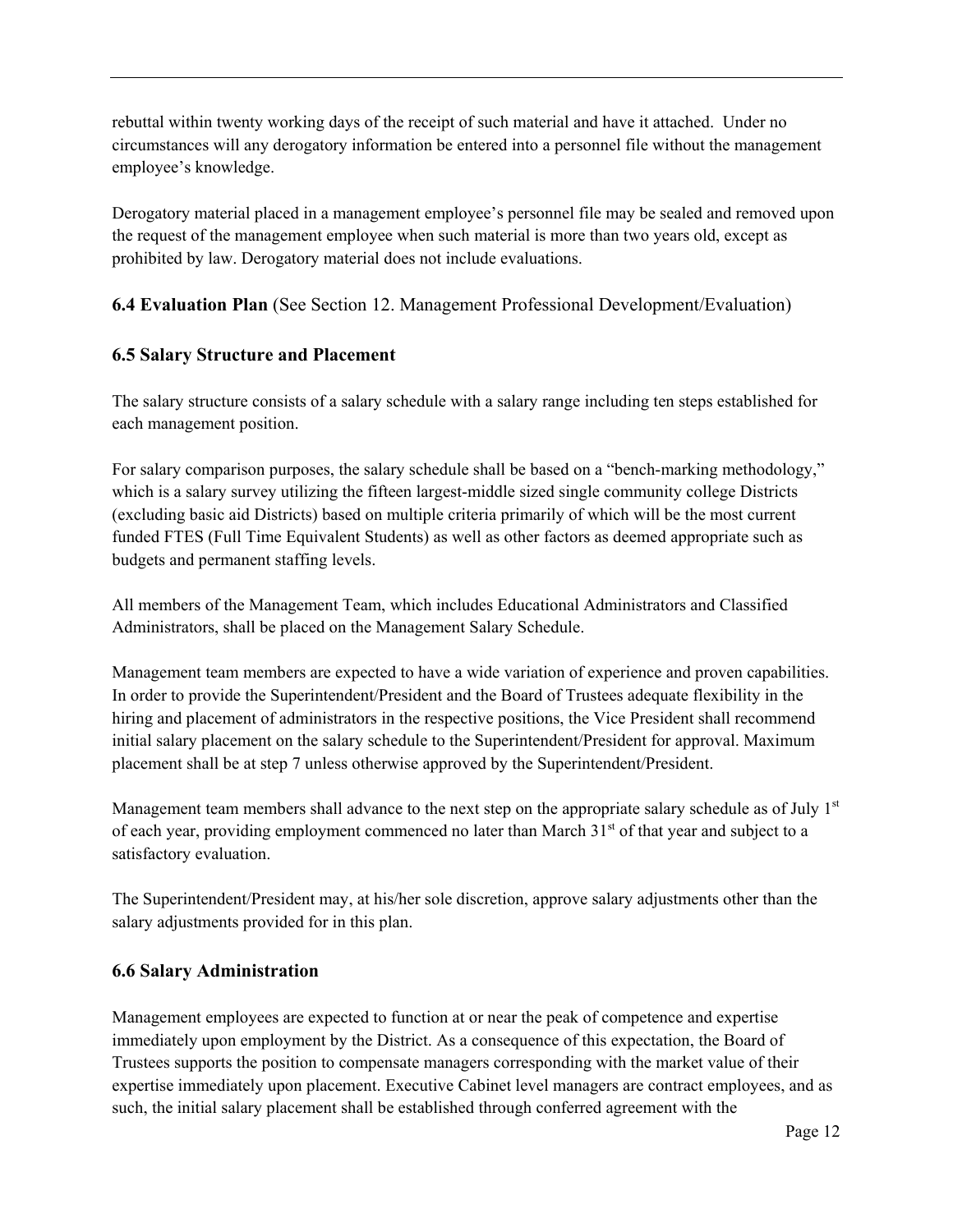rebuttal within twenty working days of the receipt of such material and have it attached. Under no circumstances will any derogatory information be entered into a personnel file without the management employee's knowledge.

Derogatory material placed in a management employee's personnel file may be sealed and removed upon the request of the management employee when such material is more than two years old, except as prohibited by law. Derogatory material does not include evaluations.

### 6.4 Evaluation Plan (See Section 12. Management Professional Development/Evaluation)

### 6.5 Salary Structure and Placement

The salary structure consists of a salary schedule with a salary range including ten steps established for each management position.

For salary comparison purposes, the salary schedule shall be based on a "bench-marking methodology," which is a salary survey utilizing the fifteen largest-middle sized single community college Districts (excluding basic aid Districts) based on multiple criteria primarily of which will be the most current funded FTES (Full Time Equivalent Students) as well as other factors as deemed appropriate such as budgets and permanent staffing levels.

All members of the Management Team, which includes Educational Administrators and Classified Administrators, shall be placed on the Management Salary Schedule.

Management team members are expected to have a wide variation of experience and proven capabilities. In order to provide the Superintendent/President and the Board of Trustees adequate flexibility in the hiring and placement of administrators in the respective positions, the Vice President shall recommend initial salary placement on the salary schedule to the Superintendent/President for approval. Maximum placement shall be at step 7 unless otherwise approved by the Superintendent/President.

Management team members shall advance to the next step on the appropriate salary schedule as of July 1st of each year, providing employment commenced no later than March 31st of that year and subject to a satisfactory evaluation.

The Superintendent/President may, at his/her sole discretion, approve salary adjustments other than the salary adjustments provided for in this plan.

### 6.6 Salary Administration

Management employees are expected to function at or near the peak of competence and expertise immediately upon employment by the District. As a consequence of this expectation, the Board of Trustees supports the position to compensate managers corresponding with the market value of their expertise immediately upon placement. Executive Cabinet level managers are contract employees, and as such, the initial salary placement shall be established through conferred agreement with the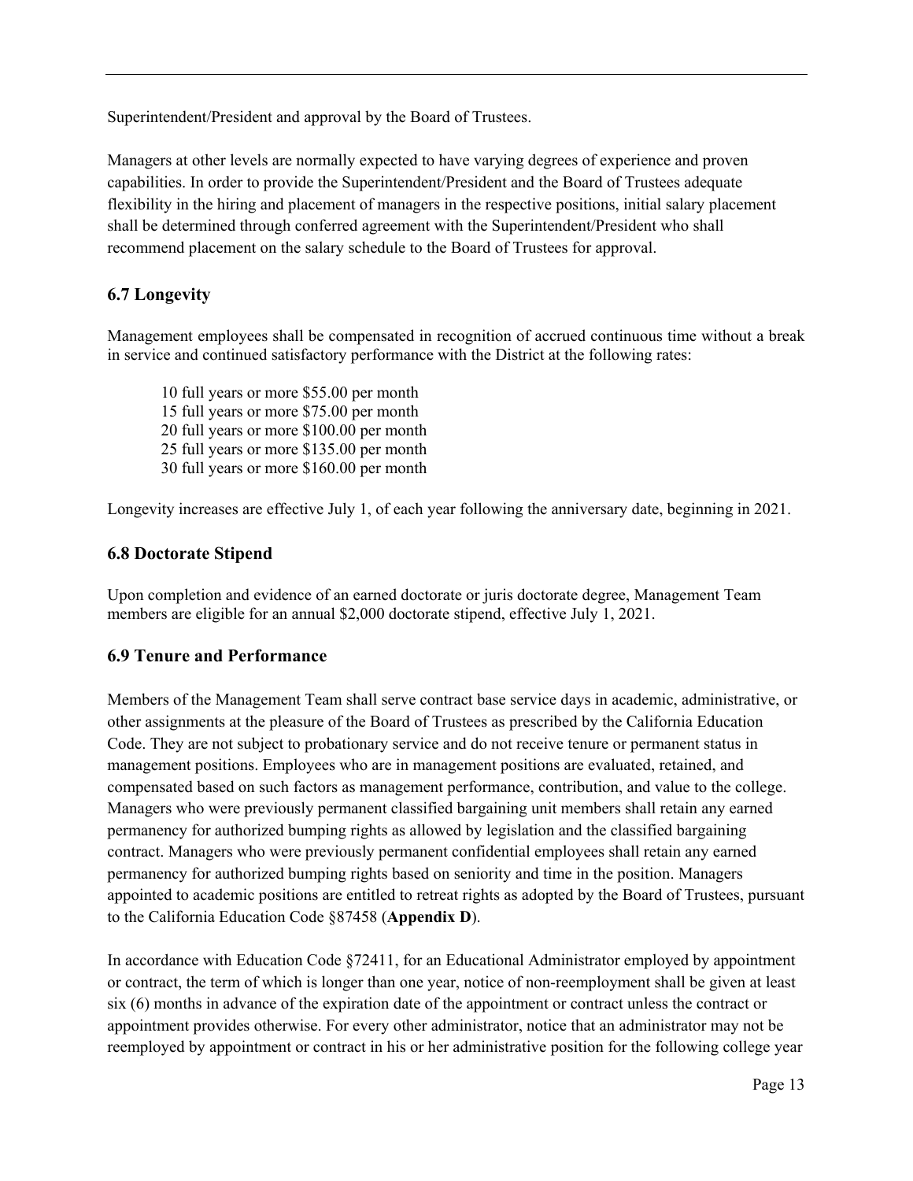Superintendent/President and approval by the Board of Trustees.

Managers at other levels are normally expected to have varying degrees of experience and proven capabilities. In order to provide the Superintendent/President and the Board of Trustees adequate flexibility in the hiring and placement of managers in the respective positions, initial salary placement shall be determined through conferred agreement with the Superintendent/President who shall recommend placement on the salary schedule to the Board of Trustees for approval.

## 6.7 Longevity

Management employees shall be compensated in recognition of accrued continuous time without a break in service and continued satisfactory performance with the District at the following rates:

10 full years or more $55.00 per month
15 full years or more $75.00 per month
20 full years or more $100.00 per month
25 full years or more $135.00 per month
30 full years or more $160.00 per month

Longevity increases are effective July 1, of each year following the anniversary date, beginning in 2021.

## 6.8 Doctorate Stipend

Upon completion and evidence of an earned doctorate or juris doctorate degree, Management Team members are eligible for an annual $2,000 doctorate stipend, effective July 1, 2021.

## 6.9 Tenure and Performance

Members of the Management Team shall serve contract base service days in academic, administrative, or other assignments at the pleasure of the Board of Trustees as prescribed by the California Education Code. They are not subject to probationary service and do not receive tenure or permanent status in management positions. Employees who are in management positions are evaluated, retained, and compensated based on such factors as management performance, contribution, and value to the college. Managers who were previously permanent classified bargaining unit members shall retain any earned permanency for authorized bumping rights as allowed by legislation and the classified bargaining contract. Managers who were previously permanent confidential employees shall retain any earned permanency for authorized bumping rights based on seniority and time in the position. Managers appointed to academic positions are entitled to retreat rights as adopted by the Board of Trustees, pursuant to the California Education Code §87458 (**Appendix D**).

In accordance with Education Code §72411, for an Educational Administrator employed by appointment or contract, the term of which is longer than one year, notice of non-reemployment shall be given at least six (6) months in advance of the expiration date of the appointment or contract unless the contract or appointment provides otherwise. For every other administrator, notice that an administrator may not be reemployed by appointment or contract in his or her administrative position for the following college year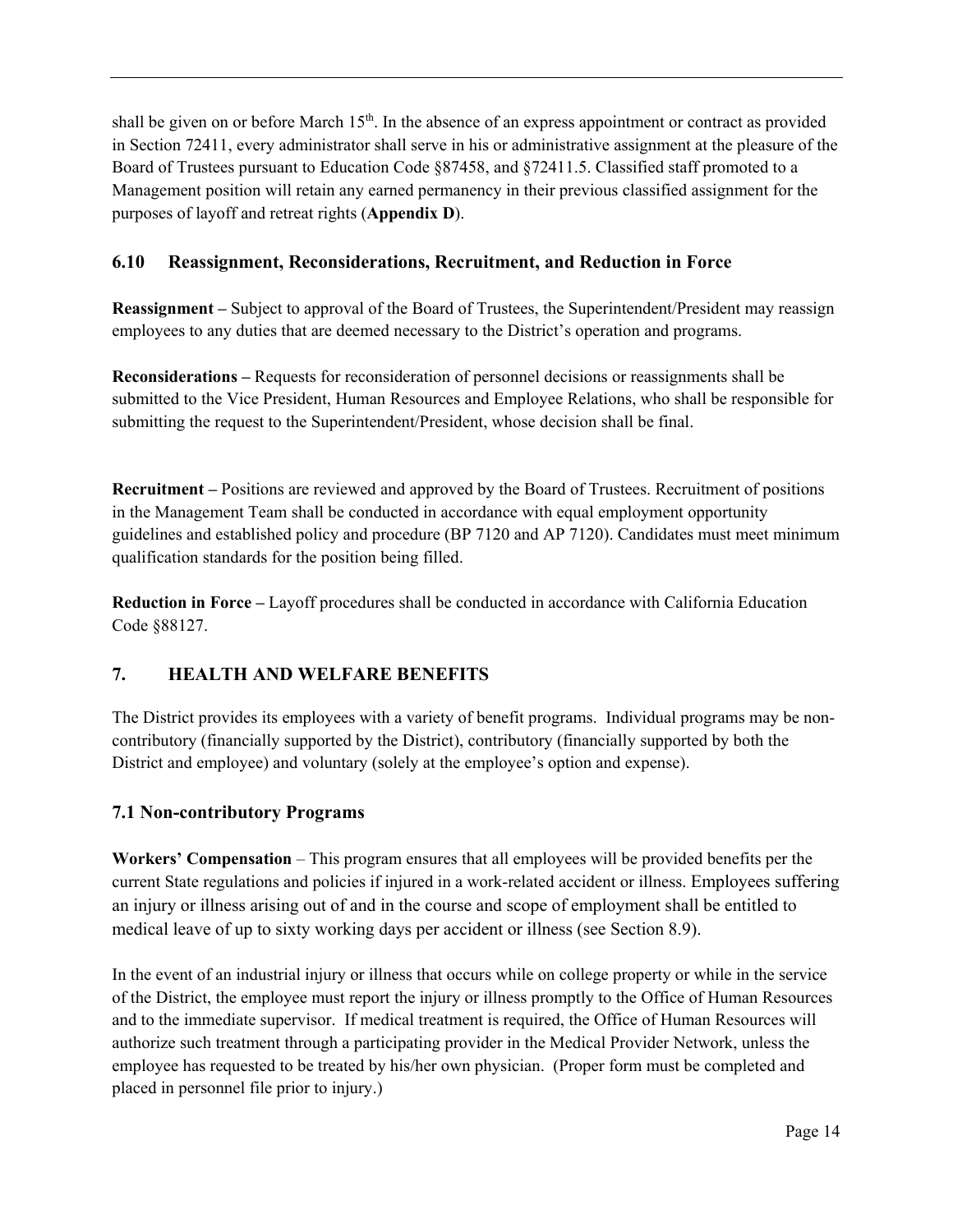shall be given on or before March 15th. In the absence of an express appointment or contract as provided in Section 72411, every administrator shall serve in his or administrative assignment at the pleasure of the Board of Trustees pursuant to Education Code §87458, and §72411.5. Classified staff promoted to a Management position will retain any earned permanency in their previous classified assignment for the purposes of layoff and retreat rights (**Appendix D**).

### 6.10 Reassignment, Reconsiderations, Recruitment, and Reduction in Force

**Reassignment –** Subject to approval of the Board of Trustees, the Superintendent/President may reassign employees to any duties that are deemed necessary to the District's operation and programs.

**Reconsiderations –** Requests for reconsideration of personnel decisions or reassignments shall be submitted to the Vice President, Human Resources and Employee Relations, who shall be responsible for submitting the request to the Superintendent/President, whose decision shall be final.

**Recruitment –** Positions are reviewed and approved by the Board of Trustees. Recruitment of positions in the Management Team shall be conducted in accordance with equal employment opportunity guidelines and established policy and procedure (BP 7120 and AP 7120). Candidates must meet minimum qualification standards for the position being filled.

**Reduction in Force –** Layoff procedures shall be conducted in accordance with California Education Code §88127.

## 7. HEALTH AND WELFARE BENEFITS

The District provides its employees with a variety of benefit programs. Individual programs may be non-contributory (financially supported by the District), contributory (financially supported by both the District and employee) and voluntary (solely at the employee's option and expense).

### 7.1 Non-contributory Programs

**Workers' Compensation** – This program ensures that all employees will be provided benefits per the current State regulations and policies if injured in a work-related accident or illness. Employees suffering an injury or illness arising out of and in the course and scope of employment shall be entitled to medical leave of up to sixty working days per accident or illness (see Section 8.9).

In the event of an industrial injury or illness that occurs while on college property or while in the service of the District, the employee must report the injury or illness promptly to the Office of Human Resources and to the immediate supervisor. If medical treatment is required, the Office of Human Resources will authorize such treatment through a participating provider in the Medical Provider Network, unless the employee has requested to be treated by his/her own physician. (Proper form must be completed and placed in personnel file prior to injury.)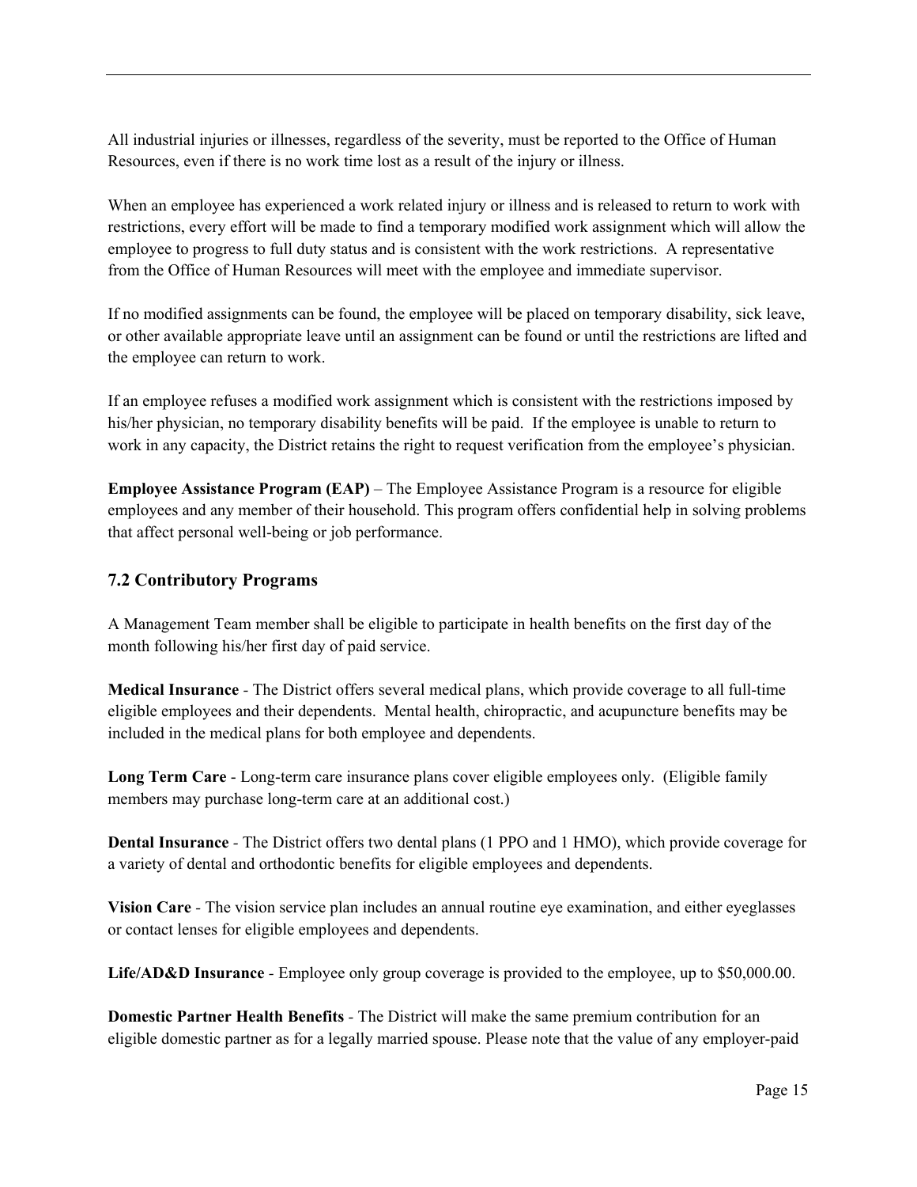All industrial injuries or illnesses, regardless of the severity, must be reported to the Office of Human Resources, even if there is no work time lost as a result of the injury or illness.

When an employee has experienced a work related injury or illness and is released to return to work with restrictions, every effort will be made to find a temporary modified work assignment which will allow the employee to progress to full duty status and is consistent with the work restrictions. A representative from the Office of Human Resources will meet with the employee and immediate supervisor.

If no modified assignments can be found, the employee will be placed on temporary disability, sick leave, or other available appropriate leave until an assignment can be found or until the restrictions are lifted and the employee can return to work.

If an employee refuses a modified work assignment which is consistent with the restrictions imposed by his/her physician, no temporary disability benefits will be paid. If the employee is unable to return to work in any capacity, the District retains the right to request verification from the employee's physician.

**Employee Assistance Program (EAP)** – The Employee Assistance Program is a resource for eligible employees and any member of their household. This program offers confidential help in solving problems that affect personal well-being or job performance.

## 7.2 Contributory Programs

A Management Team member shall be eligible to participate in health benefits on the first day of the month following his/her first day of paid service.

**Medical Insurance** - The District offers several medical plans, which provide coverage to all full-time eligible employees and their dependents. Mental health, chiropractic, and acupuncture benefits may be included in the medical plans for both employee and dependents.

**Long Term Care** - Long-term care insurance plans cover eligible employees only. (Eligible family members may purchase long-term care at an additional cost.)

**Dental Insurance** - The District offers two dental plans (1 PPO and 1 HMO), which provide coverage for a variety of dental and orthodontic benefits for eligible employees and dependents.

**Vision Care** - The vision service plan includes an annual routine eye examination, and either eyeglasses or contact lenses for eligible employees and dependents.

**Life/AD&D Insurance** - Employee only group coverage is provided to the employee, up to $50,000.00.

**Domestic Partner Health Benefits** - The District will make the same premium contribution for an eligible domestic partner as for a legally married spouse. Please note that the value of any employer-paid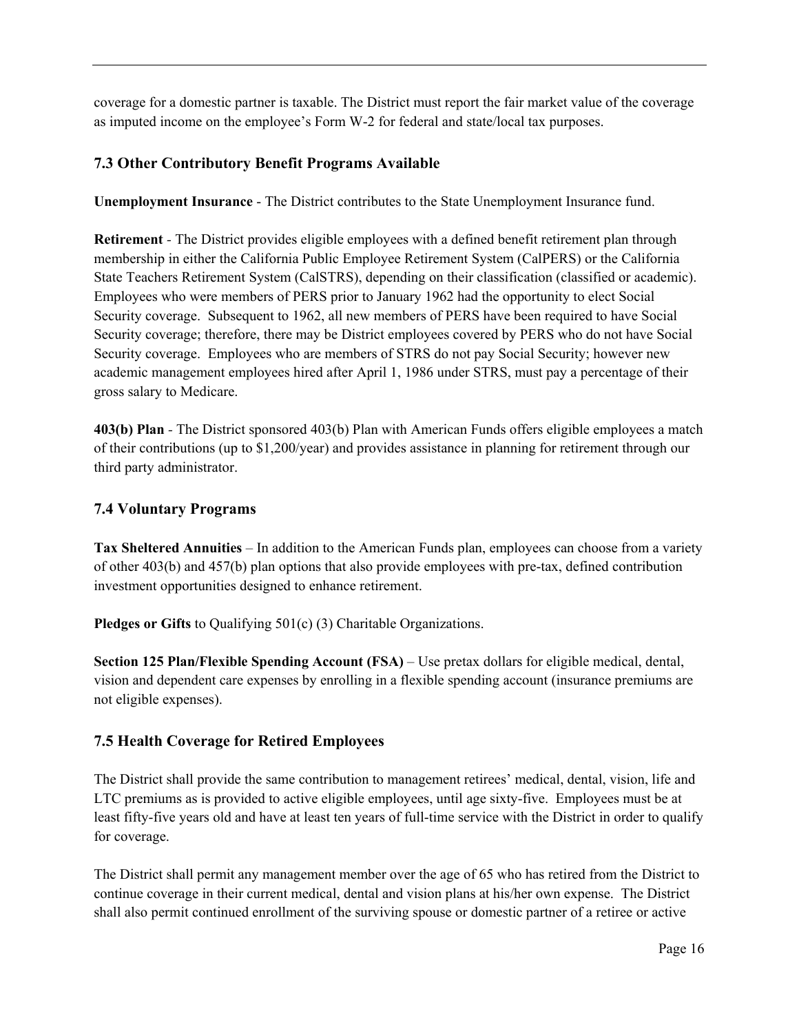coverage for a domestic partner is taxable. The District must report the fair market value of the coverage as imputed income on the employee's Form W-2 for federal and state/local tax purposes.

### 7.3 Other Contributory Benefit Programs Available

**Unemployment Insurance** - The District contributes to the State Unemployment Insurance fund.

**Retirement** - The District provides eligible employees with a defined benefit retirement plan through membership in either the California Public Employee Retirement System (CalPERS) or the California State Teachers Retirement System (CalSTRS), depending on their classification (classified or academic). Employees who were members of PERS prior to January 1962 had the opportunity to elect Social Security coverage. Subsequent to 1962, all new members of PERS have been required to have Social Security coverage; therefore, there may be District employees covered by PERS who do not have Social Security coverage. Employees who are members of STRS do not pay Social Security; however new academic management employees hired after April 1, 1986 under STRS, must pay a percentage of their gross salary to Medicare.

**403(b) Plan** - The District sponsored 403(b) Plan with American Funds offers eligible employees a match of their contributions (up to $1,200/year) and provides assistance in planning for retirement through our third party administrator.

### 7.4 Voluntary Programs

**Tax Sheltered Annuities** – In addition to the American Funds plan, employees can choose from a variety of other 403(b) and 457(b) plan options that also provide employees with pre-tax, defined contribution investment opportunities designed to enhance retirement.

**Pledges or Gifts** to Qualifying 501(c) (3) Charitable Organizations.

**Section 125 Plan/Flexible Spending Account (FSA)** – Use pretax dollars for eligible medical, dental, vision and dependent care expenses by enrolling in a flexible spending account (insurance premiums are not eligible expenses).

### 7.5 Health Coverage for Retired Employees

The District shall provide the same contribution to management retirees' medical, dental, vision, life and LTC premiums as is provided to active eligible employees, until age sixty-five. Employees must be at least fifty-five years old and have at least ten years of full-time service with the District in order to qualify for coverage.

The District shall permit any management member over the age of 65 who has retired from the District to continue coverage in their current medical, dental and vision plans at his/her own expense. The District shall also permit continued enrollment of the surviving spouse or domestic partner of a retiree or active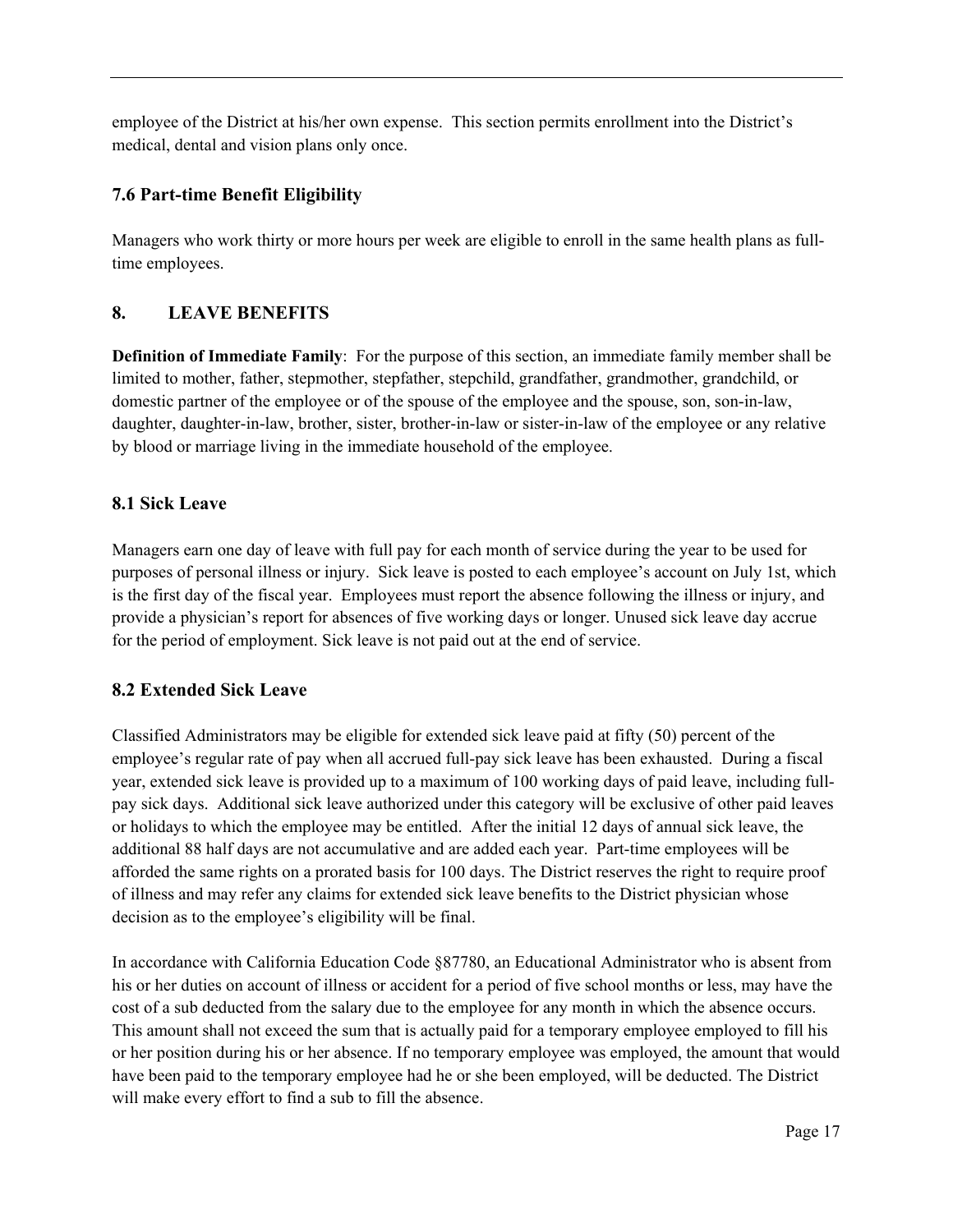employee of the District at his/her own expense. This section permits enrollment into the District's medical, dental and vision plans only once.

### 7.6 Part-time Benefit Eligibility

Managers who work thirty or more hours per week are eligible to enroll in the same health plans as full-time employees.

## 8. LEAVE BENEFITS

**Definition of Immediate Family**: For the purpose of this section, an immediate family member shall be limited to mother, father, stepmother, stepfather, stepchild, grandfather, grandmother, grandchild, or domestic partner of the employee or of the spouse of the employee and the spouse, son, son-in-law, daughter, daughter-in-law, brother, sister, brother-in-law or sister-in-law of the employee or any relative by blood or marriage living in the immediate household of the employee.

### 8.1 Sick Leave

Managers earn one day of leave with full pay for each month of service during the year to be used for purposes of personal illness or injury. Sick leave is posted to each employee's account on July 1st, which is the first day of the fiscal year. Employees must report the absence following the illness or injury, and provide a physician's report for absences of five working days or longer. Unused sick leave day accrue for the period of employment. Sick leave is not paid out at the end of service.

### 8.2 Extended Sick Leave

Classified Administrators may be eligible for extended sick leave paid at fifty (50) percent of the employee's regular rate of pay when all accrued full-pay sick leave has been exhausted. During a fiscal year, extended sick leave is provided up to a maximum of 100 working days of paid leave, including full-pay sick days. Additional sick leave authorized under this category will be exclusive of other paid leaves or holidays to which the employee may be entitled. After the initial 12 days of annual sick leave, the additional 88 half days are not accumulative and are added each year. Part-time employees will be afforded the same rights on a prorated basis for 100 days. The District reserves the right to require proof of illness and may refer any claims for extended sick leave benefits to the District physician whose decision as to the employee's eligibility will be final.

In accordance with California Education Code §87780, an Educational Administrator who is absent from his or her duties on account of illness or accident for a period of five school months or less, may have the cost of a sub deducted from the salary due to the employee for any month in which the absence occurs. This amount shall not exceed the sum that is actually paid for a temporary employee employed to fill his or her position during his or her absence. If no temporary employee was employed, the amount that would have been paid to the temporary employee had he or she been employed, will be deducted. The District will make every effort to find a sub to fill the absence.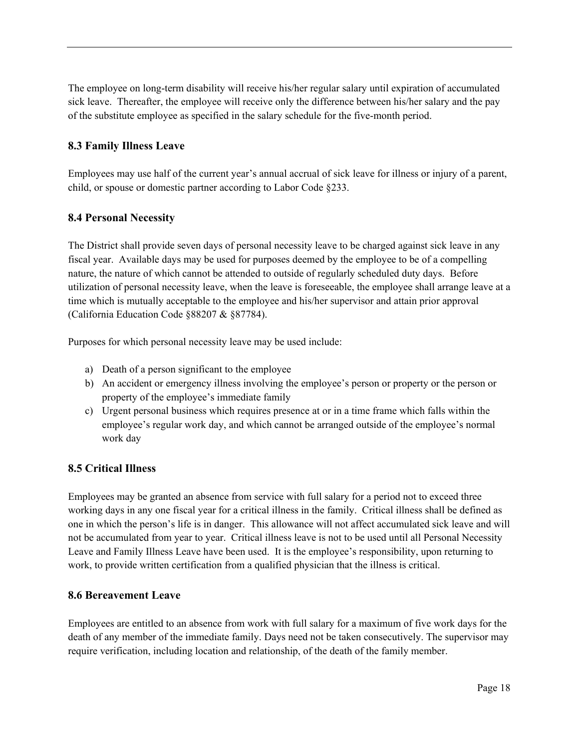The employee on long-term disability will receive his/her regular salary until expiration of accumulated sick leave. Thereafter, the employee will receive only the difference between his/her salary and the pay of the substitute employee as specified in the salary schedule for the five-month period.

### 8.3 Family Illness Leave

Employees may use half of the current year's annual accrual of sick leave for illness or injury of a parent, child, or spouse or domestic partner according to Labor Code §233.

### 8.4 Personal Necessity

The District shall provide seven days of personal necessity leave to be charged against sick leave in any fiscal year. Available days may be used for purposes deemed by the employee to be of a compelling nature, the nature of which cannot be attended to outside of regularly scheduled duty days. Before utilization of personal necessity leave, when the leave is foreseeable, the employee shall arrange leave at a time which is mutually acceptable to the employee and his/her supervisor and attain prior approval (California Education Code §88207 & §87784).

Purposes for which personal necessity leave may be used include:

a) Death of a person significant to the employee
b) An accident or emergency illness involving the employee's person or property or the person or property of the employee's immediate family
c) Urgent personal business which requires presence at or in a time frame which falls within the employee's regular work day, and which cannot be arranged outside of the employee's normal work day

### 8.5 Critical Illness

Employees may be granted an absence from service with full salary for a period not to exceed three working days in any one fiscal year for a critical illness in the family. Critical illness shall be defined as one in which the person's life is in danger. This allowance will not affect accumulated sick leave and will not be accumulated from year to year. Critical illness leave is not to be used until all Personal Necessity Leave and Family Illness Leave have been used. It is the employee's responsibility, upon returning to work, to provide written certification from a qualified physician that the illness is critical.

### 8.6 Bereavement Leave

Employees are entitled to an absence from work with full salary for a maximum of five work days for the death of any member of the immediate family. Days need not be taken consecutively. The supervisor may require verification, including location and relationship, of the death of the family member.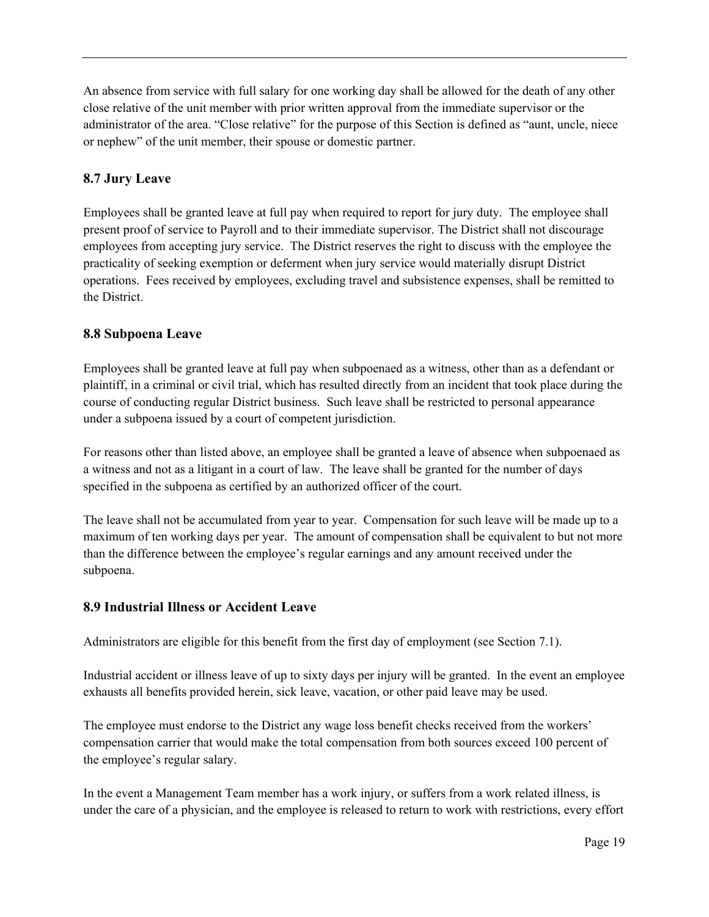An absence from service with full salary for one working day shall be allowed for the death of any other close relative of the unit member with prior written approval from the immediate supervisor or the administrator of the area. “Close relative” for the purpose of this Section is defined as “aunt, uncle, niece or nephew” of the unit member, their spouse or domestic partner.

### 8.7 Jury Leave

Employees shall be granted leave at full pay when required to report for jury duty. The employee shall present proof of service to Payroll and to their immediate supervisor. The District shall not discourage employees from accepting jury service. The District reserves the right to discuss with the employee the practicality of seeking exemption or deferment when jury service would materially disrupt District operations. Fees received by employees, excluding travel and subsistence expenses, shall be remitted to the District.

### 8.8 Subpoena Leave

Employees shall be granted leave at full pay when subpoenaed as a witness, other than as a defendant or plaintiff, in a criminal or civil trial, which has resulted directly from an incident that took place during the course of conducting regular District business. Such leave shall be restricted to personal appearance under a subpoena issued by a court of competent jurisdiction.

For reasons other than listed above, an employee shall be granted a leave of absence when subpoenaed as a witness and not as a litigant in a court of law. The leave shall be granted for the number of days specified in the subpoena as certified by an authorized officer of the court.

The leave shall not be accumulated from year to year. Compensation for such leave will be made up to a maximum of ten working days per year. The amount of compensation shall be equivalent to but not more than the difference between the employee’s regular earnings and any amount received under the subpoena.

### 8.9 Industrial Illness or Accident Leave

Administrators are eligible for this benefit from the first day of employment (see Section 7.1).

Industrial accident or illness leave of up to sixty days per injury will be granted. In the event an employee exhausts all benefits provided herein, sick leave, vacation, or other paid leave may be used.

The employee must endorse to the District any wage loss benefit checks received from the workers’ compensation carrier that would make the total compensation from both sources exceed 100 percent of the employee’s regular salary.

In the event a Management Team member has a work injury, or suffers from a work related illness, is under the care of a physician, and the employee is released to return to work with restrictions, every effort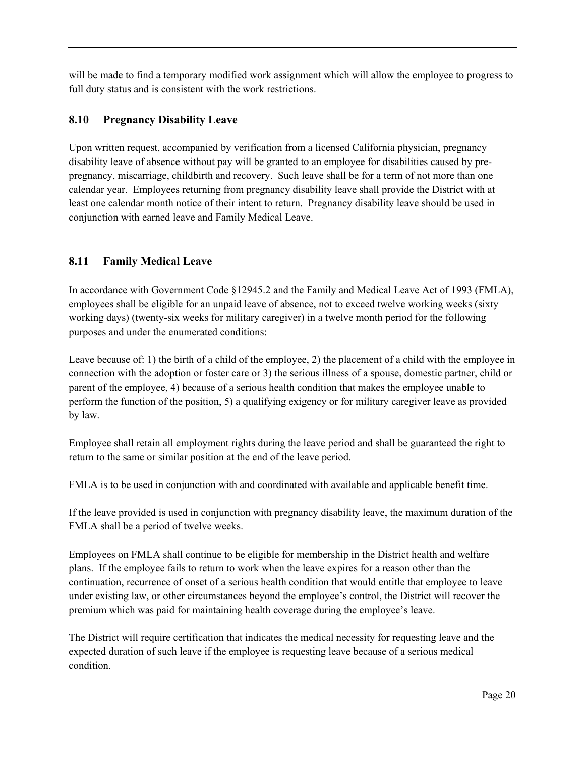will be made to find a temporary modified work assignment which will allow the employee to progress to full duty status and is consistent with the work restrictions.

## 8.10 Pregnancy Disability Leave

Upon written request, accompanied by verification from a licensed California physician, pregnancy disability leave of absence without pay will be granted to an employee for disabilities caused by pre-pregnancy, miscarriage, childbirth and recovery. Such leave shall be for a term of not more than one calendar year. Employees returning from pregnancy disability leave shall provide the District with at least one calendar month notice of their intent to return. Pregnancy disability leave should be used in conjunction with earned leave and Family Medical Leave.

## 8.11 Family Medical Leave

In accordance with Government Code §12945.2 and the Family and Medical Leave Act of 1993 (FMLA), employees shall be eligible for an unpaid leave of absence, not to exceed twelve working weeks (sixty working days) (twenty-six weeks for military caregiver) in a twelve month period for the following purposes and under the enumerated conditions:

Leave because of: 1) the birth of a child of the employee, 2) the placement of a child with the employee in connection with the adoption or foster care or 3) the serious illness of a spouse, domestic partner, child or parent of the employee, 4) because of a serious health condition that makes the employee unable to perform the function of the position, 5) a qualifying exigency or for military caregiver leave as provided by law.

Employee shall retain all employment rights during the leave period and shall be guaranteed the right to return to the same or similar position at the end of the leave period.

FMLA is to be used in conjunction with and coordinated with available and applicable benefit time.

If the leave provided is used in conjunction with pregnancy disability leave, the maximum duration of the FMLA shall be a period of twelve weeks.

Employees on FMLA shall continue to be eligible for membership in the District health and welfare plans. If the employee fails to return to work when the leave expires for a reason other than the continuation, recurrence of onset of a serious health condition that would entitle that employee to leave under existing law, or other circumstances beyond the employee's control, the District will recover the premium which was paid for maintaining health coverage during the employee's leave.

The District will require certification that indicates the medical necessity for requesting leave and the expected duration of such leave if the employee is requesting leave because of a serious medical condition.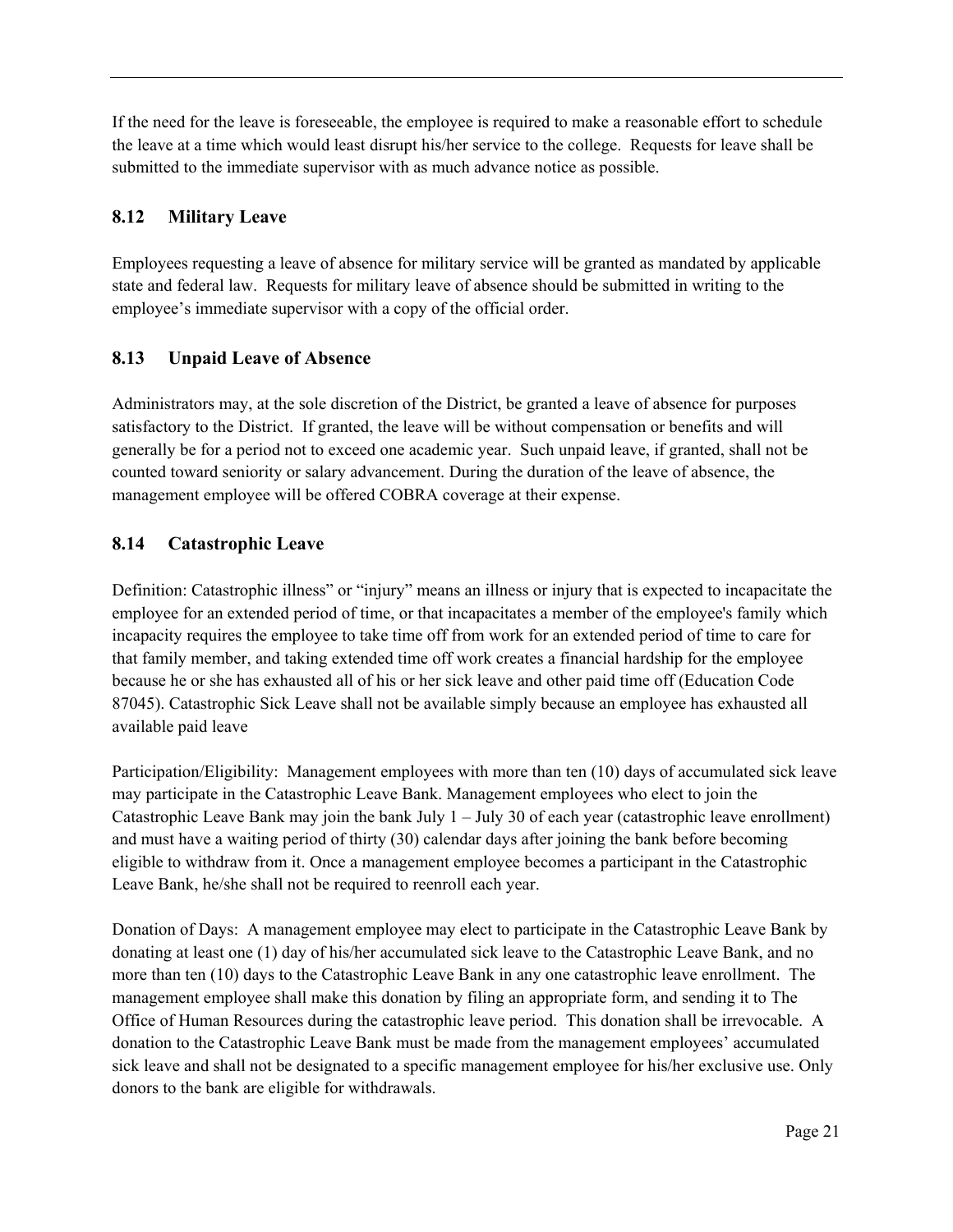If the need for the leave is foreseeable, the employee is required to make a reasonable effort to schedule the leave at a time which would least disrupt his/her service to the college. Requests for leave shall be submitted to the immediate supervisor with as much advance notice as possible.

### 8.12 Military Leave

Employees requesting a leave of absence for military service will be granted as mandated by applicable state and federal law. Requests for military leave of absence should be submitted in writing to the employee's immediate supervisor with a copy of the official order.

### 8.13 Unpaid Leave of Absence

Administrators may, at the sole discretion of the District, be granted a leave of absence for purposes satisfactory to the District. If granted, the leave will be without compensation or benefits and will generally be for a period not to exceed one academic year. Such unpaid leave, if granted, shall not be counted toward seniority or salary advancement. During the duration of the leave of absence, the management employee will be offered COBRA coverage at their expense.

### 8.14 Catastrophic Leave

Definition: Catastrophic illness" or "injury" means an illness or injury that is expected to incapacitate the employee for an extended period of time, or that incapacitates a member of the employee's family which incapacity requires the employee to take time off from work for an extended period of time to care for that family member, and taking extended time off work creates a financial hardship for the employee because he or she has exhausted all of his or her sick leave and other paid time off (Education Code 87045). Catastrophic Sick Leave shall not be available simply because an employee has exhausted all available paid leave

Participation/Eligibility: Management employees with more than ten (10) days of accumulated sick leave may participate in the Catastrophic Leave Bank. Management employees who elect to join the Catastrophic Leave Bank may join the bank July 1 – July 30 of each year (catastrophic leave enrollment) and must have a waiting period of thirty (30) calendar days after joining the bank before becoming eligible to withdraw from it. Once a management employee becomes a participant in the Catastrophic Leave Bank, he/she shall not be required to reenroll each year.

Donation of Days: A management employee may elect to participate in the Catastrophic Leave Bank by donating at least one (1) day of his/her accumulated sick leave to the Catastrophic Leave Bank, and no more than ten (10) days to the Catastrophic Leave Bank in any one catastrophic leave enrollment. The management employee shall make this donation by filing an appropriate form, and sending it to The Office of Human Resources during the catastrophic leave period. This donation shall be irrevocable. A donation to the Catastrophic Leave Bank must be made from the management employees' accumulated sick leave and shall not be designated to a specific management employee for his/her exclusive use. Only donors to the bank are eligible for withdrawals.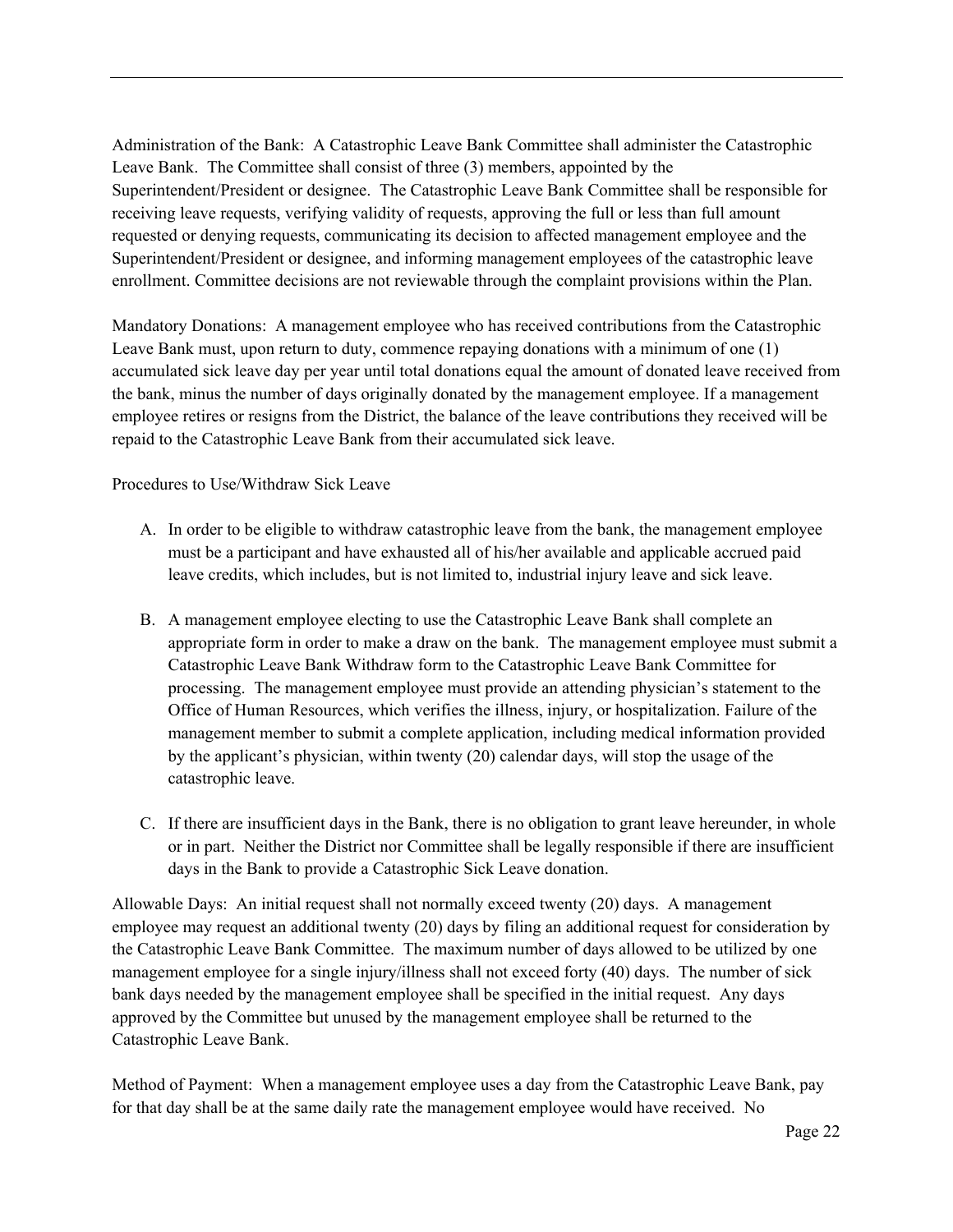Administration of the Bank: A Catastrophic Leave Bank Committee shall administer the Catastrophic Leave Bank. The Committee shall consist of three (3) members, appointed by the Superintendent/President or designee. The Catastrophic Leave Bank Committee shall be responsible for receiving leave requests, verifying validity of requests, approving the full or less than full amount requested or denying requests, communicating its decision to affected management employee and the Superintendent/President or designee, and informing management employees of the catastrophic leave enrollment. Committee decisions are not reviewable through the complaint provisions within the Plan.

Mandatory Donations: A management employee who has received contributions from the Catastrophic Leave Bank must, upon return to duty, commence repaying donations with a minimum of one (1) accumulated sick leave day per year until total donations equal the amount of donated leave received from the bank, minus the number of days originally donated by the management employee. If a management employee retires or resigns from the District, the balance of the leave contributions they received will be repaid to the Catastrophic Leave Bank from their accumulated sick leave.

Procedures to Use/Withdraw Sick Leave

A. In order to be eligible to withdraw catastrophic leave from the bank, the management employee must be a participant and have exhausted all of his/her available and applicable accrued paid leave credits, which includes, but is not limited to, industrial injury leave and sick leave.

B. A management employee electing to use the Catastrophic Leave Bank shall complete an appropriate form in order to make a draw on the bank. The management employee must submit a Catastrophic Leave Bank Withdraw form to the Catastrophic Leave Bank Committee for processing. The management employee must provide an attending physician's statement to the Office of Human Resources, which verifies the illness, injury, or hospitalization. Failure of the management member to submit a complete application, including medical information provided by the applicant's physician, within twenty (20) calendar days, will stop the usage of the catastrophic leave.

C. If there are insufficient days in the Bank, there is no obligation to grant leave hereunder, in whole or in part. Neither the District nor Committee shall be legally responsible if there are insufficient days in the Bank to provide a Catastrophic Sick Leave donation.

Allowable Days: An initial request shall not normally exceed twenty (20) days. A management employee may request an additional twenty (20) days by filing an additional request for consideration by the Catastrophic Leave Bank Committee. The maximum number of days allowed to be utilized by one management employee for a single injury/illness shall not exceed forty (40) days. The number of sick bank days needed by the management employee shall be specified in the initial request. Any days approved by the Committee but unused by the management employee shall be returned to the Catastrophic Leave Bank.

Method of Payment: When a management employee uses a day from the Catastrophic Leave Bank, pay for that day shall be at the same daily rate the management employee would have received. No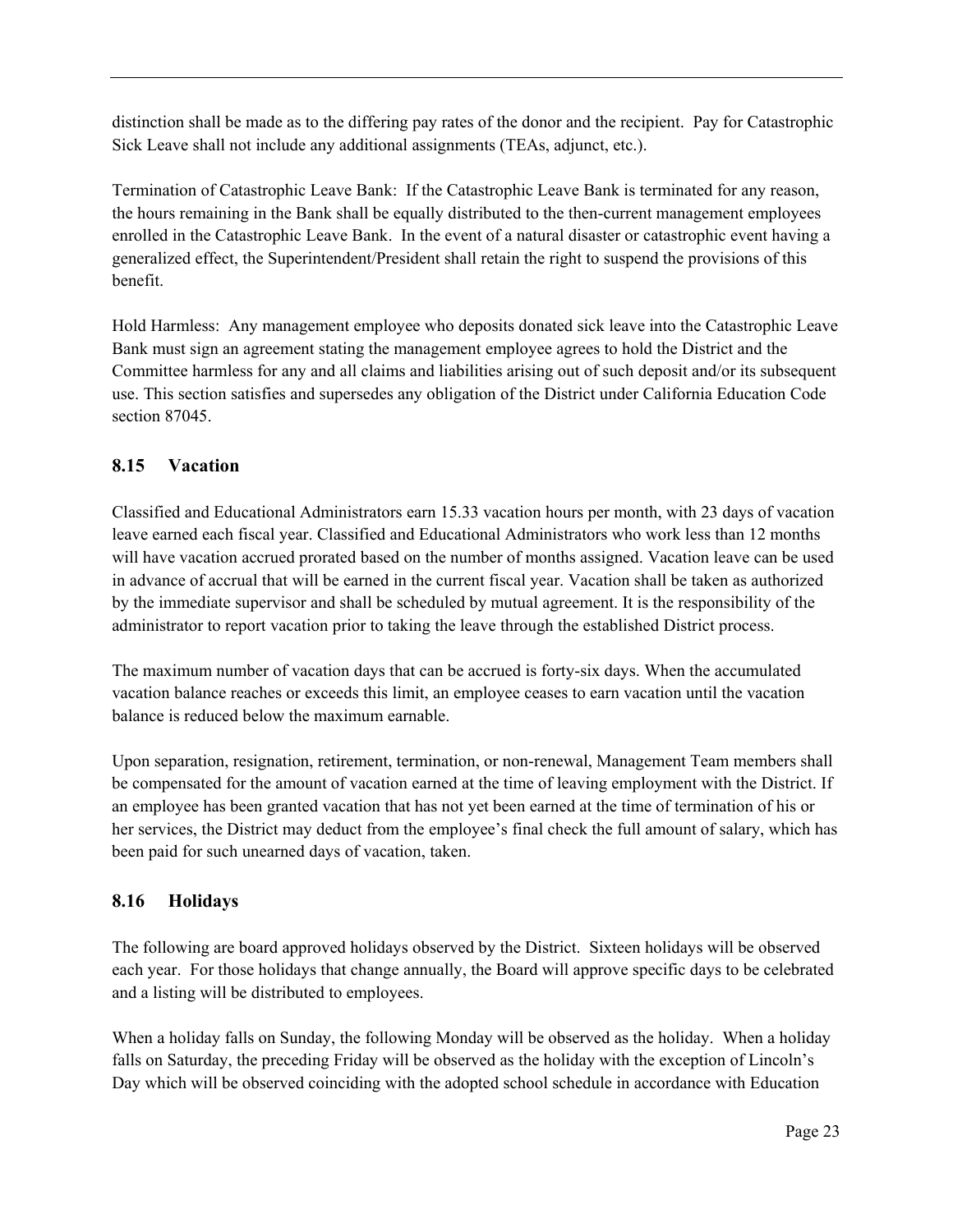distinction shall be made as to the differing pay rates of the donor and the recipient. Pay for Catastrophic Sick Leave shall not include any additional assignments (TEAs, adjunct, etc.).

Termination of Catastrophic Leave Bank: If the Catastrophic Leave Bank is terminated for any reason, the hours remaining in the Bank shall be equally distributed to the then-current management employees enrolled in the Catastrophic Leave Bank. In the event of a natural disaster or catastrophic event having a generalized effect, the Superintendent/President shall retain the right to suspend the provisions of this benefit.

Hold Harmless: Any management employee who deposits donated sick leave into the Catastrophic Leave Bank must sign an agreement stating the management employee agrees to hold the District and the Committee harmless for any and all claims and liabilities arising out of such deposit and/or its subsequent use. This section satisfies and supersedes any obligation of the District under California Education Code section 87045.

## 8.15 Vacation

Classified and Educational Administrators earn 15.33 vacation hours per month, with 23 days of vacation leave earned each fiscal year. Classified and Educational Administrators who work less than 12 months will have vacation accrued prorated based on the number of months assigned. Vacation leave can be used in advance of accrual that will be earned in the current fiscal year. Vacation shall be taken as authorized by the immediate supervisor and shall be scheduled by mutual agreement. It is the responsibility of the administrator to report vacation prior to taking the leave through the established District process.

The maximum number of vacation days that can be accrued is forty-six days. When the accumulated vacation balance reaches or exceeds this limit, an employee ceases to earn vacation until the vacation balance is reduced below the maximum earnable.

Upon separation, resignation, retirement, termination, or non-renewal, Management Team members shall be compensated for the amount of vacation earned at the time of leaving employment with the District. If an employee has been granted vacation that has not yet been earned at the time of termination of his or her services, the District may deduct from the employee's final check the full amount of salary, which has been paid for such unearned days of vacation, taken.

## 8.16 Holidays

The following are board approved holidays observed by the District. Sixteen holidays will be observed each year. For those holidays that change annually, the Board will approve specific days to be celebrated and a listing will be distributed to employees.

When a holiday falls on Sunday, the following Monday will be observed as the holiday. When a holiday falls on Saturday, the preceding Friday will be observed as the holiday with the exception of Lincoln's Day which will be observed coinciding with the adopted school schedule in accordance with Education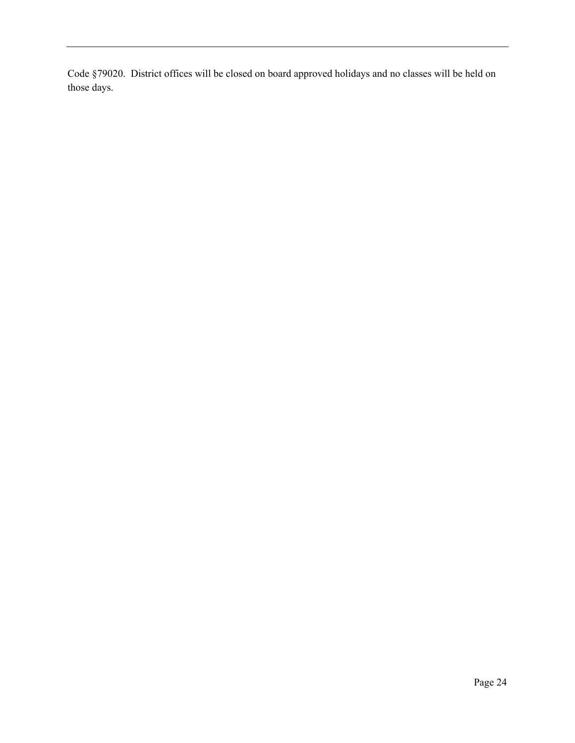Code §79020. District offices will be closed on board approved holidays and no classes will be held on those days.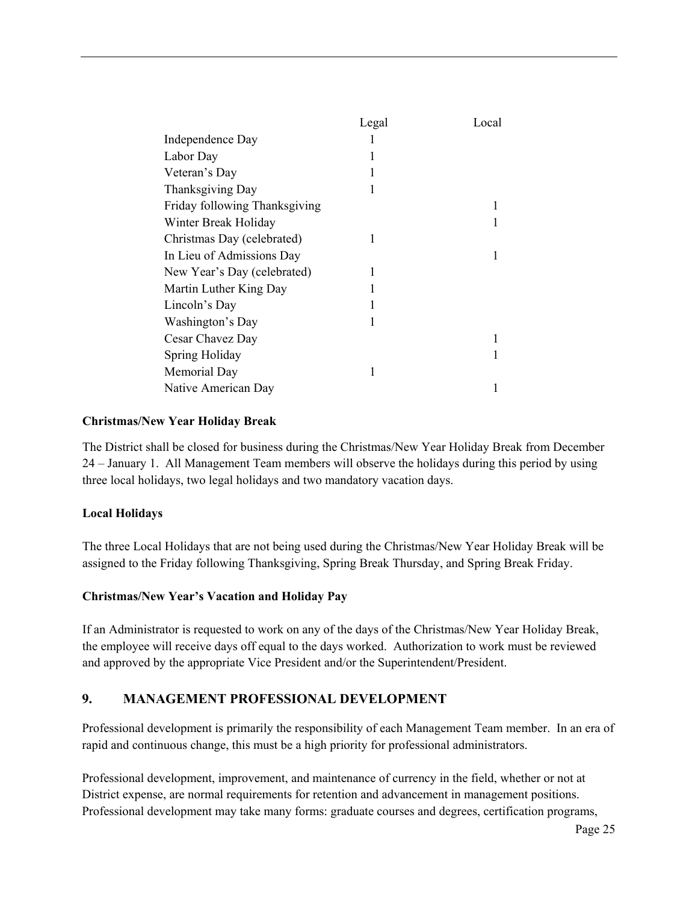| | Legal | Local |
|---|---|---|
| Independence Day | 1 | |
| Labor Day | 1 | |
| Veteran's Day | 1 | |
| Thanksgiving Day | 1 | |
| Friday following Thanksgiving | | 1 |
| Winter Break Holiday | | 1 |
| Christmas Day (celebrated) | 1 | |
| In Lieu of Admissions Day | | 1 |
| New Year's Day (celebrated) | 1 | |
| Martin Luther King Day | 1 | |
| Lincoln's Day | 1 | |
| Washington's Day | 1 | |
| Cesar Chavez Day | | 1 |
| Spring Holiday | | 1 |
| Memorial Day | 1 | |
| Native American Day | | 1 |

**Christmas/New Year Holiday Break**

The District shall be closed for business during the Christmas/New Year Holiday Break from December 24 – January 1. All Management Team members will observe the holidays during this period by using three local holidays, two legal holidays and two mandatory vacation days.

**Local Holidays**

The three Local Holidays that are not being used during the Christmas/New Year Holiday Break will be assigned to the Friday following Thanksgiving, Spring Break Thursday, and Spring Break Friday.

**Christmas/New Year's Vacation and Holiday Pay**

If an Administrator is requested to work on any of the days of the Christmas/New Year Holiday Break, the employee will receive days off equal to the days worked. Authorization to work must be reviewed and approved by the appropriate Vice President and/or the Superintendent/President.

## 9. MANAGEMENT PROFESSIONAL DEVELOPMENT

Professional development is primarily the responsibility of each Management Team member. In an era of rapid and continuous change, this must be a high priority for professional administrators.

Professional development, improvement, and maintenance of currency in the field, whether or not at District expense, are normal requirements for retention and advancement in management positions. Professional development may take many forms: graduate courses and degrees, certification programs,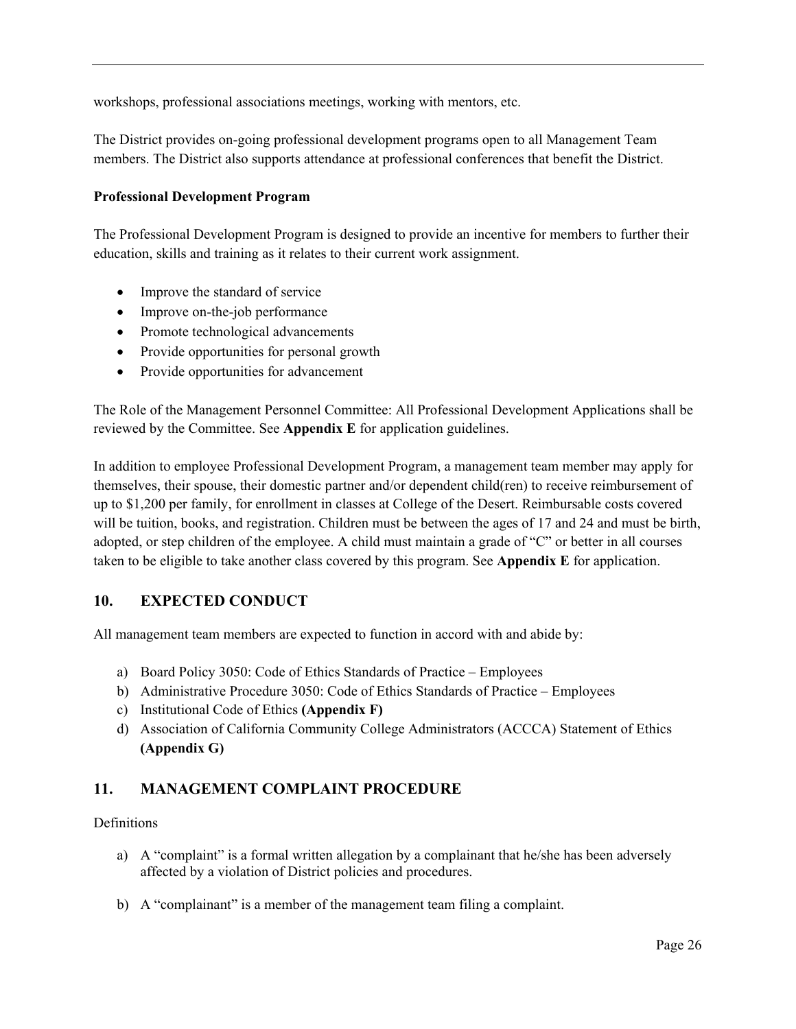workshops, professional associations meetings, working with mentors, etc.

The District provides on-going professional development programs open to all Management Team members. The District also supports attendance at professional conferences that benefit the District.

**Professional Development Program**

The Professional Development Program is designed to provide an incentive for members to further their education, skills and training as it relates to their current work assignment.

- Improve the standard of service
- Improve on-the-job performance
- Promote technological advancements
- Provide opportunities for personal growth
- Provide opportunities for advancement

The Role of the Management Personnel Committee: All Professional Development Applications shall be reviewed by the Committee. See **Appendix E** for application guidelines.

In addition to employee Professional Development Program, a management team member may apply for themselves, their spouse, their domestic partner and/or dependent child(ren) to receive reimbursement of up to $1,200 per family, for enrollment in classes at College of the Desert. Reimbursable costs covered will be tuition, books, and registration. Children must be between the ages of 17 and 24 and must be birth, adopted, or step children of the employee. A child must maintain a grade of "C" or better in all courses taken to be eligible to take another class covered by this program. See **Appendix E** for application.

## 10. EXPECTED CONDUCT

All management team members are expected to function in accord with and abide by:

a) Board Policy 3050: Code of Ethics Standards of Practice – Employees
b) Administrative Procedure 3050: Code of Ethics Standards of Practice – Employees
c) Institutional Code of Ethics **(Appendix F)**
d) Association of California Community College Administrators (ACCCA) Statement of Ethics **(Appendix G)**

## 11. MANAGEMENT COMPLAINT PROCEDURE

Definitions

a) A "complaint" is a formal written allegation by a complainant that he/she has been adversely affected by a violation of District policies and procedures.

b) A "complainant" is a member of the management team filing a complaint.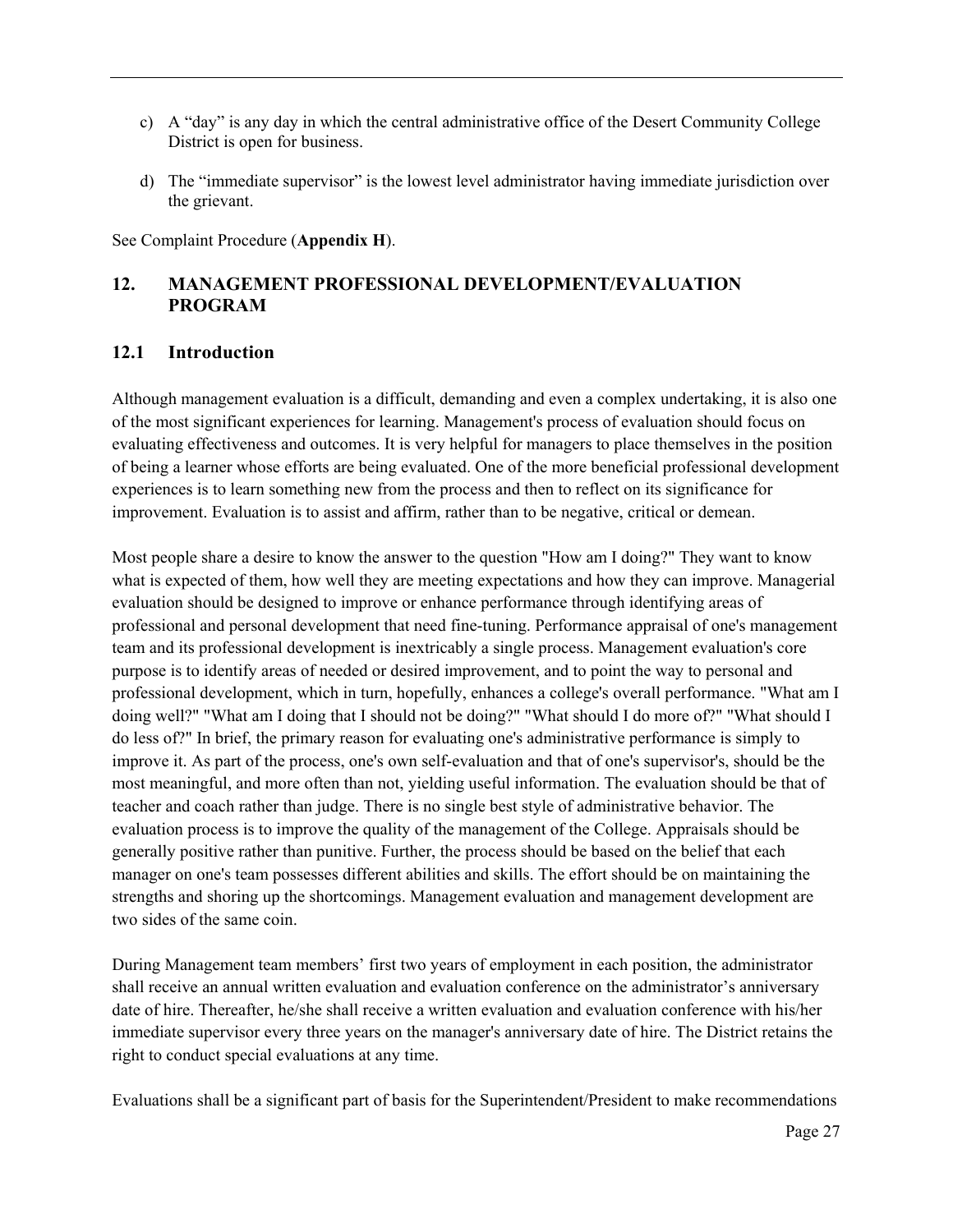c) A "day" is any day in which the central administrative office of the Desert Community College District is open for business.

d) The "immediate supervisor" is the lowest level administrator having immediate jurisdiction over the grievant.

See Complaint Procedure (**Appendix H**).

## 12. MANAGEMENT PROFESSIONAL DEVELOPMENT/EVALUATION PROGRAM

### 12.1 Introduction

Although management evaluation is a difficult, demanding and even a complex undertaking, it is also one of the most significant experiences for learning. Management's process of evaluation should focus on evaluating effectiveness and outcomes. It is very helpful for managers to place themselves in the position of being a learner whose efforts are being evaluated. One of the more beneficial professional development experiences is to learn something new from the process and then to reflect on its significance for improvement. Evaluation is to assist and affirm, rather than to be negative, critical or demean.

Most people share a desire to know the answer to the question "How am I doing?" They want to know what is expected of them, how well they are meeting expectations and how they can improve. Managerial evaluation should be designed to improve or enhance performance through identifying areas of professional and personal development that need fine-tuning. Performance appraisal of one's management team and its professional development is inextricably a single process. Management evaluation's core purpose is to identify areas of needed or desired improvement, and to point the way to personal and professional development, which in turn, hopefully, enhances a college's overall performance. "What am I doing well?" "What am I doing that I should not be doing?" "What should I do more of?" "What should I do less of?" In brief, the primary reason for evaluating one's administrative performance is simply to improve it. As part of the process, one's own self-evaluation and that of one's supervisor's, should be the most meaningful, and more often than not, yielding useful information. The evaluation should be that of teacher and coach rather than judge. There is no single best style of administrative behavior. The evaluation process is to improve the quality of the management of the College. Appraisals should be generally positive rather than punitive. Further, the process should be based on the belief that each manager on one's team possesses different abilities and skills. The effort should be on maintaining the strengths and shoring up the shortcomings. Management evaluation and management development are two sides of the same coin.

During Management team members' first two years of employment in each position, the administrator shall receive an annual written evaluation and evaluation conference on the administrator's anniversary date of hire. Thereafter, he/she shall receive a written evaluation and evaluation conference with his/her immediate supervisor every three years on the manager's anniversary date of hire. The District retains the right to conduct special evaluations at any time.

Evaluations shall be a significant part of basis for the Superintendent/President to make recommendations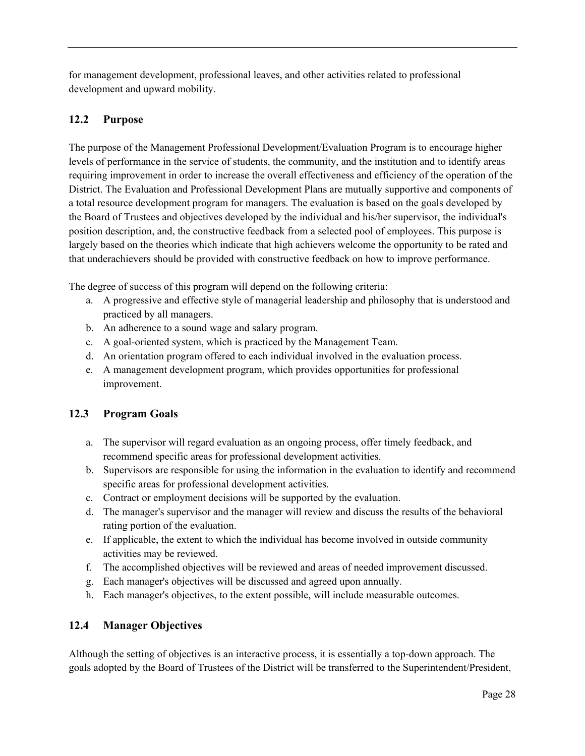for management development, professional leaves, and other activities related to professional development and upward mobility.

## 12.2 Purpose

The purpose of the Management Professional Development/Evaluation Program is to encourage higher levels of performance in the service of students, the community, and the institution and to identify areas requiring improvement in order to increase the overall effectiveness and efficiency of the operation of the District. The Evaluation and Professional Development Plans are mutually supportive and components of a total resource development program for managers. The evaluation is based on the goals developed by the Board of Trustees and objectives developed by the individual and his/her supervisor, the individual's position description, and, the constructive feedback from a selected pool of employees. This purpose is largely based on the theories which indicate that high achievers welcome the opportunity to be rated and that underachievers should be provided with constructive feedback on how to improve performance.

The degree of success of this program will depend on the following criteria:

a. A progressive and effective style of managerial leadership and philosophy that is understood and practiced by all managers.
b. An adherence to a sound wage and salary program.
c. A goal-oriented system, which is practiced by the Management Team.
d. An orientation program offered to each individual involved in the evaluation process.
e. A management development program, which provides opportunities for professional improvement.

## 12.3 Program Goals

a. The supervisor will regard evaluation as an ongoing process, offer timely feedback, and recommend specific areas for professional development activities.
b. Supervisors are responsible for using the information in the evaluation to identify and recommend specific areas for professional development activities.
c. Contract or employment decisions will be supported by the evaluation.
d. The manager's supervisor and the manager will review and discuss the results of the behavioral rating portion of the evaluation.
e. If applicable, the extent to which the individual has become involved in outside community activities may be reviewed.
f. The accomplished objectives will be reviewed and areas of needed improvement discussed.
g. Each manager's objectives will be discussed and agreed upon annually.
h. Each manager's objectives, to the extent possible, will include measurable outcomes.

## 12.4 Manager Objectives

Although the setting of objectives is an interactive process, it is essentially a top-down approach. The goals adopted by the Board of Trustees of the District will be transferred to the Superintendent/President,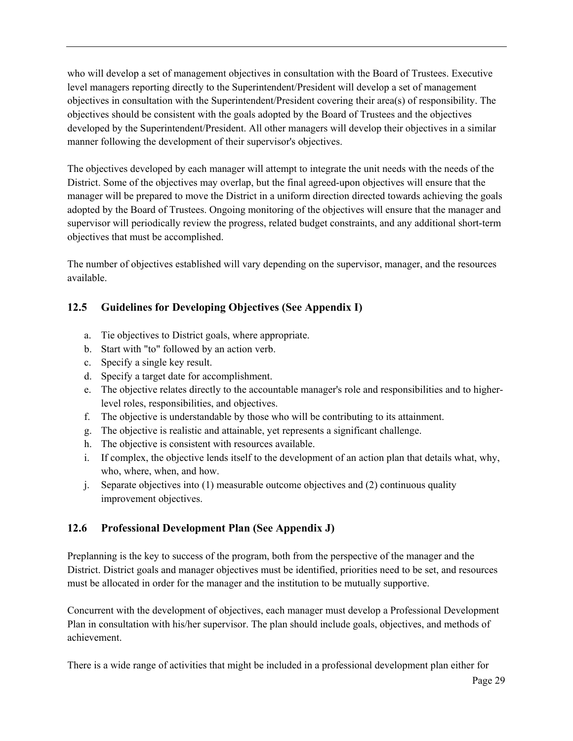who will develop a set of management objectives in consultation with the Board of Trustees. Executive level managers reporting directly to the Superintendent/President will develop a set of management objectives in consultation with the Superintendent/President covering their area(s) of responsibility. The objectives should be consistent with the goals adopted by the Board of Trustees and the objectives developed by the Superintendent/President. All other managers will develop their objectives in a similar manner following the development of their supervisor's objectives.

The objectives developed by each manager will attempt to integrate the unit needs with the needs of the District. Some of the objectives may overlap, but the final agreed-upon objectives will ensure that the manager will be prepared to move the District in a uniform direction directed towards achieving the goals adopted by the Board of Trustees. Ongoing monitoring of the objectives will ensure that the manager and supervisor will periodically review the progress, related budget constraints, and any additional short-term objectives that must be accomplished.

The number of objectives established will vary depending on the supervisor, manager, and the resources available.

### 12.5 Guidelines for Developing Objectives (See Appendix I)

a. Tie objectives to District goals, where appropriate.
b. Start with "to" followed by an action verb.
c. Specify a single key result.
d. Specify a target date for accomplishment.
e. The objective relates directly to the accountable manager's role and responsibilities and to higher-level roles, responsibilities, and objectives.
f. The objective is understandable by those who will be contributing to its attainment.
g. The objective is realistic and attainable, yet represents a significant challenge.
h. The objective is consistent with resources available.
i. If complex, the objective lends itself to the development of an action plan that details what, why, who, where, when, and how.
j. Separate objectives into (1) measurable outcome objectives and (2) continuous quality improvement objectives.

### 12.6 Professional Development Plan (See Appendix J)

Preplanning is the key to success of the program, both from the perspective of the manager and the District. District goals and manager objectives must be identified, priorities need to be set, and resources must be allocated in order for the manager and the institution to be mutually supportive.

Concurrent with the development of objectives, each manager must develop a Professional Development Plan in consultation with his/her supervisor. The plan should include goals, objectives, and methods of achievement.

There is a wide range of activities that might be included in a professional development plan either for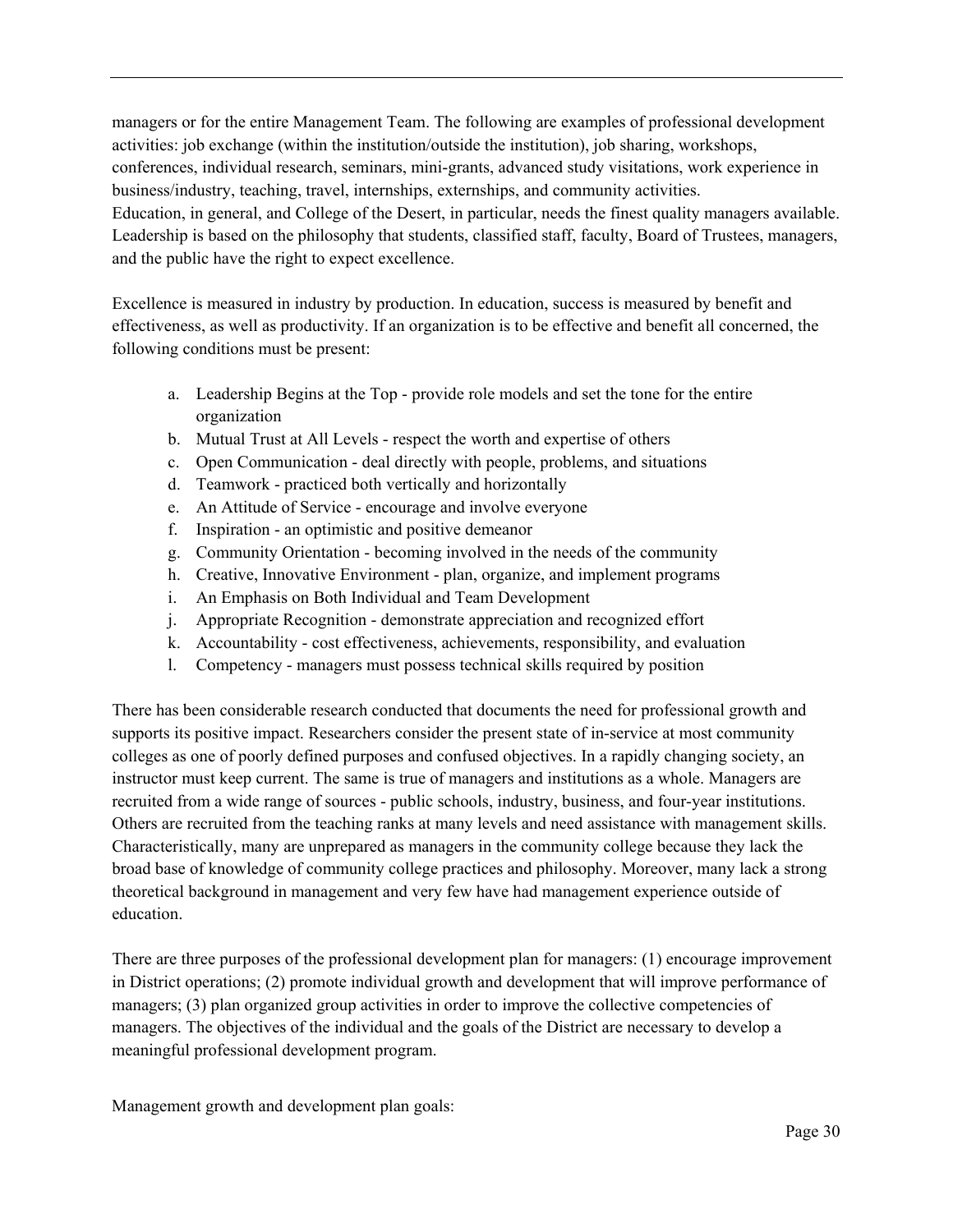managers or for the entire Management Team. The following are examples of professional development activities: job exchange (within the institution/outside the institution), job sharing, workshops, conferences, individual research, seminars, mini-grants, advanced study visitations, work experience in business/industry, teaching, travel, internships, externships, and community activities.
Education, in general, and College of the Desert, in particular, needs the finest quality managers available. Leadership is based on the philosophy that students, classified staff, faculty, Board of Trustees, managers, and the public have the right to expect excellence.

Excellence is measured in industry by production. In education, success is measured by benefit and effectiveness, as well as productivity. If an organization is to be effective and benefit all concerned, the following conditions must be present:

a. Leadership Begins at the Top - provide role models and set the tone for the entire organization
b. Mutual Trust at All Levels - respect the worth and expertise of others
c. Open Communication - deal directly with people, problems, and situations
d. Teamwork - practiced both vertically and horizontally
e. An Attitude of Service - encourage and involve everyone
f. Inspiration - an optimistic and positive demeanor
g. Community Orientation - becoming involved in the needs of the community
h. Creative, Innovative Environment - plan, organize, and implement programs
i. An Emphasis on Both Individual and Team Development
j. Appropriate Recognition - demonstrate appreciation and recognized effort
k. Accountability - cost effectiveness, achievements, responsibility, and evaluation
l. Competency - managers must possess technical skills required by position

There has been considerable research conducted that documents the need for professional growth and supports its positive impact. Researchers consider the present state of in-service at most community colleges as one of poorly defined purposes and confused objectives. In a rapidly changing society, an instructor must keep current. The same is true of managers and institutions as a whole. Managers are recruited from a wide range of sources - public schools, industry, business, and four-year institutions. Others are recruited from the teaching ranks at many levels and need assistance with management skills. Characteristically, many are unprepared as managers in the community college because they lack the broad base of knowledge of community college practices and philosophy. Moreover, many lack a strong theoretical background in management and very few have had management experience outside of education.

There are three purposes of the professional development plan for managers: (1) encourage improvement in District operations; (2) promote individual growth and development that will improve performance of managers; (3) plan organized group activities in order to improve the collective competencies of managers. The objectives of the individual and the goals of the District are necessary to develop a meaningful professional development program.

Management growth and development plan goals: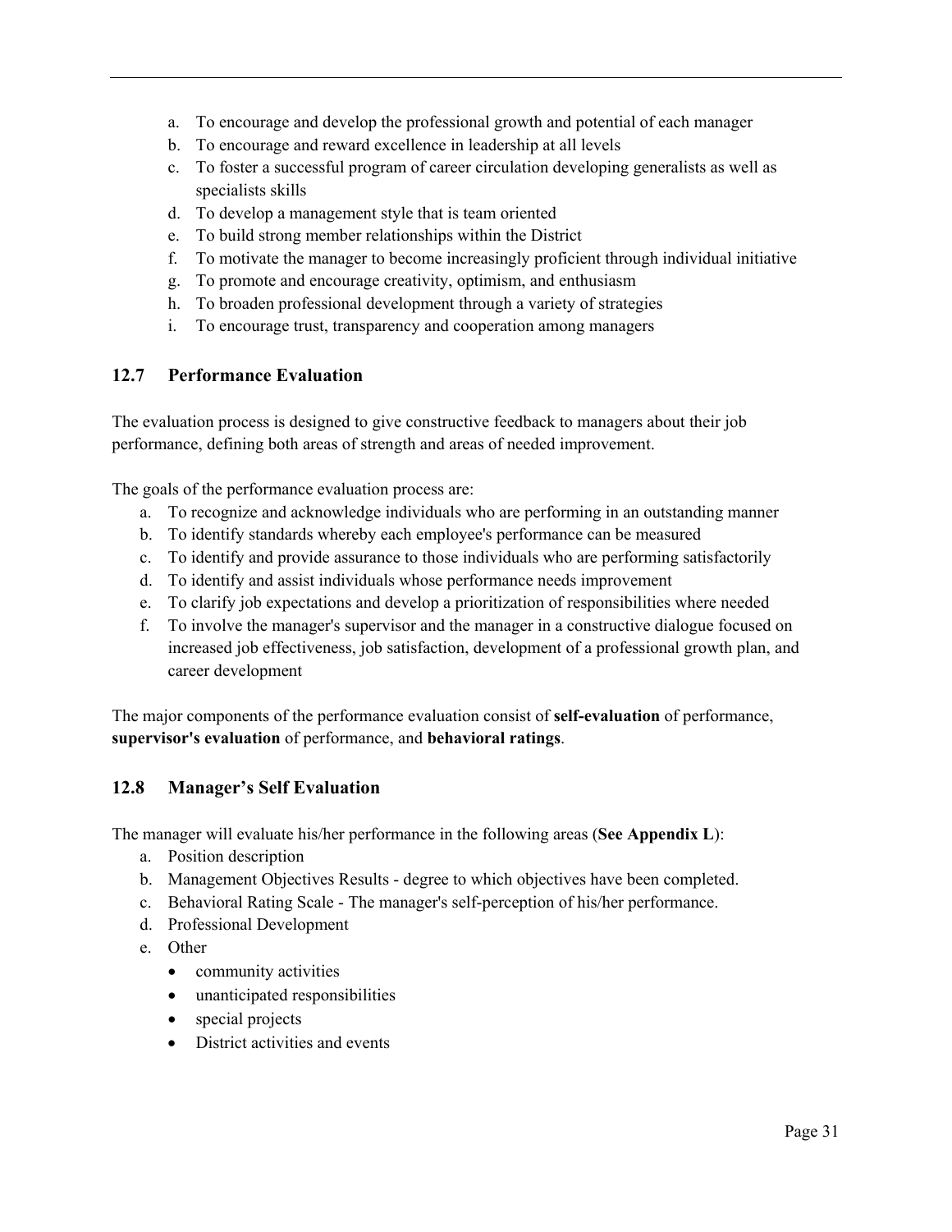a. To encourage and develop the professional growth and potential of each manager
b. To encourage and reward excellence in leadership at all levels
c. To foster a successful program of career circulation developing generalists as well as specialists skills
d. To develop a management style that is team oriented
e. To build strong member relationships within the District
f. To motivate the manager to become increasingly proficient through individual initiative
g. To promote and encourage creativity, optimism, and enthusiasm
h. To broaden professional development through a variety of strategies
i. To encourage trust, transparency and cooperation among managers

## 12.7 Performance Evaluation

The evaluation process is designed to give constructive feedback to managers about their job performance, defining both areas of strength and areas of needed improvement.

The goals of the performance evaluation process are:

a. To recognize and acknowledge individuals who are performing in an outstanding manner
b. To identify standards whereby each employee's performance can be measured
c. To identify and provide assurance to those individuals who are performing satisfactorily
d. To identify and assist individuals whose performance needs improvement
e. To clarify job expectations and develop a prioritization of responsibilities where needed
f. To involve the manager's supervisor and the manager in a constructive dialogue focused on increased job effectiveness, job satisfaction, development of a professional growth plan, and career development

The major components of the performance evaluation consist of **self-evaluation** of performance, **supervisor's evaluation** of performance, and **behavioral ratings**.

## 12.8 Manager's Self Evaluation

The manager will evaluate his/her performance in the following areas (**See Appendix L**):

a. Position description
b. Management Objectives Results - degree to which objectives have been completed.
c. Behavioral Rating Scale - The manager's self-perception of his/her performance.
d. Professional Development
e. Other
   - community activities
   - unanticipated responsibilities
   - special projects
   - District activities and events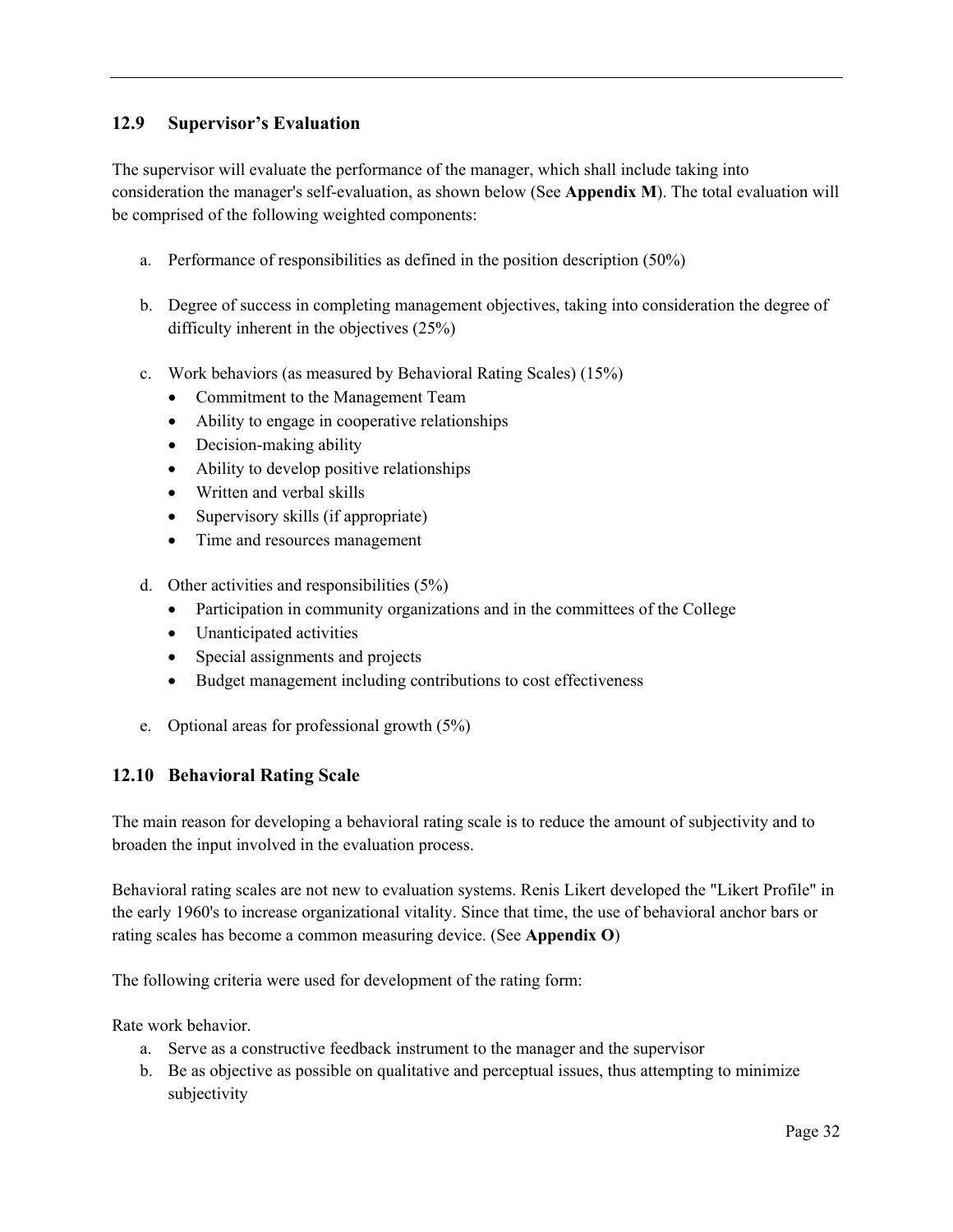## 12.9 Supervisor's Evaluation

The supervisor will evaluate the performance of the manager, which shall include taking into consideration the manager's self-evaluation, as shown below (See **Appendix M**). The total evaluation will be comprised of the following weighted components:

a. Performance of responsibilities as defined in the position description (50%)

b. Degree of success in completing management objectives, taking into consideration the degree of difficulty inherent in the objectives (25%)

c. Work behaviors (as measured by Behavioral Rating Scales) (15%)
   - Commitment to the Management Team
   - Ability to engage in cooperative relationships
   - Decision-making ability
   - Ability to develop positive relationships
   - Written and verbal skills
   - Supervisory skills (if appropriate)
   - Time and resources management

d. Other activities and responsibilities (5%)
   - Participation in community organizations and in the committees of the College
   - Unanticipated activities
   - Special assignments and projects
   - Budget management including contributions to cost effectiveness

e. Optional areas for professional growth (5%)

## 12.10 Behavioral Rating Scale

The main reason for developing a behavioral rating scale is to reduce the amount of subjectivity and to broaden the input involved in the evaluation process.

Behavioral rating scales are not new to evaluation systems. Renis Likert developed the "Likert Profile" in the early 1960's to increase organizational vitality. Since that time, the use of behavioral anchor bars or rating scales has become a common measuring device. (See **Appendix O**)

The following criteria were used for development of the rating form:

Rate work behavior.

a. Serve as a constructive feedback instrument to the manager and the supervisor
b. Be as objective as possible on qualitative and perceptual issues, thus attempting to minimize subjectivity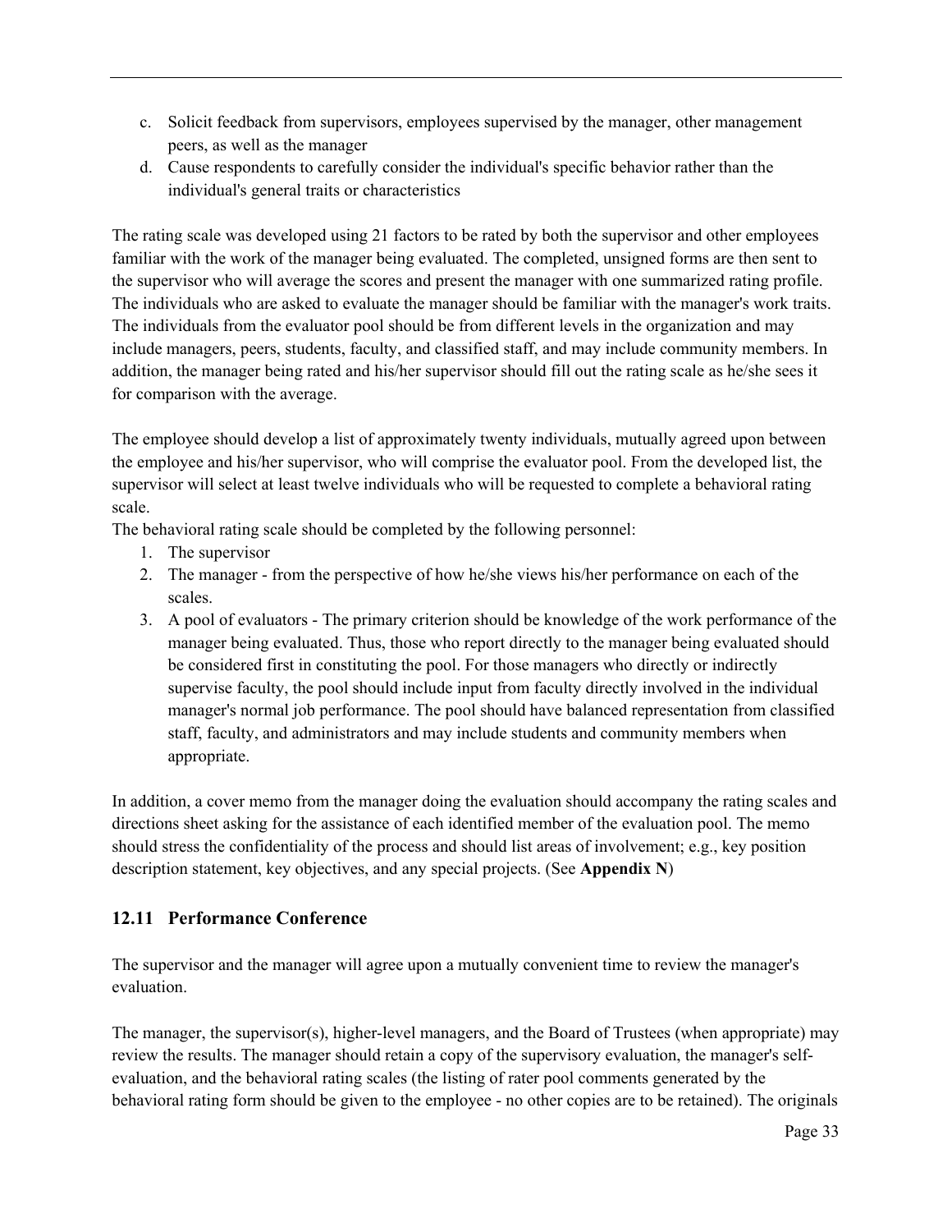c. Solicit feedback from supervisors, employees supervised by the manager, other management peers, as well as the manager
d. Cause respondents to carefully consider the individual's specific behavior rather than the individual's general traits or characteristics

The rating scale was developed using 21 factors to be rated by both the supervisor and other employees familiar with the work of the manager being evaluated. The completed, unsigned forms are then sent to the supervisor who will average the scores and present the manager with one summarized rating profile. The individuals who are asked to evaluate the manager should be familiar with the manager's work traits. The individuals from the evaluator pool should be from different levels in the organization and may include managers, peers, students, faculty, and classified staff, and may include community members. In addition, the manager being rated and his/her supervisor should fill out the rating scale as he/she sees it for comparison with the average.

The employee should develop a list of approximately twenty individuals, mutually agreed upon between the employee and his/her supervisor, who will comprise the evaluator pool. From the developed list, the supervisor will select at least twelve individuals who will be requested to complete a behavioral rating scale.

The behavioral rating scale should be completed by the following personnel:

1. The supervisor
2. The manager - from the perspective of how he/she views his/her performance on each of the scales.
3. A pool of evaluators - The primary criterion should be knowledge of the work performance of the manager being evaluated. Thus, those who report directly to the manager being evaluated should be considered first in constituting the pool. For those managers who directly or indirectly supervise faculty, the pool should include input from faculty directly involved in the individual manager's normal job performance. The pool should have balanced representation from classified staff, faculty, and administrators and may include students and community members when appropriate.

In addition, a cover memo from the manager doing the evaluation should accompany the rating scales and directions sheet asking for the assistance of each identified member of the evaluation pool. The memo should stress the confidentiality of the process and should list areas of involvement; e.g., key position description statement, key objectives, and any special projects. (See **Appendix N**)

## 12.11 Performance Conference

The supervisor and the manager will agree upon a mutually convenient time to review the manager's evaluation.

The manager, the supervisor(s), higher-level managers, and the Board of Trustees (when appropriate) may review the results. The manager should retain a copy of the supervisory evaluation, the manager's self-evaluation, and the behavioral rating scales (the listing of rater pool comments generated by the behavioral rating form should be given to the employee - no other copies are to be retained). The originals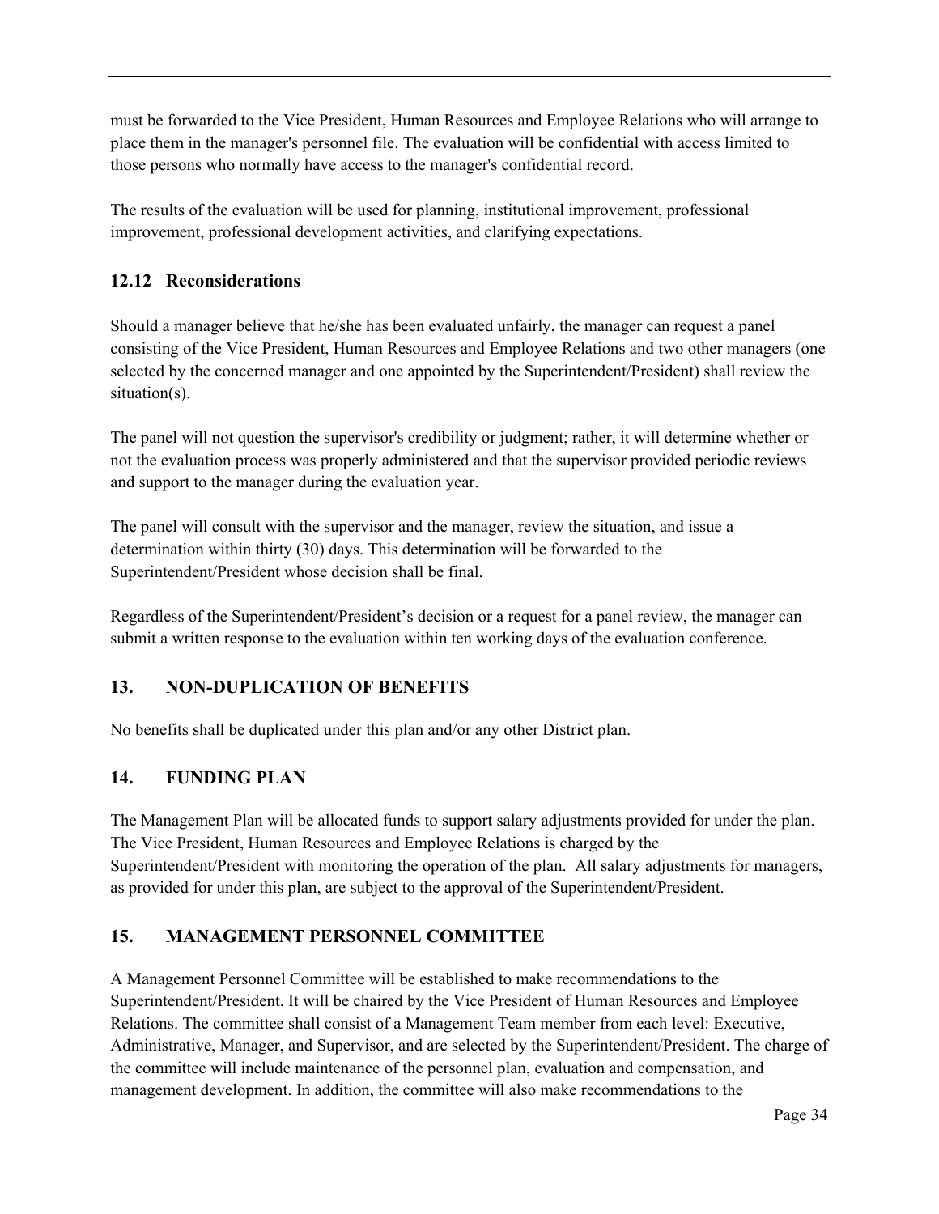must be forwarded to the Vice President, Human Resources and Employee Relations who will arrange to place them in the manager's personnel file. The evaluation will be confidential with access limited to those persons who normally have access to the manager's confidential record.

The results of the evaluation will be used for planning, institutional improvement, professional improvement, professional development activities, and clarifying expectations.

### 12.12 Reconsiderations

Should a manager believe that he/she has been evaluated unfairly, the manager can request a panel consisting of the Vice President, Human Resources and Employee Relations and two other managers (one selected by the concerned manager and one appointed by the Superintendent/President) shall review the situation(s).

The panel will not question the supervisor's credibility or judgment; rather, it will determine whether or not the evaluation process was properly administered and that the supervisor provided periodic reviews and support to the manager during the evaluation year.

The panel will consult with the supervisor and the manager, review the situation, and issue a determination within thirty (30) days. This determination will be forwarded to the Superintendent/President whose decision shall be final.

Regardless of the Superintendent/President's decision or a request for a panel review, the manager can submit a written response to the evaluation within ten working days of the evaluation conference.

## 13. NON-DUPLICATION OF BENEFITS

No benefits shall be duplicated under this plan and/or any other District plan.

## 14. FUNDING PLAN

The Management Plan will be allocated funds to support salary adjustments provided for under the plan. The Vice President, Human Resources and Employee Relations is charged by the Superintendent/President with monitoring the operation of the plan. All salary adjustments for managers, as provided for under this plan, are subject to the approval of the Superintendent/President.

## 15. MANAGEMENT PERSONNEL COMMITTEE

A Management Personnel Committee will be established to make recommendations to the Superintendent/President. It will be chaired by the Vice President of Human Resources and Employee Relations. The committee shall consist of a Management Team member from each level: Executive, Administrative, Manager, and Supervisor, and are selected by the Superintendent/President. The charge of the committee will include maintenance of the personnel plan, evaluation and compensation, and management development. In addition, the committee will also make recommendations to the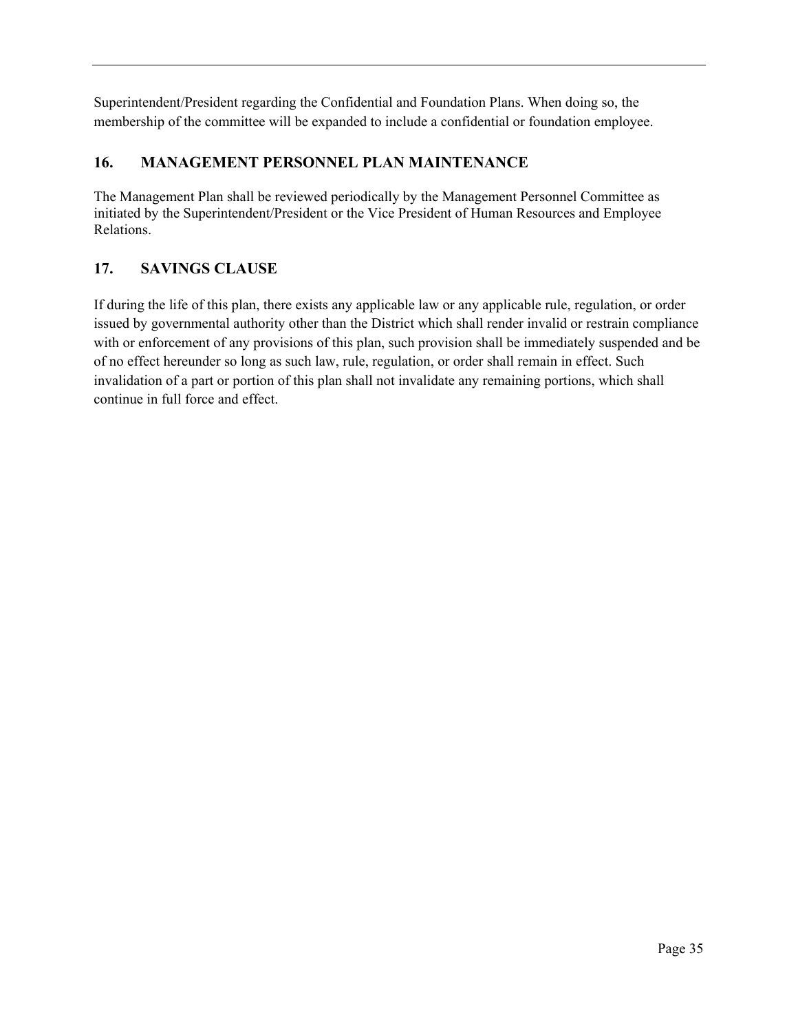Superintendent/President regarding the Confidential and Foundation Plans. When doing so, the membership of the committee will be expanded to include a confidential or foundation employee.

## 16. MANAGEMENT PERSONNEL PLAN MAINTENANCE

The Management Plan shall be reviewed periodically by the Management Personnel Committee as initiated by the Superintendent/President or the Vice President of Human Resources and Employee Relations.

## 17. SAVINGS CLAUSE

If during the life of this plan, there exists any applicable law or any applicable rule, regulation, or order issued by governmental authority other than the District which shall render invalid or restrain compliance with or enforcement of any provisions of this plan, such provision shall be immediately suspended and be of no effect hereunder so long as such law, rule, regulation, or order shall remain in effect. Such invalidation of a part or portion of this plan shall not invalidate any remaining portions, which shall continue in full force and effect.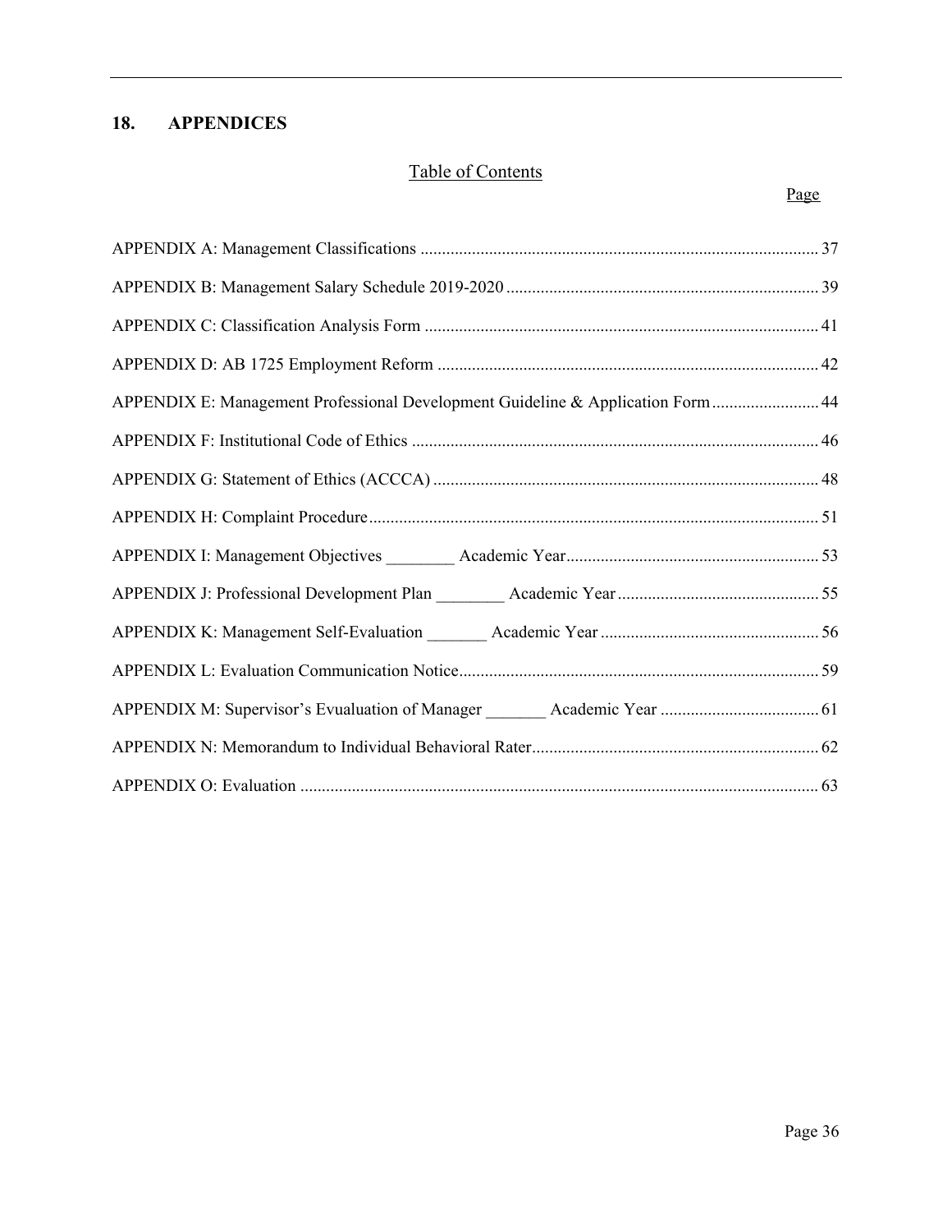## 18. APPENDICES

Table of Contents

| | Page |
|---|---|
| APPENDIX A: Management Classifications | 37 |
| APPENDIX B: Management Salary Schedule 2019-2020 | 39 |
| APPENDIX C: Classification Analysis Form | 41 |
| APPENDIX D: AB 1725 Employment Reform | 42 |
| APPENDIX E: Management Professional Development Guideline & Application Form | 44 |
| APPENDIX F: Institutional Code of Ethics | 46 |
| APPENDIX G: Statement of Ethics (ACCCA) | 48 |
| APPENDIX H: Complaint Procedure | 51 |
| APPENDIX I: Management Objectives ________ Academic Year | 53 |
| APPENDIX J: Professional Development Plan ________ Academic Year | 55 |
| APPENDIX K: Management Self-Evaluation _______ Academic Year | 56 |
| APPENDIX L: Evaluation Communication Notice | 59 |
| APPENDIX M: Supervisor's Evualuation of Manager _______ Academic Year | 61 |
| APPENDIX N: Memorandum to Individual Behavioral Rater | 62 |
| APPENDIX O: Evaluation | 63 |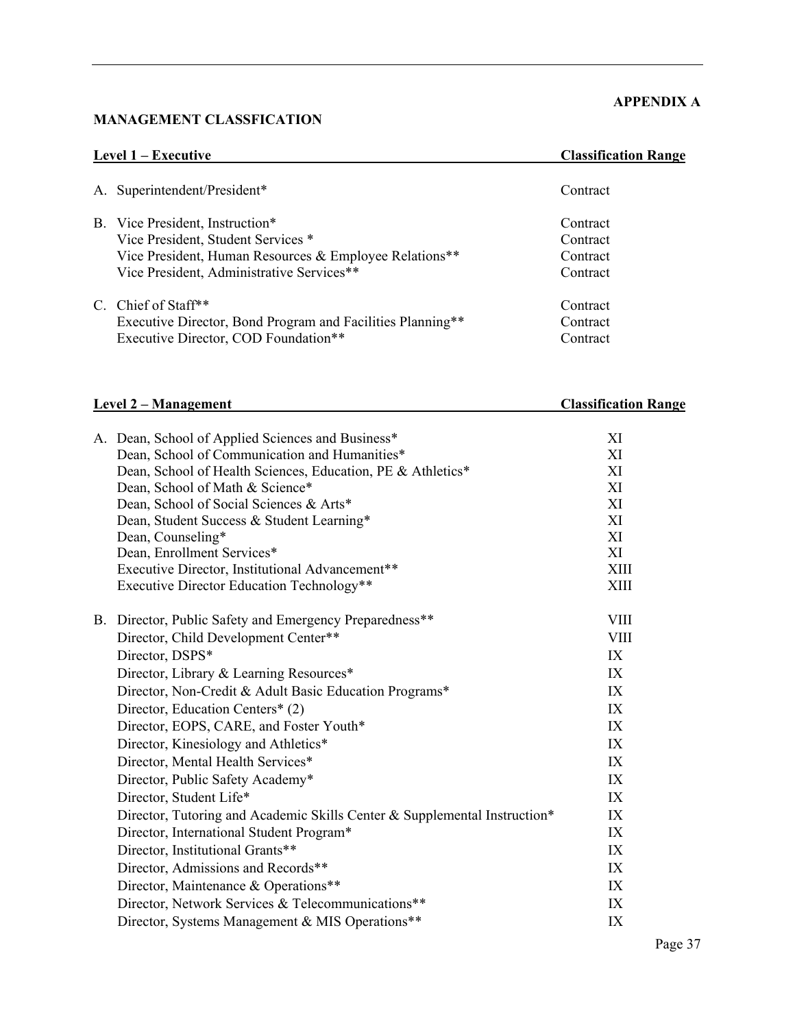**APPENDIX A**

**MANAGEMENT CLASSFICATION**

| Level 1 – Executive | Classification Range |
|---|---|
| A. Superintendent/President* | Contract |
| B. Vice President, Instruction* | Contract |
| Vice President, Student Services * | Contract |
| Vice President, Human Resources & Employee Relations** | Contract |
| Vice President, Administrative Services** | Contract |
| C. Chief of Staff** | Contract |
| Executive Director, Bond Program and Facilities Planning** | Contract |
| Executive Director, COD Foundation** | Contract |

| Level 2 – Management | Classification Range |
|---|---|
| A. Dean, School of Applied Sciences and Business* | XI |
| Dean, School of Communication and Humanities* | XI |
| Dean, School of Health Sciences, Education, PE & Athletics* | XI |
| Dean, School of Math & Science* | XI |
| Dean, School of Social Sciences & Arts* | XI |
| Dean, Student Success & Student Learning* | XI |
| Dean, Counseling* | XI |
| Dean, Enrollment Services* | XI |
| Executive Director, Institutional Advancement** | XIII |
| Executive Director Education Technology** | XIII |
| B. Director, Public Safety and Emergency Preparedness** | VIII |
| Director, Child Development Center** | VIII |
| Director, DSPS* | IX |
| Director, Library & Learning Resources* | IX |
| Director, Non-Credit & Adult Basic Education Programs* | IX |
| Director, Education Centers* (2) | IX |
| Director, EOPS, CARE, and Foster Youth* | IX |
| Director, Kinesiology and Athletics* | IX |
| Director, Mental Health Services* | IX |
| Director, Public Safety Academy* | IX |
| Director, Student Life* | IX |
| Director, Tutoring and Academic Skills Center & Supplemental Instruction* | IX |
| Director, International Student Program* | IX |
| Director, Institutional Grants** | IX |
| Director, Admissions and Records** | IX |
| Director, Maintenance & Operations** | IX |
| Director, Network Services & Telecommunications** | IX |
| Director, Systems Management & MIS Operations** | IX |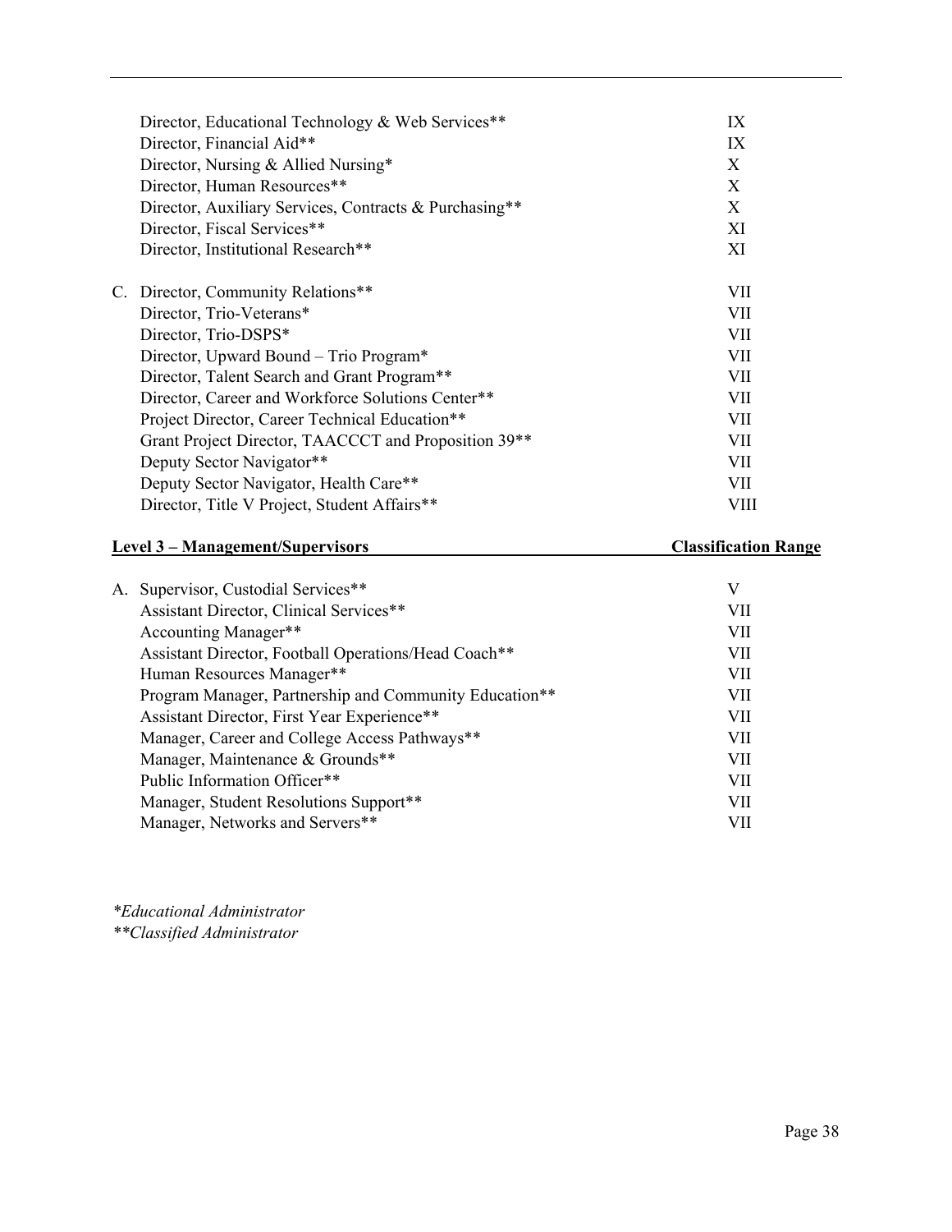| Position | Classification Range |
|---|---|
| Director, Educational Technology & Web Services** | IX |
| Director, Financial Aid** | IX |
| Director, Nursing & Allied Nursing* | X |
| Director, Human Resources** | X |
| Director, Auxiliary Services, Contracts & Purchasing** | X |
| Director, Fiscal Services** | XI |
| Director, Institutional Research** | XI |
| C. Director, Community Relations** | VII |
| Director, Trio-Veterans* | VII |
| Director, Trio-DSPS* | VII |
| Director, Upward Bound – Trio Program* | VII |
| Director, Talent Search and Grant Program** | VII |
| Director, Career and Workforce Solutions Center** | VII |
| Project Director, Career Technical Education** | VII |
| Grant Project Director, TAACCCT and Proposition 39** | VII |
| Deputy Sector Navigator** | VII |
| Deputy Sector Navigator, Health Care** | VII |
| Director, Title V Project, Student Affairs** | VIII |

| **Level 3 – Management/Supervisors** | **Classification Range** |
|---|---|
| A. Supervisor, Custodial Services** | V |
| Assistant Director, Clinical Services** | VII |
| Accounting Manager** | VII |
| Assistant Director, Football Operations/Head Coach** | VII |
| Human Resources Manager** | VII |
| Program Manager, Partnership and Community Education** | VII |
| Assistant Director, First Year Experience** | VII |
| Manager, Career and College Access Pathways** | VII |
| Manager, Maintenance & Grounds** | VII |
| Public Information Officer** | VII |
| Manager, Student Resolutions Support** | VII |
| Manager, Networks and Servers** | VII |

*\*Educational Administrator*
*\*\*Classified Administrator*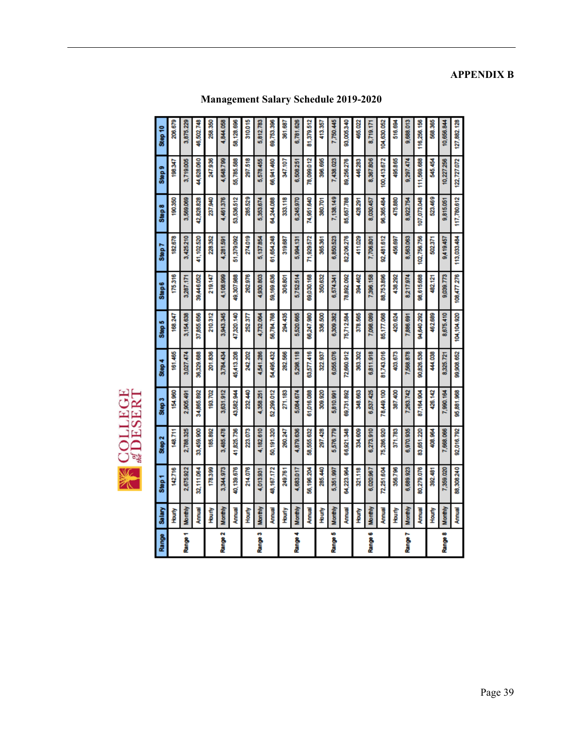**APPENDIX B**

## Management Salary Schedule 2019-2020

| Range | Salary | Step 1 | Step 2 | Step 3 | Step 4 | Step 5 | Step 6 | Step 7 | Step 8 | Step 9 | Step 10 |
|---|---|---|---|---|---|---|---|---|---|---|---|
| Range 1 | Hourly | 142.716 | 148.711 | 154.960 | 161.465 | 168.247 | 175.316 | 182.678 | 190.350 | 198.347 | 206.679 |
| | Monthly | 2,675.922 | 2,788.325 | 2,905.491 | 3,027.474 | 3,154.638 | 3,287.171 | 3,425.210 | 3,569.069 | 3,719.005 | 3,875.229 |
| | Annual | 32,111.064 | 33,459.900 | 34,865.892 | 36,329.688 | 37,855.656 | 39,446.052 | 41,102.520 | 42,828.828 | 44,628.060 | 46,502.748 |
| Range 2 | Hourly | 178.399 | 185.892 | 193.702 | 201.836 | 210.312 | 219.147 | 228.352 | 237.940 | 247.936 | 258.350 |
| | Monthly | 3,344.973 | 3,485.478 | 3,631.912 | 3,784.434 | 3,943.345 | 4,108.999 | 4,281.591 | 4,461.376 | 4,648.799 | 4,844.058 |
| | Annual | 40,139.676 | 41,825.736 | 43,582.944 | 45,413.208 | 47,320.140 | 49,307.988 | 51,379.092 | 53,536.512 | 55,785.588 | 58,128.696 |
| Range 3 | Hourly | 214.076 | 223.073 | 232.440 | 242.202 | 252.377 | 262.976 | 274.019 | 285.529 | 297.518 | 310.015 |
| | Monthly | 4,013.931 | 4,182.610 | 4,358.251 | 4,541.286 | 4,732.064 | 4,930.803 | 5,137.854 | 5,353.674 | 5,578.455 | 5,812.783 |
| | Annual | 48,167.172 | 50,191.320 | 52,299.012 | 54,495.432 | 56,784.768 | 59,169.636 | 61,654.248 | 64,244.088 | 66,941.460 | 69,753.396 |
| Range 4 | Hourly | 249.761 | 260.247 | 271.183 | 282.566 | 294.435 | 306.801 | 319.687 | 333.118 | 347.107 | 361.687 |
| | Monthly | 4,683.017 | 4,879.636 | 5,084.674 | 5,298.118 | 5,520.665 | 5,752.514 | 5,994.131 | 6,245.970 | 6,508.251 | 6,781.626 |
| | Annual | 56,196.204 | 58,555.632 | 61,016.088 | 63,577.416 | 66,247.980 | 69,030.168 | 71,929.572 | 74,951.640 | 78,099.012 | 81,379.512 |
| Range 5 | Hourly | 285.440 | 297.428 | 309.920 | 322.937 | 336.500 | 350.632 | 365.361 | 380.701 | 396.695 | 413.357 |
| | Monthly | 5,351.997 | 5,576.779 | 5,810.991 | 6,055.076 | 6,309.382 | 6,574.341 | 6,850.523 | 7,138.149 | 7,438.023 | 7,750.445 |
| | Annual | 64,223.964 | 66,921.348 | 69,731.892 | 72,660.912 | 75,712.584 | 78,892.092 | 82,206.276 | 85,657.788 | 89,256.276 | 93,005.340 |
| Range 6 | Hourly | 321.118 | 334.609 | 348.663 | 363.302 | 378.565 | 394.462 | 411.029 | 428.291 | 446.283 | 465.022 |
| | Monthly | 6,020.967 | 6,273.910 | 6,537.425 | 6,811.918 | 7,098.089 | 7,396.158 | 7,706.801 | 8,030.457 | 8,367.806 | 8,719.171 |
| | Annual | 72,251.604 | 75,286.920 | 78,449.100 | 81,743.016 | 85,177.068 | 88,753.896 | 92,481.612 | 96,365.484 | 100,413.672 | 104,630.052 |
| Range 7 | Hourly | 356.796 | 371.783 | 387.400 | 403.673 | 420.624 | 438.292 | 456.697 | 475.880 | 495.865 | 516.694 |
| | Monthly | 6,689.923 | 6,970.935 | 7,263.742 | 7,568.878 | 7,886.691 | 8,217.974 | 8,563.063 | 8,922.754 | 9,297.474 | 9,688.013 |
| | Annual | 80,279.076 | 83,651.220 | 87,164.904 | 90,826.536 | 94,640.292 | 98,615.688 | 102,756.756 | 107,073.048 | 111,569.688 | 116,256.156 |
| Range 8 | Hourly | 392.481 | 408.964 | 426.142 | 444.038 | 462.689 | 482.121 | 502.371 | 523.469 | 545.454 | 568.365 |
| | Monthly | 7,359.020 | 7,668.066 | 7,990.164 | 8,325.721 | 8,675.410 | 9,039.773 | 9,419.457 | 9,815.051 | 10,227.256 | 10,656.844 |
| | Annual | 88,308.240 | 92,016.792 | 95,881.968 | 99,908.652 | 104,104.920 | 108,477.276 | 113,033.484 | 117,780.612 | 122,727.072 | 127,882.128 |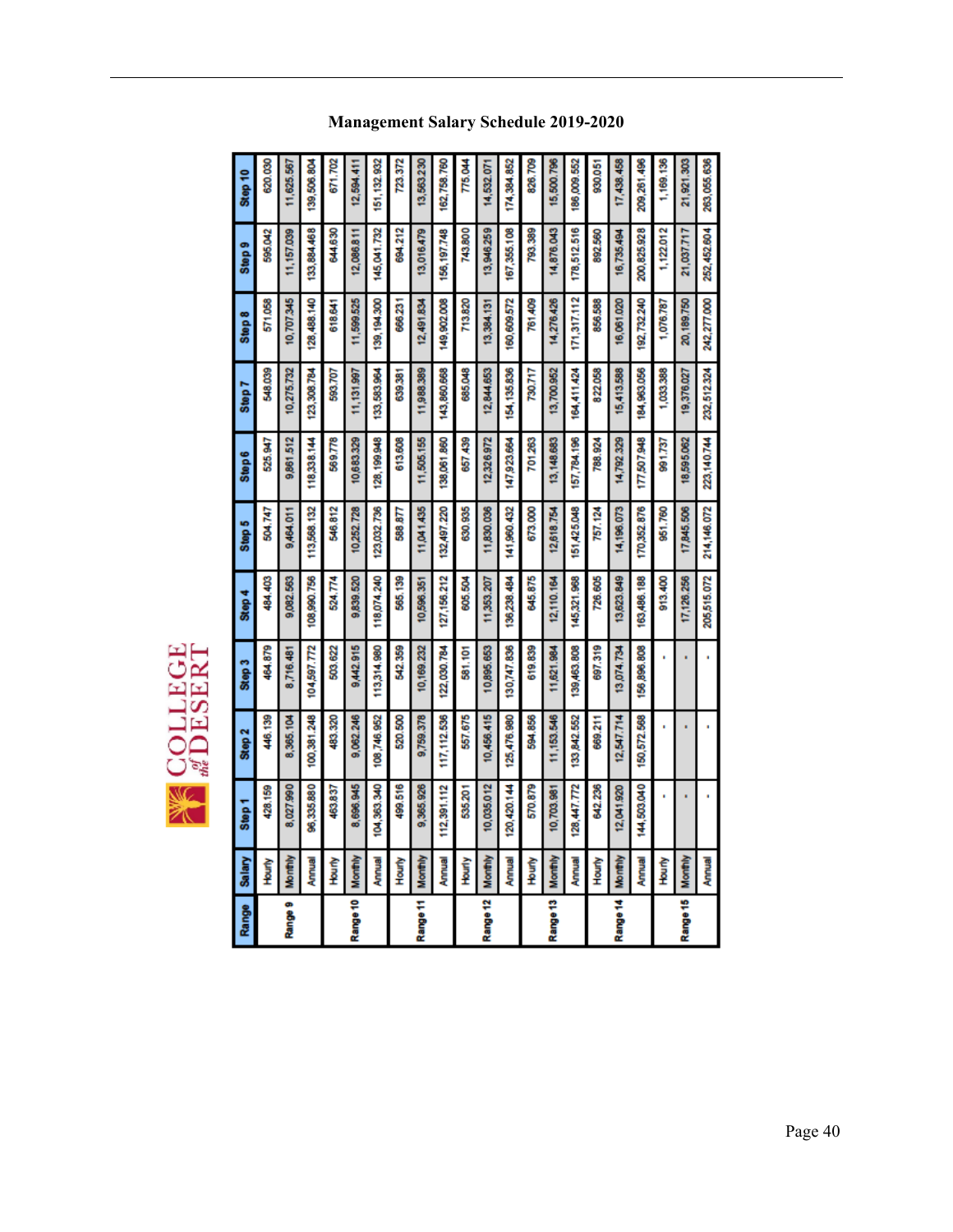## Management Salary Schedule 2019-2020

| Range | Salary | Step 1 | Step 2 | Step 3 | Step 4 | Step 5 | Step 6 | Step 7 | Step 8 | Step 9 | Step 10 |
|---|---|---|---|---|---|---|---|---|---|---|---|
| Range 9 | Hourly | 428.159 | 446.139 | 464.879 | 484.403 | 504.747 | 525.947 | 548.039 | 571.058 | 595.042 | 620.030 |
| | Monthly | 8,027.990 | 8,365.104 | 8,716.481 | 9,082.563 | 9,464.011 | 9,861.512 | 10,275.732 | 10,707.345 | 11,157.039 | 11,625.567 |
| | Annual | 96,335.880 | 100,381.248 | 104,597.772 | 108,990.756 | 113,568.132 | 118,338.144 | 123,308.784 | 128,488.140 | 133,884.468 | 139,506.804 |
| Range 10 | Hourly | 463.837 | 483.320 | 503.622 | 524.774 | 546.812 | 569.778 | 593.707 | 618.641 | 644.630 | 671.702 |
| | Monthly | 8,696.945 | 9,062.246 | 9,442.915 | 9,839.520 | 10,252.728 | 10,683.329 | 11,131.997 | 11,599.525 | 12,086.811 | 12,594.411 |
| | Annual | 104,363.340 | 108,746.952 | 113,314.980 | 118,074.240 | 123,032.736 | 128,199.948 | 133,583.964 | 139,194.300 | 145,041.732 | 151,132.932 |
| Range 11 | Hourly | 499.516 | 520.500 | 542.359 | 565.139 | 588.877 | 613.608 | 639.381 | 666.231 | 694.212 | 723.372 |
| | Monthly | 9,365.926 | 9,759.378 | 10,169.232 | 10,596.351 | 11,041.435 | 11,505.155 | 11,988.389 | 12,491.834 | 13,016.479 | 13,563.230 |
| | Annual | 112,391.112 | 117,112.536 | 122,030.784 | 127,156.212 | 132,497.220 | 138,061.860 | 143,860.668 | 149,902.008 | 156,197.748 | 162,758.760 |
| Range 12 | Hourly | 535.201 | 557.675 | 581.101 | 605.504 | 630.935 | 657.439 | 685.048 | 713.820 | 743.800 | 775.044 |
| | Monthly | 10,035.012 | 10,456.415 | 10,895.653 | 11,353.207 | 11,830.036 | 12,326.972 | 12,844.653 | 13,384.131 | 13,946.259 | 14,532.071 |
| | Annual | 120,420.144 | 125,476.980 | 130,747.836 | 136,238.484 | 141,960.432 | 147,923.664 | 154,135.836 | 160,609.572 | 167,355.108 | 174,384.852 |
| Range 13 | Hourly | 570.879 | 594.856 | 619.839 | 645.875 | 673.000 | 701.263 | 730.717 | 761.409 | 793.389 | 826.709 |
| | Monthly | 10,703.981 | 11,153.546 | 11,621.984 | 12,110.164 | 12,618.754 | 13,148.683 | 13,700.952 | 14,276.426 | 14,876.043 | 15,500.796 |
| | Annual | 128,447.772 | 133,842.552 | 139,463.808 | 145,321.968 | 151,425.048 | 157,784.196 | 164,411.424 | 171,317.112 | 178,512.516 | 186,009.552 |
| Range 14 | Hourly | 642.236 | 669.211 | 697.319 | 726.605 | 757.124 | 788.924 | 822.058 | 856.588 | 892.560 | 930.051 |
| | Monthly | 12,041.920 | 12,547.714 | 13,074.734 | 13,623.849 | 14,196.073 | 14,792.329 | 15,413.588 | 16,061.020 | 16,735.494 | 17,438.458 |
| | Annual | 144,503.040 | 150,572.568 | 156,896.808 | 163,486.188 | 170,352.876 | 177,507.948 | 184,963.056 | 192,732.240 | 200,825.928 | 209,261.496 |
| Range 15 | Hourly | - | - | - | 913.400 | 951.760 | 991.737 | 1,033.388 | 1,076.787 | 1,122.012 | 1,169.136 |
| | Monthly | - | - | - | 17,126.256 | 17,845.506 | 18,595.062 | 19,376.027 | 20,189.750 | 21,037.717 | 21,921.303 |
| | Annual | - | - | - | 205,515.072 | 214,146.072 | 223,140.744 | 232,512.324 | 242,277.000 | 252,452.604 | 263,055.636 |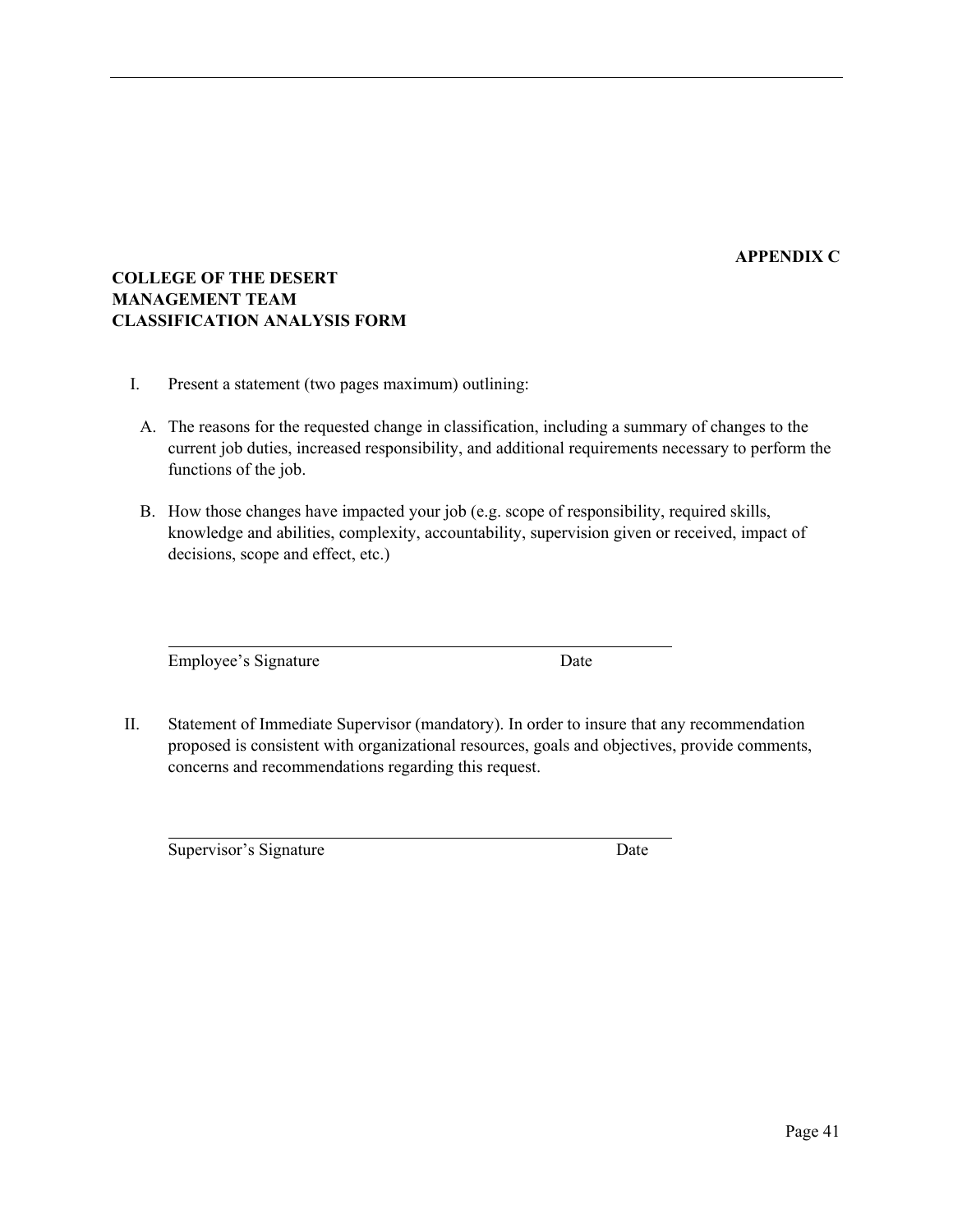**APPENDIX C**

**COLLEGE OF THE DESERT**
**MANAGEMENT TEAM**
**CLASSIFICATION ANALYSIS FORM**

I. Present a statement (two pages maximum) outlining:

A. The reasons for the requested change in classification, including a summary of changes to the current job duties, increased responsibility, and additional requirements necessary to perform the functions of the job.

B. How those changes have impacted your job (e.g. scope of responsibility, required skills, knowledge and abilities, complexity, accountability, supervision given or received, impact of decisions, scope and effect, etc.)

\_\_\_\_\_\_\_\_\_\_\_\_\_\_\_\_\_\_\_\_\_\_\_\_\_\_\_\_\_\_\_\_\_\_\_\_\_\_\_\_\_\_\_\_\_\_\_\_

Employee's Signature                                        Date

II. Statement of Immediate Supervisor (mandatory). In order to insure that any recommendation proposed is consistent with organizational resources, goals and objectives, provide comments, concerns and recommendations regarding this request.

\_\_\_\_\_\_\_\_\_\_\_\_\_\_\_\_\_\_\_\_\_\_\_\_\_\_\_\_\_\_\_\_\_\_\_\_\_\_\_\_\_\_\_\_\_\_\_\_

Supervisor's Signature                                        Date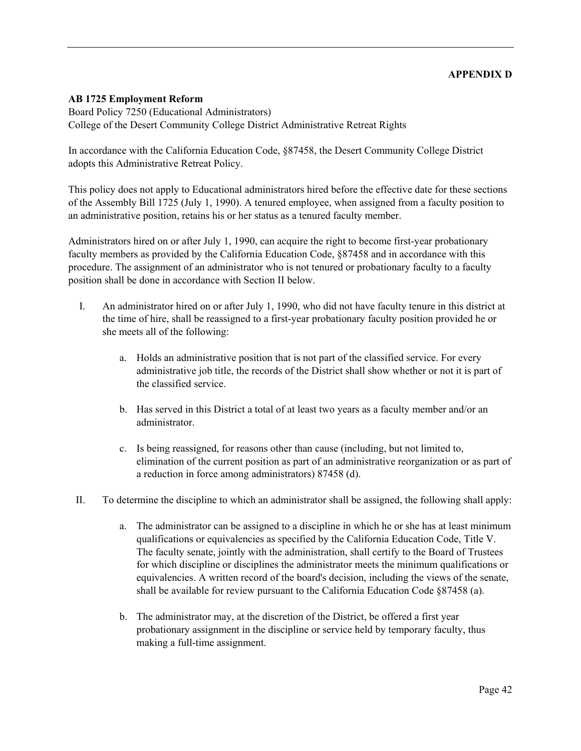**APPENDIX D**

**AB 1725 Employment Reform**
Board Policy 7250 (Educational Administrators)
College of the Desert Community College District Administrative Retreat Rights

In accordance with the California Education Code, §87458, the Desert Community College District adopts this Administrative Retreat Policy.

This policy does not apply to Educational administrators hired before the effective date for these sections of the Assembly Bill 1725 (July 1, 1990). A tenured employee, when assigned from a faculty position to an administrative position, retains his or her status as a tenured faculty member.

Administrators hired on or after July 1, 1990, can acquire the right to become first-year probationary faculty members as provided by the California Education Code, §87458 and in accordance with this procedure. The assignment of an administrator who is not tenured or probationary faculty to a faculty position shall be done in accordance with Section II below.

I. An administrator hired on or after July 1, 1990, who did not have faculty tenure in this district at the time of hire, shall be reassigned to a first-year probationary faculty position provided he or she meets all of the following:

   a. Holds an administrative position that is not part of the classified service. For every administrative job title, the records of the District shall show whether or not it is part of the classified service.

   b. Has served in this District a total of at least two years as a faculty member and/or an administrator.

   c. Is being reassigned, for reasons other than cause (including, but not limited to, elimination of the current position as part of an administrative reorganization or as part of a reduction in force among administrators) 87458 (d).

II. To determine the discipline to which an administrator shall be assigned, the following shall apply:

   a. The administrator can be assigned to a discipline in which he or she has at least minimum qualifications or equivalencies as specified by the California Education Code, Title V. The faculty senate, jointly with the administration, shall certify to the Board of Trustees for which discipline or disciplines the administrator meets the minimum qualifications or equivalencies. A written record of the board's decision, including the views of the senate, shall be available for review pursuant to the California Education Code §87458 (a).

   b. The administrator may, at the discretion of the District, be offered a first year probationary assignment in the discipline or service held by temporary faculty, thus making a full-time assignment.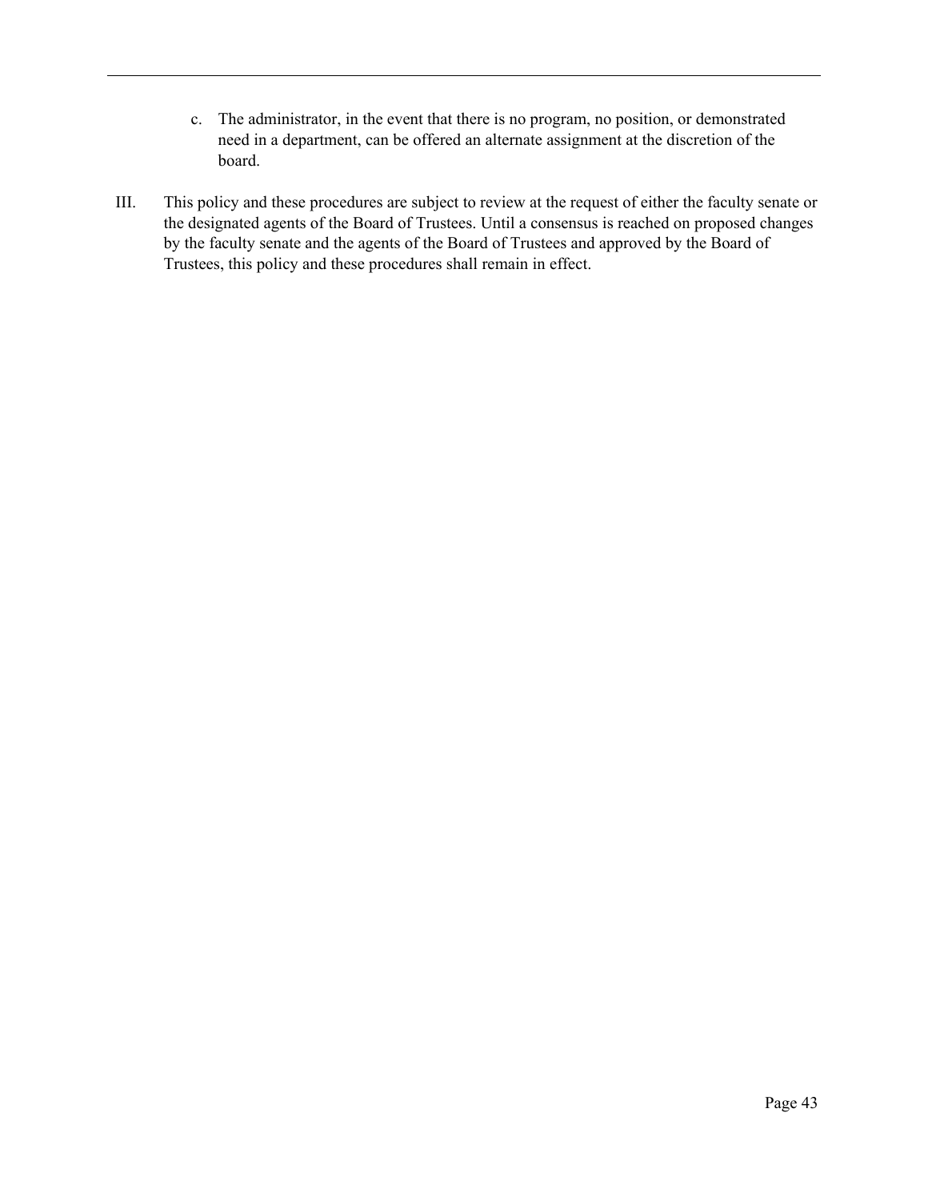c. The administrator, in the event that there is no program, no position, or demonstrated need in a department, can be offered an alternate assignment at the discretion of the board.

III. This policy and these procedures are subject to review at the request of either the faculty senate or the designated agents of the Board of Trustees. Until a consensus is reached on proposed changes by the faculty senate and the agents of the Board of Trustees and approved by the Board of Trustees, this policy and these procedures shall remain in effect.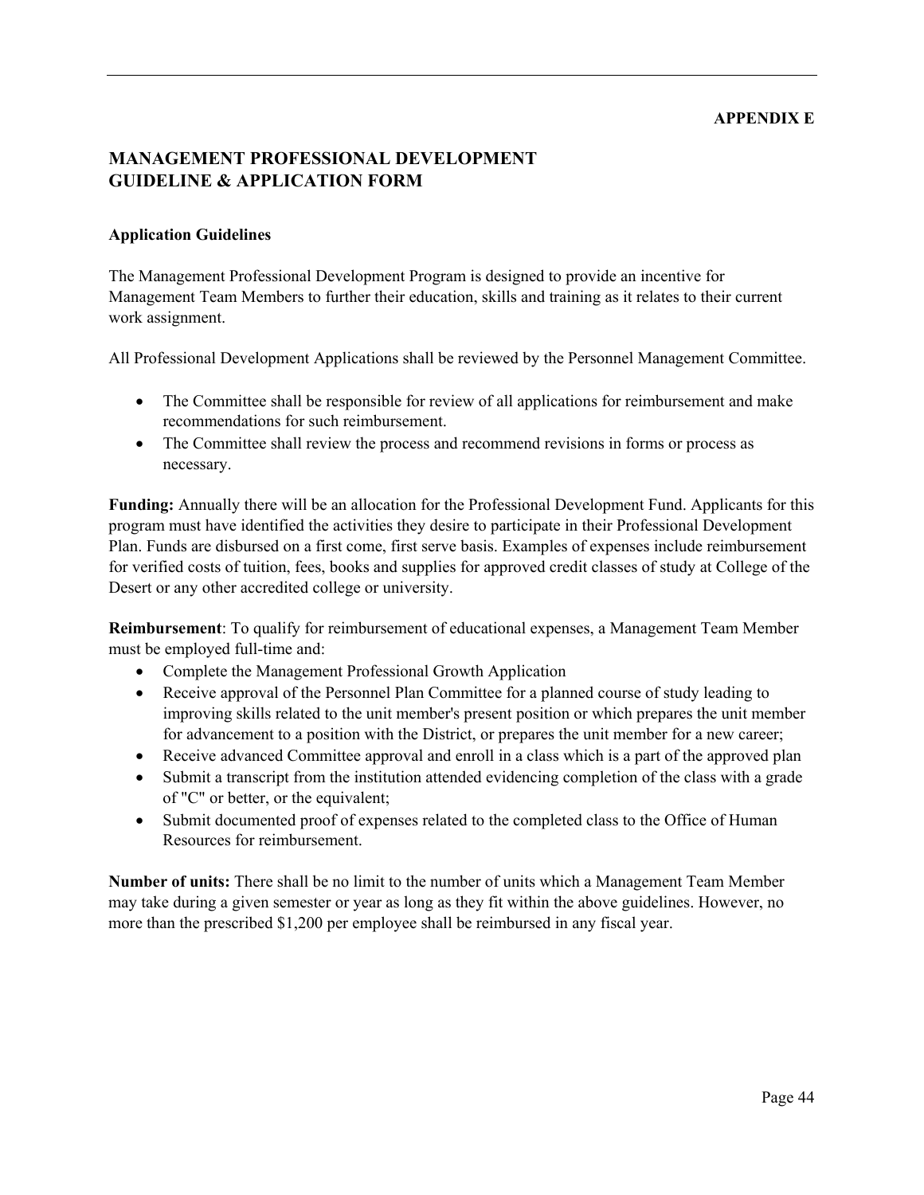**APPENDIX E**

## MANAGEMENT PROFESSIONAL DEVELOPMENT GUIDELINE & APPLICATION FORM

### Application Guidelines

The Management Professional Development Program is designed to provide an incentive for Management Team Members to further their education, skills and training as it relates to their current work assignment.

All Professional Development Applications shall be reviewed by the Personnel Management Committee.

- The Committee shall be responsible for review of all applications for reimbursement and make recommendations for such reimbursement.
- The Committee shall review the process and recommend revisions in forms or process as necessary.

**Funding:** Annually there will be an allocation for the Professional Development Fund. Applicants for this program must have identified the activities they desire to participate in their Professional Development Plan. Funds are disbursed on a first come, first serve basis. Examples of expenses include reimbursement for verified costs of tuition, fees, books and supplies for approved credit classes of study at College of the Desert or any other accredited college or university.

**Reimbursement**: To qualify for reimbursement of educational expenses, a Management Team Member must be employed full-time and:

- Complete the Management Professional Growth Application
- Receive approval of the Personnel Plan Committee for a planned course of study leading to improving skills related to the unit member's present position or which prepares the unit member for advancement to a position with the District, or prepares the unit member for a new career;
- Receive advanced Committee approval and enroll in a class which is a part of the approved plan
- Submit a transcript from the institution attended evidencing completion of the class with a grade of "C" or better, or the equivalent;
- Submit documented proof of expenses related to the completed class to the Office of Human Resources for reimbursement.

**Number of units:** There shall be no limit to the number of units which a Management Team Member may take during a given semester or year as long as they fit within the above guidelines. However, no more than the prescribed $1,200 per employee shall be reimbursed in any fiscal year.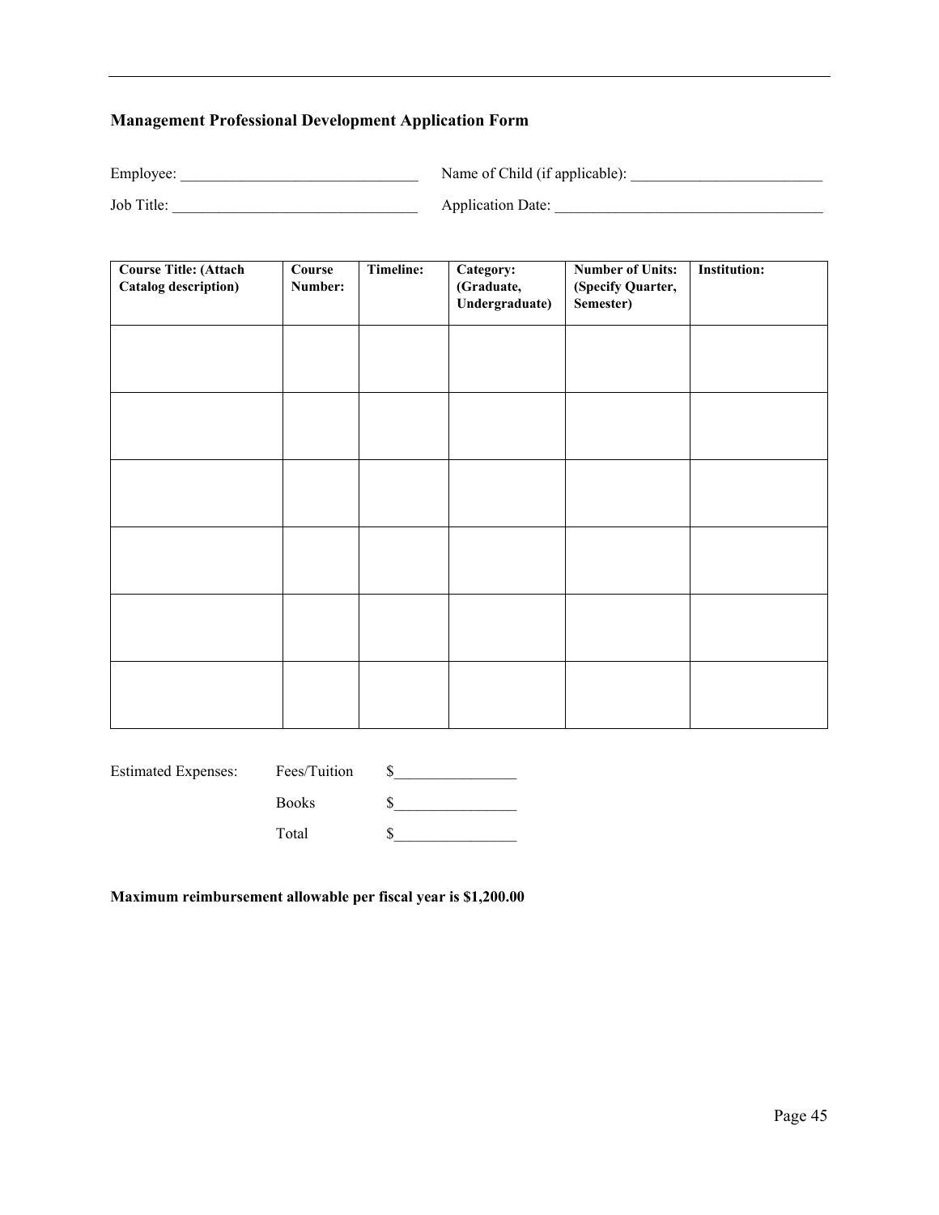**Management Professional Development Application Form**

Employee: _______________________________ Name of Child (if applicable): _________________________

Job Title: ________________________________ Application Date: ___________________________________

| Course Title: (Attach Catalog description) | Course Number: | Timeline: | Category: (Graduate, Undergraduate) | Number of Units: (Specify Quarter, Semester) | Institution: |
|---|---|---|---|---|---|
| | | | | | |
| | | | | | |
| | | | | | |
| | | | | | |
| | | | | | |
| | | | | | |

Estimated Expenses: Fees/Tuition $________________

Books $________________

Total $________________

**Maximum reimbursement allowable per fiscal year is $1,200.00**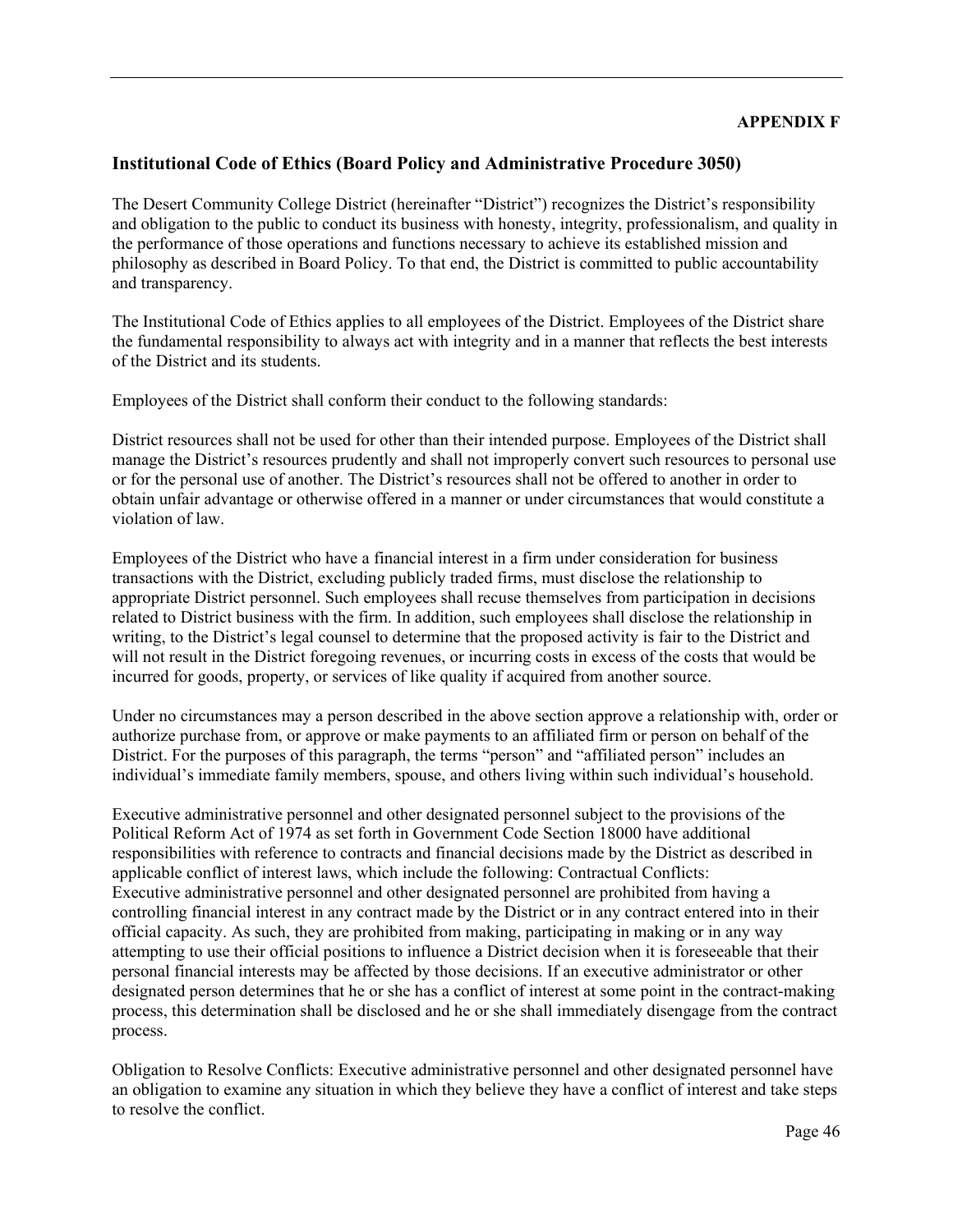**APPENDIX F**

## Institutional Code of Ethics (Board Policy and Administrative Procedure 3050)

The Desert Community College District (hereinafter "District") recognizes the District's responsibility and obligation to the public to conduct its business with honesty, integrity, professionalism, and quality in the performance of those operations and functions necessary to achieve its established mission and philosophy as described in Board Policy. To that end, the District is committed to public accountability and transparency.

The Institutional Code of Ethics applies to all employees of the District. Employees of the District share the fundamental responsibility to always act with integrity and in a manner that reflects the best interests of the District and its students.

Employees of the District shall conform their conduct to the following standards:

District resources shall not be used for other than their intended purpose. Employees of the District shall manage the District's resources prudently and shall not improperly convert such resources to personal use or for the personal use of another. The District's resources shall not be offered to another in order to obtain unfair advantage or otherwise offered in a manner or under circumstances that would constitute a violation of law.

Employees of the District who have a financial interest in a firm under consideration for business transactions with the District, excluding publicly traded firms, must disclose the relationship to appropriate District personnel. Such employees shall recuse themselves from participation in decisions related to District business with the firm. In addition, such employees shall disclose the relationship in writing, to the District's legal counsel to determine that the proposed activity is fair to the District and will not result in the District foregoing revenues, or incurring costs in excess of the costs that would be incurred for goods, property, or services of like quality if acquired from another source.

Under no circumstances may a person described in the above section approve a relationship with, order or authorize purchase from, or approve or make payments to an affiliated firm or person on behalf of the District. For the purposes of this paragraph, the terms "person" and "affiliated person" includes an individual's immediate family members, spouse, and others living within such individual's household.

Executive administrative personnel and other designated personnel subject to the provisions of the Political Reform Act of 1974 as set forth in Government Code Section 18000 have additional responsibilities with reference to contracts and financial decisions made by the District as described in applicable conflict of interest laws, which include the following: Contractual Conflicts:
Executive administrative personnel and other designated personnel are prohibited from having a controlling financial interest in any contract made by the District or in any contract entered into in their official capacity. As such, they are prohibited from making, participating in making or in any way attempting to use their official positions to influence a District decision when it is foreseeable that their personal financial interests may be affected by those decisions. If an executive administrator or other designated person determines that he or she has a conflict of interest at some point in the contract-making process, this determination shall be disclosed and he or she shall immediately disengage from the contract process.

Obligation to Resolve Conflicts: Executive administrative personnel and other designated personnel have an obligation to examine any situation in which they believe they have a conflict of interest and take steps to resolve the conflict.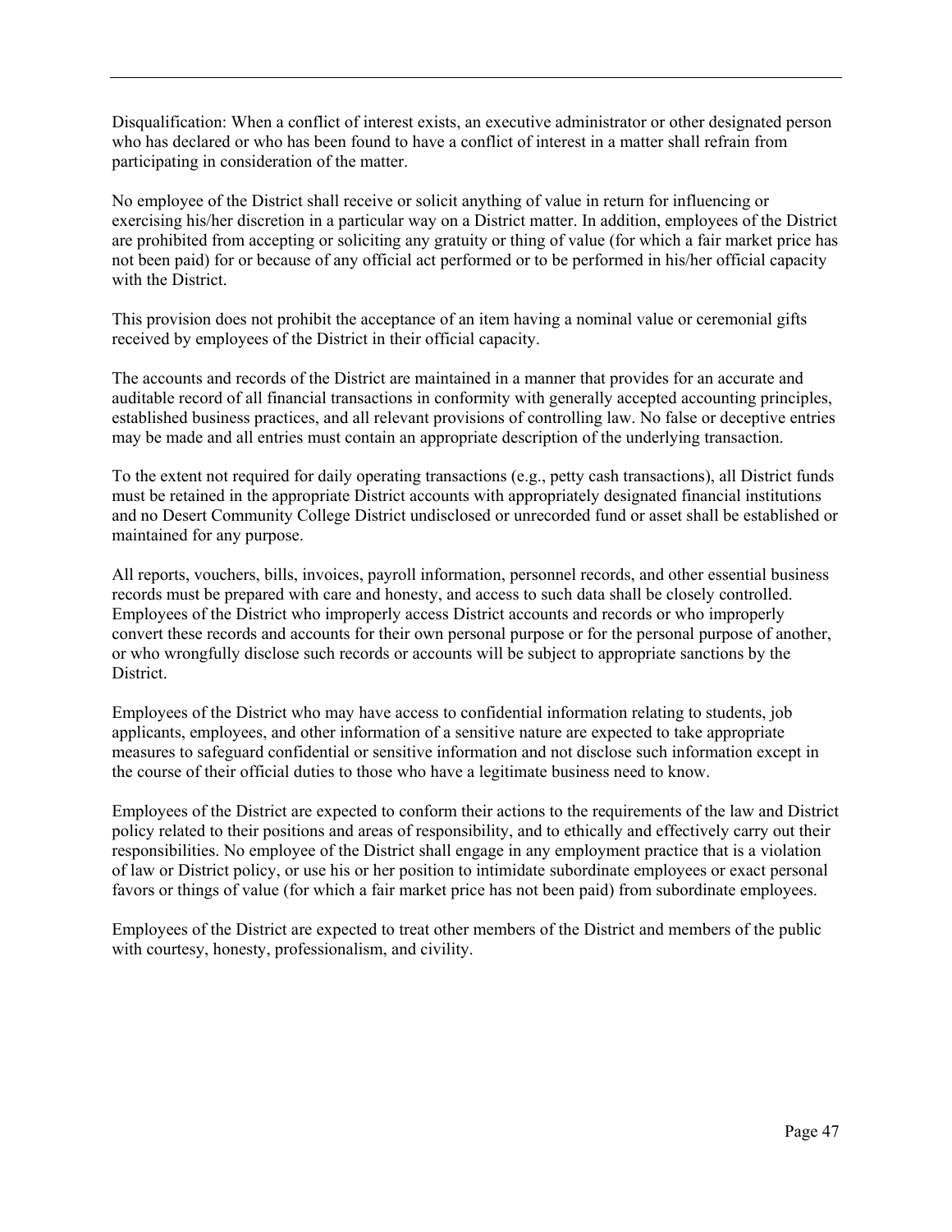Disqualification: When a conflict of interest exists, an executive administrator or other designated person who has declared or who has been found to have a conflict of interest in a matter shall refrain from participating in consideration of the matter.

No employee of the District shall receive or solicit anything of value in return for influencing or exercising his/her discretion in a particular way on a District matter. In addition, employees of the District are prohibited from accepting or soliciting any gratuity or thing of value (for which a fair market price has not been paid) for or because of any official act performed or to be performed in his/her official capacity with the District.

This provision does not prohibit the acceptance of an item having a nominal value or ceremonial gifts received by employees of the District in their official capacity.

The accounts and records of the District are maintained in a manner that provides for an accurate and auditable record of all financial transactions in conformity with generally accepted accounting principles, established business practices, and all relevant provisions of controlling law. No false or deceptive entries may be made and all entries must contain an appropriate description of the underlying transaction.

To the extent not required for daily operating transactions (e.g., petty cash transactions), all District funds must be retained in the appropriate District accounts with appropriately designated financial institutions and no Desert Community College District undisclosed or unrecorded fund or asset shall be established or maintained for any purpose.

All reports, vouchers, bills, invoices, payroll information, personnel records, and other essential business records must be prepared with care and honesty, and access to such data shall be closely controlled. Employees of the District who improperly access District accounts and records or who improperly convert these records and accounts for their own personal purpose or for the personal purpose of another, or who wrongfully disclose such records or accounts will be subject to appropriate sanctions by the District.

Employees of the District who may have access to confidential information relating to students, job applicants, employees, and other information of a sensitive nature are expected to take appropriate measures to safeguard confidential or sensitive information and not disclose such information except in the course of their official duties to those who have a legitimate business need to know.

Employees of the District are expected to conform their actions to the requirements of the law and District policy related to their positions and areas of responsibility, and to ethically and effectively carry out their responsibilities. No employee of the District shall engage in any employment practice that is a violation of law or District policy, or use his or her position to intimidate subordinate employees or exact personal favors or things of value (for which a fair market price has not been paid) from subordinate employees.

Employees of the District are expected to treat other members of the District and members of the public with courtesy, honesty, professionalism, and civility.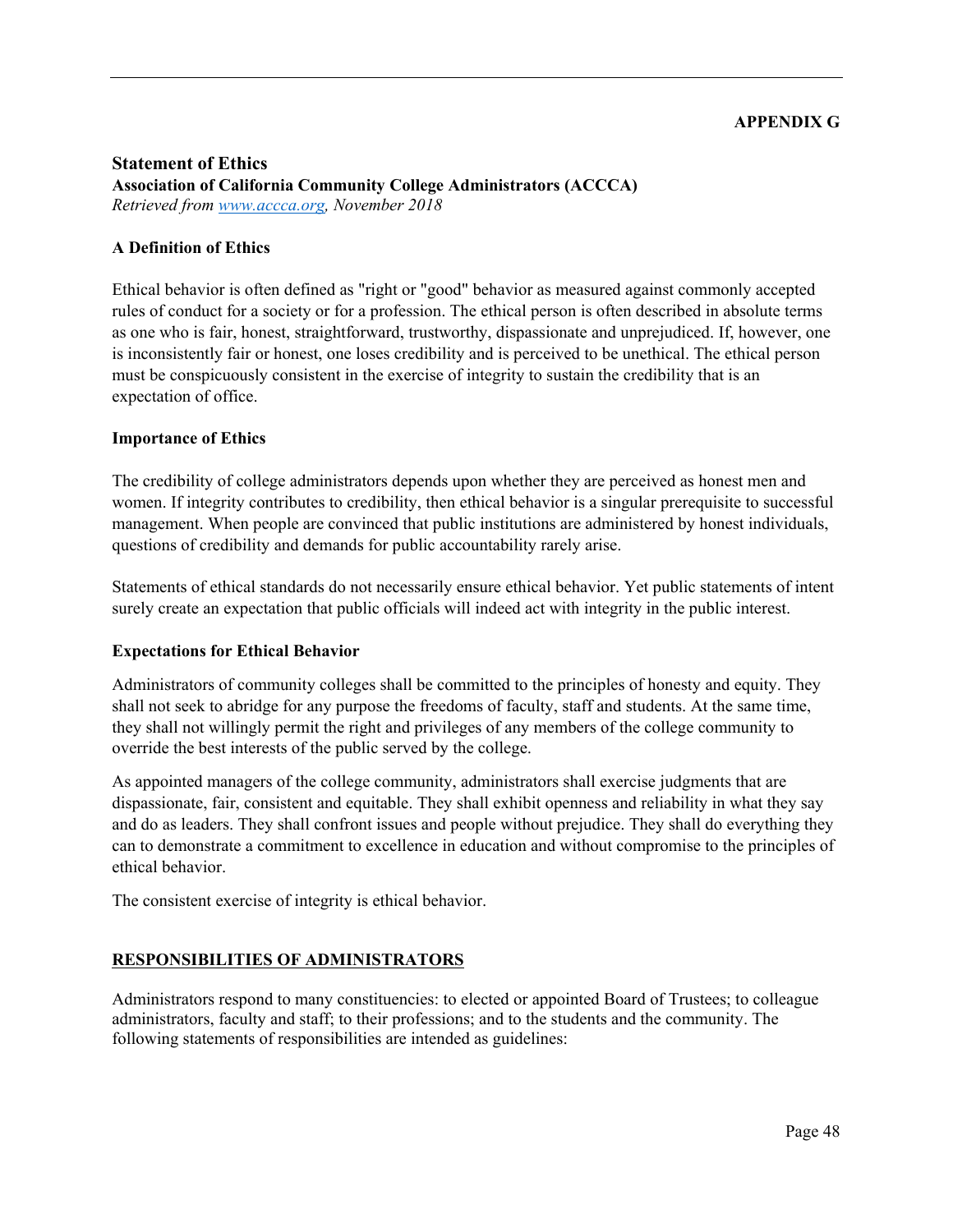**APPENDIX G**

## Statement of Ethics

**Association of California Community College Administrators (ACCCA)**
*Retrieved from [www.accca.org](www.accca.org), November 2018*

### A Definition of Ethics

Ethical behavior is often defined as "right or "good" behavior as measured against commonly accepted rules of conduct for a society or for a profession. The ethical person is often described in absolute terms as one who is fair, honest, straightforward, trustworthy, dispassionate and unprejudiced. If, however, one is inconsistently fair or honest, one loses credibility and is perceived to be unethical. The ethical person must be conspicuously consistent in the exercise of integrity to sustain the credibility that is an expectation of office.

### Importance of Ethics

The credibility of college administrators depends upon whether they are perceived as honest men and women. If integrity contributes to credibility, then ethical behavior is a singular prerequisite to successful management. When people are convinced that public institutions are administered by honest individuals, questions of credibility and demands for public accountability rarely arise.

Statements of ethical standards do not necessarily ensure ethical behavior. Yet public statements of intent surely create an expectation that public officials will indeed act with integrity in the public interest.

### Expectations for Ethical Behavior

Administrators of community colleges shall be committed to the principles of honesty and equity. They shall not seek to abridge for any purpose the freedoms of faculty, staff and students. At the same time, they shall not willingly permit the right and privileges of any members of the college community to override the best interests of the public served by the college.

As appointed managers of the college community, administrators shall exercise judgments that are dispassionate, fair, consistent and equitable. They shall exhibit openness and reliability in what they say and do as leaders. They shall confront issues and people without prejudice. They shall do everything they can to demonstrate a commitment to excellence in education and without compromise to the principles of ethical behavior.

The consistent exercise of integrity is ethical behavior.

### RESPONSIBILITIES OF ADMINISTRATORS

Administrators respond to many constituencies: to elected or appointed Board of Trustees; to colleague administrators, faculty and staff; to their professions; and to the students and the community. The following statements of responsibilities are intended as guidelines: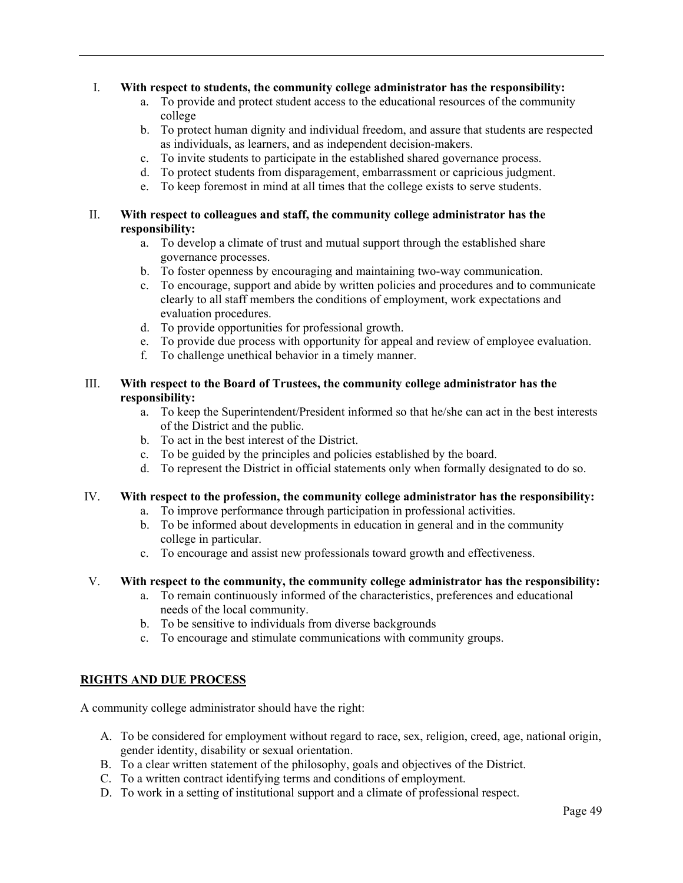I. **With respect to students, the community college administrator has the responsibility:**
   a. To provide and protect student access to the educational resources of the community college
   b. To protect human dignity and individual freedom, and assure that students are respected as individuals, as learners, and as independent decision-makers.
   c. To invite students to participate in the established shared governance process.
   d. To protect students from disparagement, embarrassment or capricious judgment.
   e. To keep foremost in mind at all times that the college exists to serve students.

II. **With respect to colleagues and staff, the community college administrator has the responsibility:**
   a. To develop a climate of trust and mutual support through the established share governance processes.
   b. To foster openness by encouraging and maintaining two-way communication.
   c. To encourage, support and abide by written policies and procedures and to communicate clearly to all staff members the conditions of employment, work expectations and evaluation procedures.
   d. To provide opportunities for professional growth.
   e. To provide due process with opportunity for appeal and review of employee evaluation.
   f. To challenge unethical behavior in a timely manner.

III. **With respect to the Board of Trustees, the community college administrator has the responsibility:**
   a. To keep the Superintendent/President informed so that he/she can act in the best interests of the District and the public.
   b. To act in the best interest of the District.
   c. To be guided by the principles and policies established by the board.
   d. To represent the District in official statements only when formally designated to do so.

IV. **With respect to the profession, the community college administrator has the responsibility:**
   a. To improve performance through participation in professional activities.
   b. To be informed about developments in education in general and in the community college in particular.
   c. To encourage and assist new professionals toward growth and effectiveness.

V. **With respect to the community, the community college administrator has the responsibility:**
   a. To remain continuously informed of the characteristics, preferences and educational needs of the local community.
   b. To be sensitive to individuals from diverse backgrounds
   c. To encourage and stimulate communications with community groups.

**RIGHTS AND DUE PROCESS**

A community college administrator should have the right:

A. To be considered for employment without regard to race, sex, religion, creed, age, national origin, gender identity, disability or sexual orientation.
B. To a clear written statement of the philosophy, goals and objectives of the District.
C. To a written contract identifying terms and conditions of employment.
D. To work in a setting of institutional support and a climate of professional respect.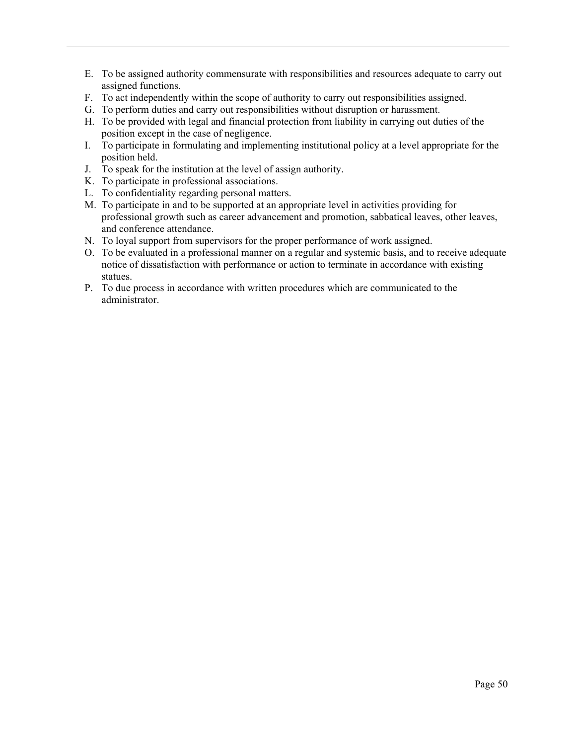E. To be assigned authority commensurate with responsibilities and resources adequate to carry out assigned functions.
F. To act independently within the scope of authority to carry out responsibilities assigned.
G. To perform duties and carry out responsibilities without disruption or harassment.
H. To be provided with legal and financial protection from liability in carrying out duties of the position except in the case of negligence.
I. To participate in formulating and implementing institutional policy at a level appropriate for the position held.
J. To speak for the institution at the level of assign authority.
K. To participate in professional associations.
L. To confidentiality regarding personal matters.
M. To participate in and to be supported at an appropriate level in activities providing for professional growth such as career advancement and promotion, sabbatical leaves, other leaves, and conference attendance.
N. To loyal support from supervisors for the proper performance of work assigned.
O. To be evaluated in a professional manner on a regular and systemic basis, and to receive adequate notice of dissatisfaction with performance or action to terminate in accordance with existing statues.
P. To due process in accordance with written procedures which are communicated to the administrator.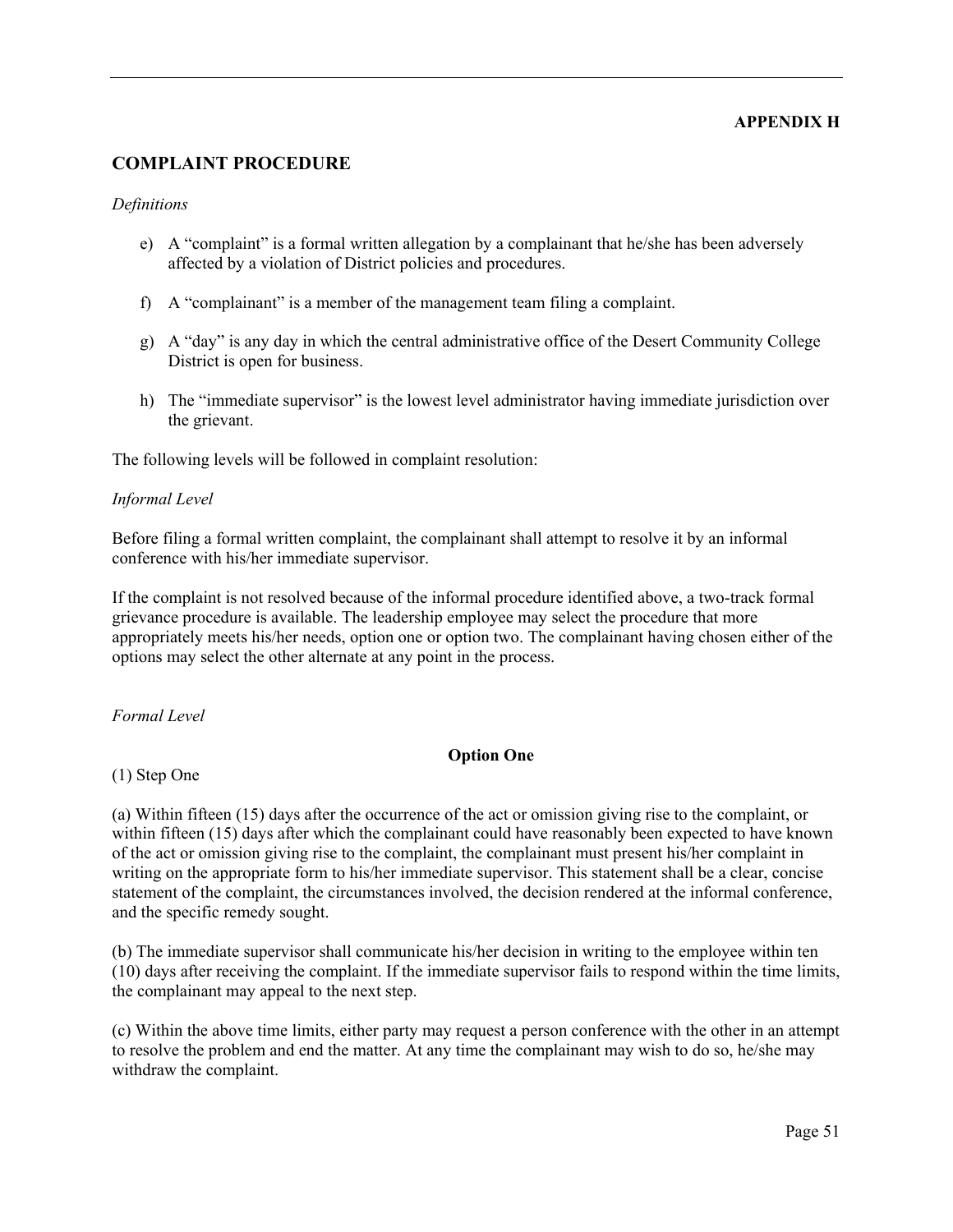**APPENDIX H**

## COMPLAINT PROCEDURE

*Definitions*

e) A "complaint" is a formal written allegation by a complainant that he/she has been adversely affected by a violation of District policies and procedures.

f) A "complainant" is a member of the management team filing a complaint.

g) A "day" is any day in which the central administrative office of the Desert Community College District is open for business.

h) The "immediate supervisor" is the lowest level administrator having immediate jurisdiction over the grievant.

The following levels will be followed in complaint resolution:

*Informal Level*

Before filing a formal written complaint, the complainant shall attempt to resolve it by an informal conference with his/her immediate supervisor.

If the complaint is not resolved because of the informal procedure identified above, a two-track formal grievance procedure is available. The leadership employee may select the procedure that more appropriately meets his/her needs, option one or option two. The complainant having chosen either of the options may select the other alternate at any point in the process.

*Formal Level*

**Option One**

(1) Step One

(a) Within fifteen (15) days after the occurrence of the act or omission giving rise to the complaint, or within fifteen (15) days after which the complainant could have reasonably been expected to have known of the act or omission giving rise to the complaint, the complainant must present his/her complaint in writing on the appropriate form to his/her immediate supervisor. This statement shall be a clear, concise statement of the complaint, the circumstances involved, the decision rendered at the informal conference, and the specific remedy sought.

(b) The immediate supervisor shall communicate his/her decision in writing to the employee within ten (10) days after receiving the complaint. If the immediate supervisor fails to respond within the time limits, the complainant may appeal to the next step.

(c) Within the above time limits, either party may request a person conference with the other in an attempt to resolve the problem and end the matter. At any time the complainant may wish to do so, he/she may withdraw the complaint.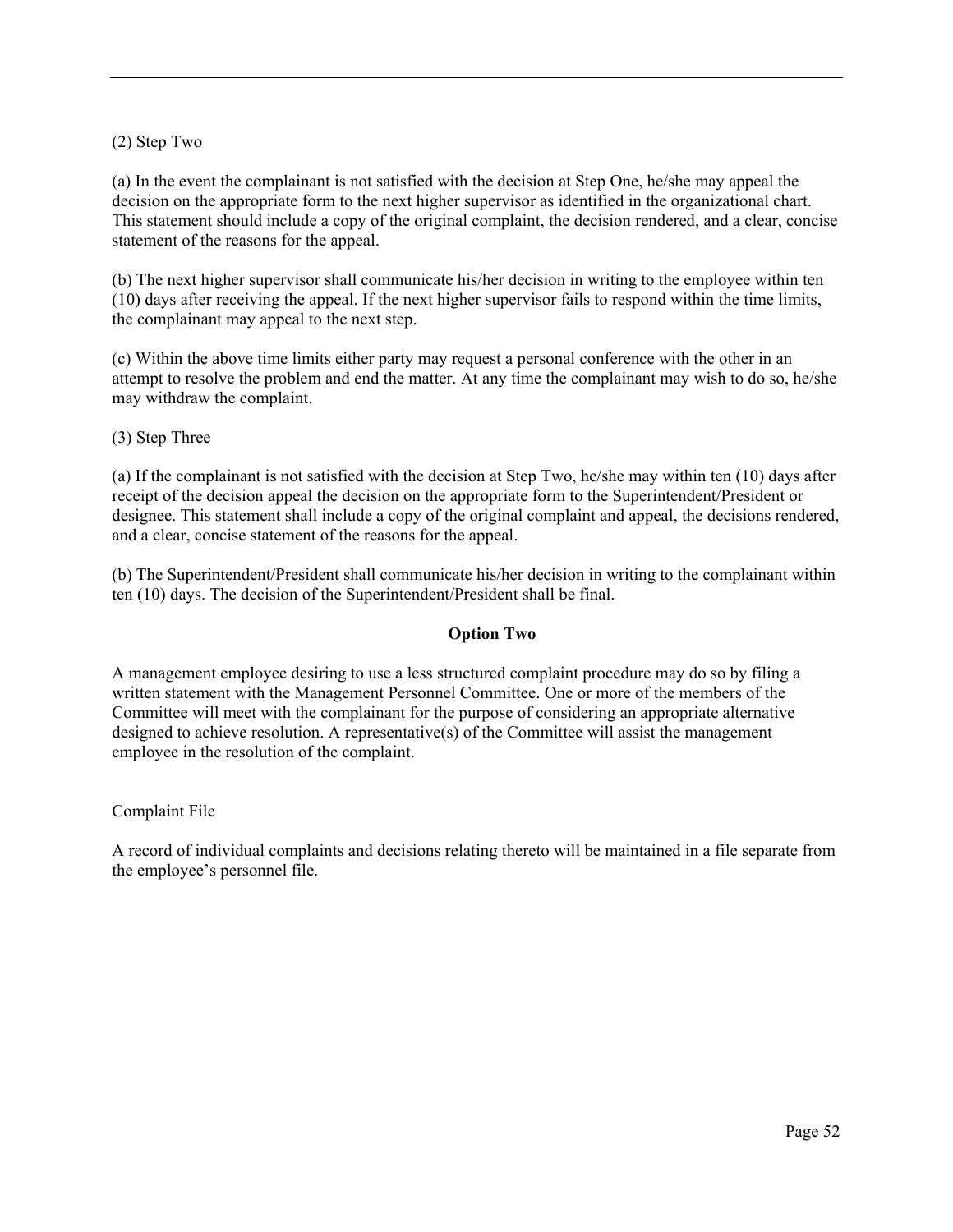(2) Step Two

(a) In the event the complainant is not satisfied with the decision at Step One, he/she may appeal the decision on the appropriate form to the next higher supervisor as identified in the organizational chart. This statement should include a copy of the original complaint, the decision rendered, and a clear, concise statement of the reasons for the appeal.

(b) The next higher supervisor shall communicate his/her decision in writing to the employee within ten (10) days after receiving the appeal. If the next higher supervisor fails to respond within the time limits, the complainant may appeal to the next step.

(c) Within the above time limits either party may request a personal conference with the other in an attempt to resolve the problem and end the matter. At any time the complainant may wish to do so, he/she may withdraw the complaint.

(3) Step Three

(a) If the complainant is not satisfied with the decision at Step Two, he/she may within ten (10) days after receipt of the decision appeal the decision on the appropriate form to the Superintendent/President or designee. This statement shall include a copy of the original complaint and appeal, the decisions rendered, and a clear, concise statement of the reasons for the appeal.

(b) The Superintendent/President shall communicate his/her decision in writing to the complainant within ten (10) days. The decision of the Superintendent/President shall be final.

**Option Two**

A management employee desiring to use a less structured complaint procedure may do so by filing a written statement with the Management Personnel Committee. One or more of the members of the Committee will meet with the complainant for the purpose of considering an appropriate alternative designed to achieve resolution. A representative(s) of the Committee will assist the management employee in the resolution of the complaint.

Complaint File

A record of individual complaints and decisions relating thereto will be maintained in a file separate from the employee's personnel file.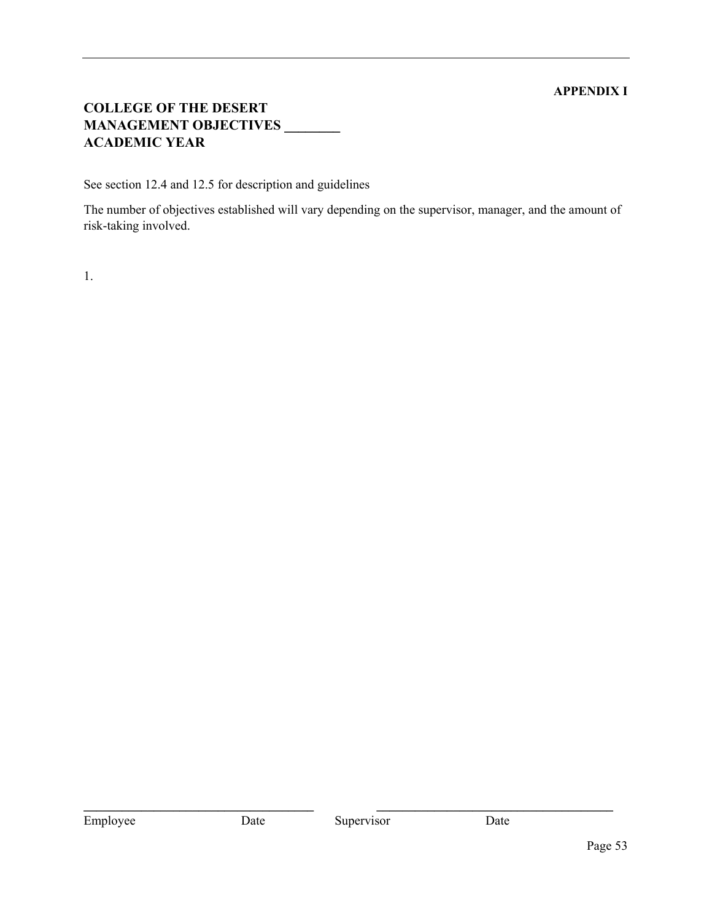**APPENDIX I**

# COLLEGE OF THE DESERT
# MANAGEMENT OBJECTIVES ________
# ACADEMIC YEAR

See section 12.4 and 12.5 for description and guidelines

The number of objectives established will vary depending on the supervisor, manager, and the amount of risk-taking involved.

1.

___________________________________ ___________________________________

Employee Date Supervisor Date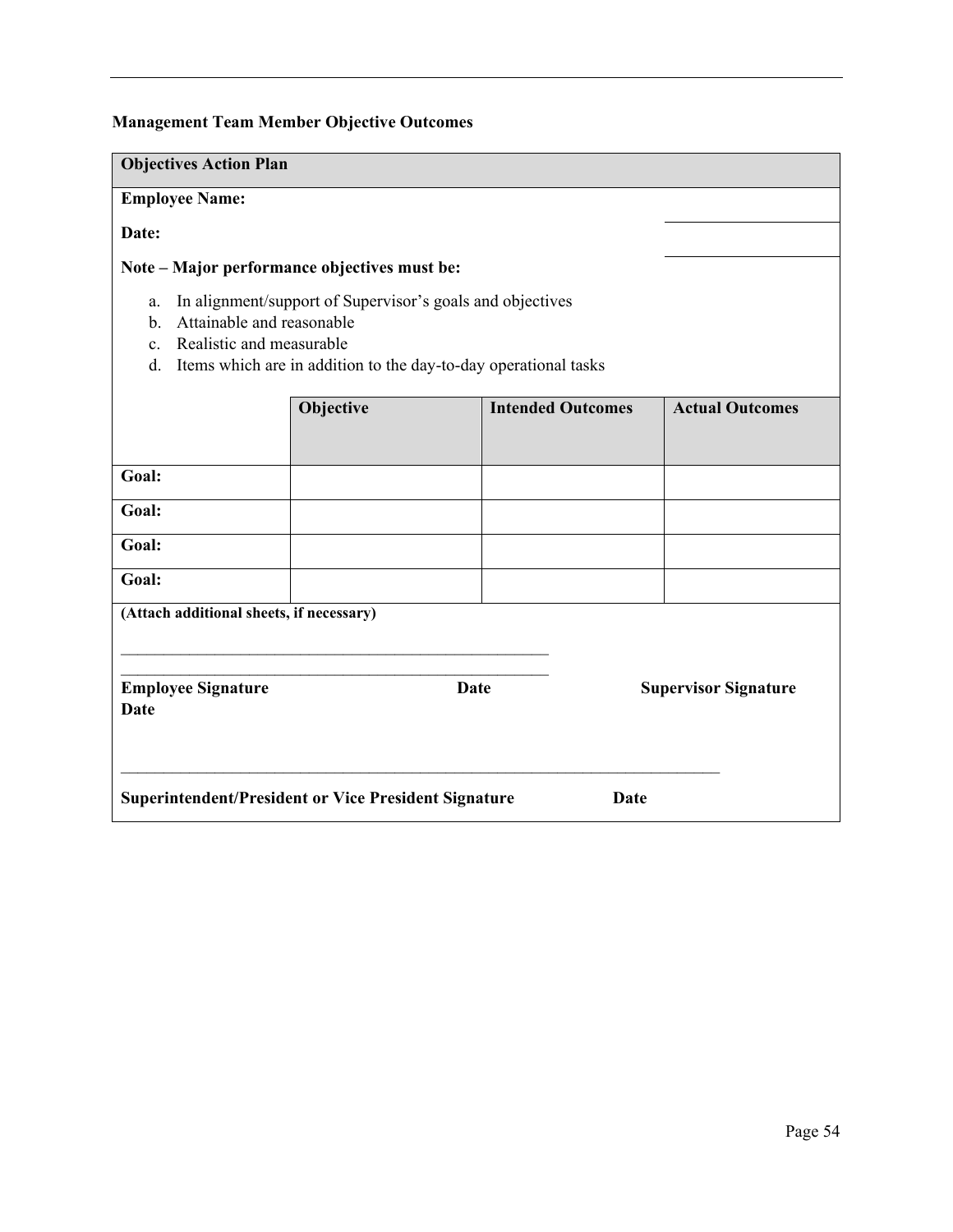## Management Team Member Objective Outcomes

**Objectives Action Plan**

**Employee Name:**

**Date:**

**Note – Major performance objectives must be:**

a. In alignment/support of Supervisor's goals and objectives
b. Attainable and reasonable
c. Realistic and measurable
d. Items which are in addition to the day-to-day operational tasks

| | Objective | Intended Outcomes | Actual Outcomes |
|---|---|---|---|
| **Goal:** | | | |
| **Goal:** | | | |
| **Goal:** | | | |
| **Goal:** | | | |

**(Attach additional sheets, if necessary)**

_____________________________________________________

_____________________________________________________

**Employee Signature** **Date** **Supervisor Signature** **Date**

___________________________________________________________________________

**Superintendent/President or Vice President Signature** **Date**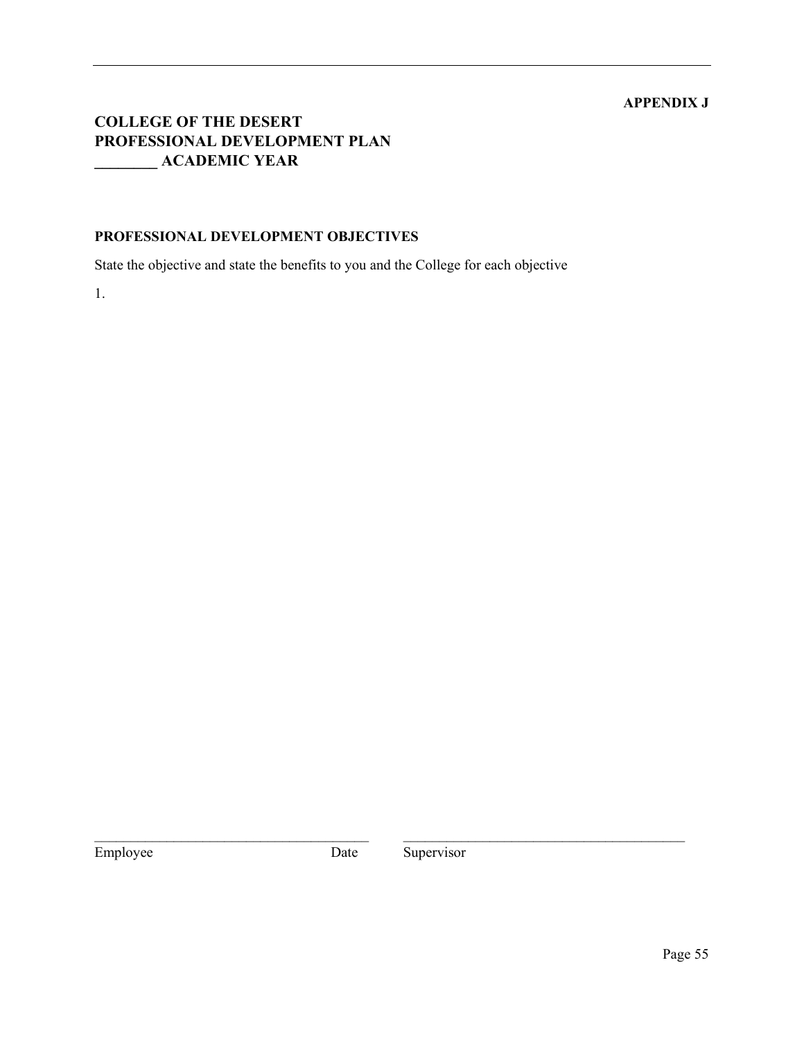**APPENDIX J**

# COLLEGE OF THE DESERT
# PROFESSIONAL DEVELOPMENT PLAN
# ________ ACADEMIC YEAR

**PROFESSIONAL DEVELOPMENT OBJECTIVES**

State the objective and state the benefits to you and the College for each objective

1.

_______________________________________ _______________________________________

Employee                                        Date          Supervisor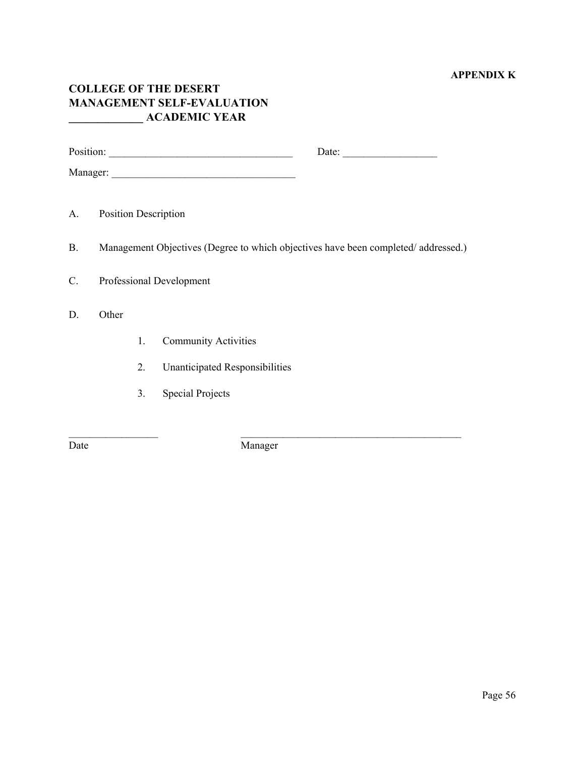**APPENDIX K**

# COLLEGE OF THE DESERT
# MANAGEMENT SELF-EVALUATION
# _____________ ACADEMIC YEAR

Position: ___________________________________ Date: _________________

Manager: ___________________________________

A. Position Description

B. Management Objectives (Degree to which objectives have been completed/ addressed.)

C. Professional Development

D. Other

1. Community Activities

2. Unanticipated Responsibilities

3. Special Projects

_________________ ___________________________________________

Date Manager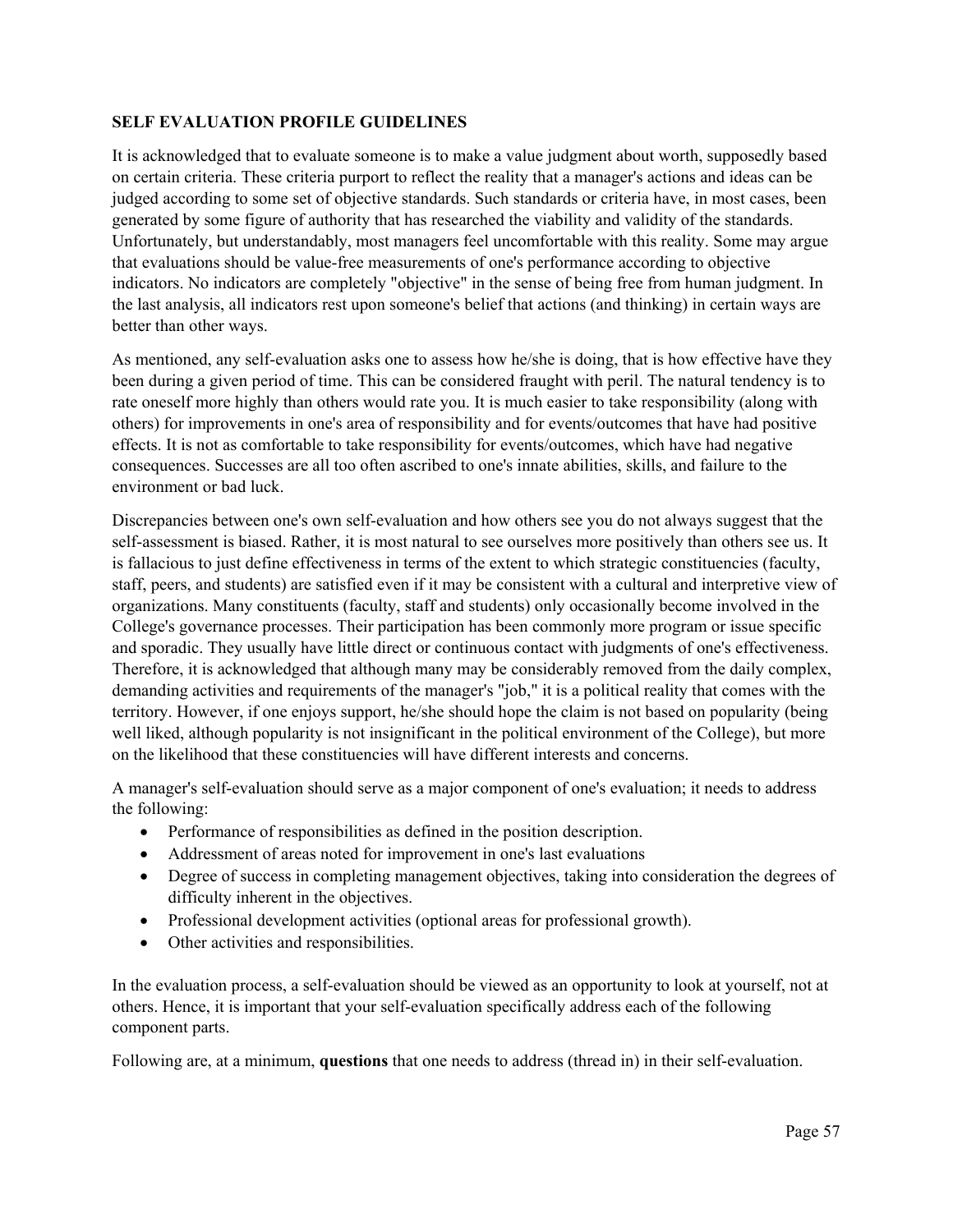**SELF EVALUATION PROFILE GUIDELINES**

It is acknowledged that to evaluate someone is to make a value judgment about worth, supposedly based on certain criteria. These criteria purport to reflect the reality that a manager's actions and ideas can be judged according to some set of objective standards. Such standards or criteria have, in most cases, been generated by some figure of authority that has researched the viability and validity of the standards. Unfortunately, but understandably, most managers feel uncomfortable with this reality. Some may argue that evaluations should be value-free measurements of one's performance according to objective indicators. No indicators are completely "objective" in the sense of being free from human judgment. In the last analysis, all indicators rest upon someone's belief that actions (and thinking) in certain ways are better than other ways.

As mentioned, any self-evaluation asks one to assess how he/she is doing, that is how effective have they been during a given period of time. This can be considered fraught with peril. The natural tendency is to rate oneself more highly than others would rate you. It is much easier to take responsibility (along with others) for improvements in one's area of responsibility and for events/outcomes that have had positive effects. It is not as comfortable to take responsibility for events/outcomes, which have had negative consequences. Successes are all too often ascribed to one's innate abilities, skills, and failure to the environment or bad luck.

Discrepancies between one's own self-evaluation and how others see you do not always suggest that the self-assessment is biased. Rather, it is most natural to see ourselves more positively than others see us. It is fallacious to just define effectiveness in terms of the extent to which strategic constituencies (faculty, staff, peers, and students) are satisfied even if it may be consistent with a cultural and interpretive view of organizations. Many constituents (faculty, staff and students) only occasionally become involved in the College's governance processes. Their participation has been commonly more program or issue specific and sporadic. They usually have little direct or continuous contact with judgments of one's effectiveness. Therefore, it is acknowledged that although many may be considerably removed from the daily complex, demanding activities and requirements of the manager's "job," it is a political reality that comes with the territory. However, if one enjoys support, he/she should hope the claim is not based on popularity (being well liked, although popularity is not insignificant in the political environment of the College), but more on the likelihood that these constituencies will have different interests and concerns.

A manager's self-evaluation should serve as a major component of one's evaluation; it needs to address the following:

- Performance of responsibilities as defined in the position description.
- Addressment of areas noted for improvement in one's last evaluations
- Degree of success in completing management objectives, taking into consideration the degrees of difficulty inherent in the objectives.
- Professional development activities (optional areas for professional growth).
- Other activities and responsibilities.

In the evaluation process, a self-evaluation should be viewed as an opportunity to look at yourself, not at others. Hence, it is important that your self-evaluation specifically address each of the following component parts.

Following are, at a minimum, **questions** that one needs to address (thread in) in their self-evaluation.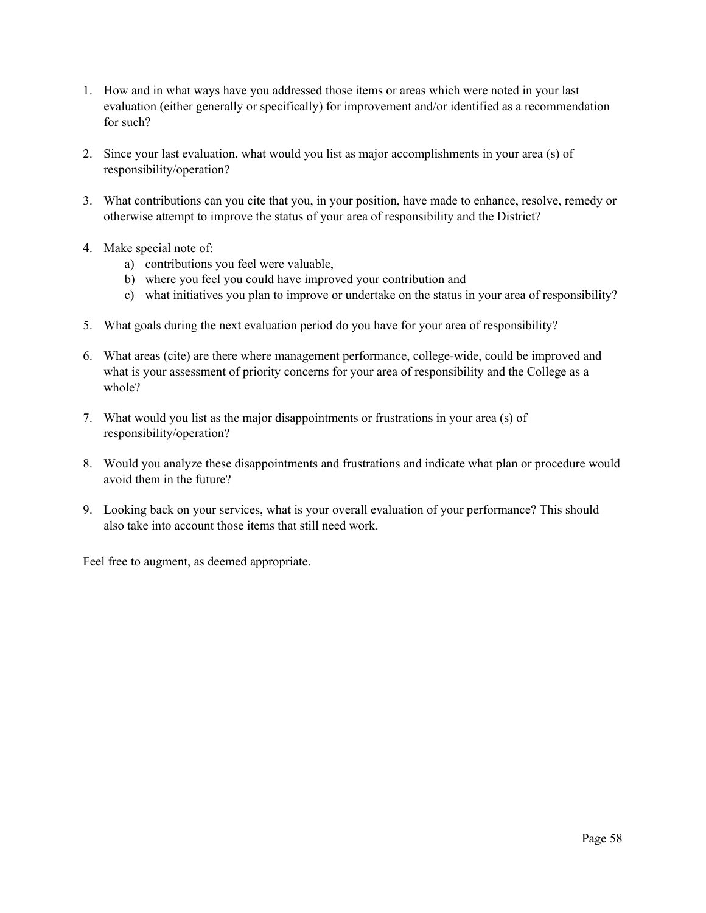1. How and in what ways have you addressed those items or areas which were noted in your last evaluation (either generally or specifically) for improvement and/or identified as a recommendation for such?

2. Since your last evaluation, what would you list as major accomplishments in your area (s) of responsibility/operation?

3. What contributions can you cite that you, in your position, have made to enhance, resolve, remedy or otherwise attempt to improve the status of your area of responsibility and the District?

4. Make special note of:
   a) contributions you feel were valuable,
   b) where you feel you could have improved your contribution and
   c) what initiatives you plan to improve or undertake on the status in your area of responsibility?

5. What goals during the next evaluation period do you have for your area of responsibility?

6. What areas (cite) are there where management performance, college-wide, could be improved and what is your assessment of priority concerns for your area of responsibility and the College as a whole?

7. What would you list as the major disappointments or frustrations in your area (s) of responsibility/operation?

8. Would you analyze these disappointments and frustrations and indicate what plan or procedure would avoid them in the future?

9. Looking back on your services, what is your overall evaluation of your performance? This should also take into account those items that still need work.

Feel free to augment, as deemed appropriate.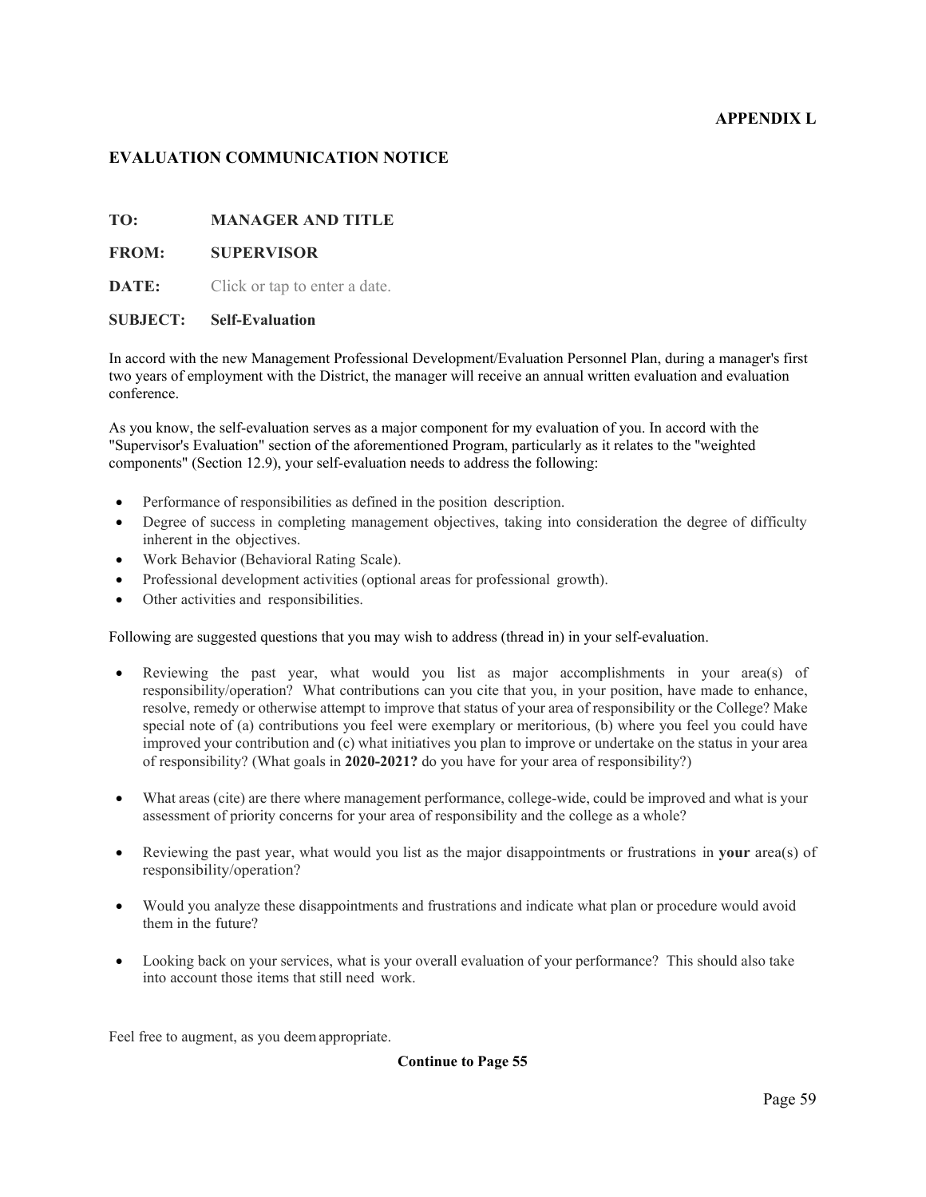**APPENDIX L**

## EVALUATION COMMUNICATION NOTICE

**TO:** **MANAGER AND TITLE**

**FROM:** **SUPERVISOR**

**DATE:** Click or tap to enter a date.

**SUBJECT:** **Self-Evaluation**

In accord with the new Management Professional Development/Evaluation Personnel Plan, during a manager's first two years of employment with the District, the manager will receive an annual written evaluation and evaluation conference.

As you know, the self-evaluation serves as a major component for my evaluation of you. In accord with the "Supervisor's Evaluation" section of the aforementioned Program, particularly as it relates to the "weighted components" (Section 12.9), your self-evaluation needs to address the following:

- Performance of responsibilities as defined in the position description.
- Degree of success in completing management objectives, taking into consideration the degree of difficulty inherent in the objectives.
- Work Behavior (Behavioral Rating Scale).
- Professional development activities (optional areas for professional growth).
- Other activities and responsibilities.

Following are suggested questions that you may wish to address (thread in) in your self-evaluation.

- Reviewing the past year, what would you list as major accomplishments in your area(s) of responsibility/operation? What contributions can you cite that you, in your position, have made to enhance, resolve, remedy or otherwise attempt to improve that status of your area of responsibility or the College? Make special note of (a) contributions you feel were exemplary or meritorious, (b) where you feel you could have improved your contribution and (c) what initiatives you plan to improve or undertake on the status in your area of responsibility? (What goals in **2020-2021?** do you have for your area of responsibility?)

- What areas (cite) are there where management performance, college-wide, could be improved and what is your assessment of priority concerns for your area of responsibility and the college as a whole?

- Reviewing the past year, what would you list as the major disappointments or frustrations in **your** area(s) of responsibility/operation?

- Would you analyze these disappointments and frustrations and indicate what plan or procedure would avoid them in the future?

- Looking back on your services, what is your overall evaluation of your performance? This should also take into account those items that still need work.

Feel free to augment, as you deem appropriate.

**Continue to Page 55**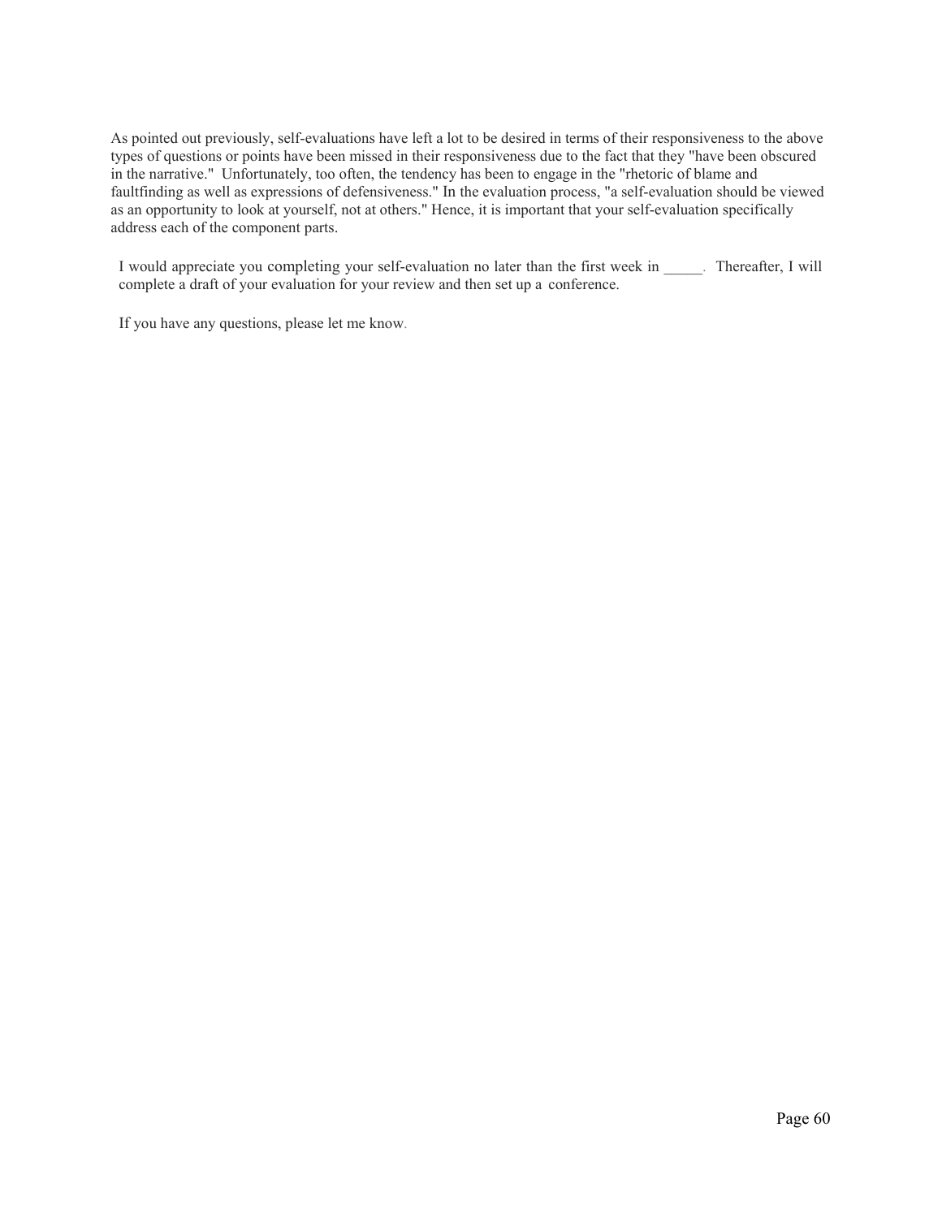As pointed out previously, self-evaluations have left a lot to be desired in terms of their responsiveness to the above types of questions or points have been missed in their responsiveness due to the fact that they "have been obscured in the narrative." Unfortunately, too often, the tendency has been to engage in the "rhetoric of blame and faultfinding as well as expressions of defensiveness." In the evaluation process, "a self-evaluation should be viewed as an opportunity to look at yourself, not at others." Hence, it is important that your self-evaluation specifically address each of the component parts.

I would appreciate you completing your self-evaluation no later than the first week in _____. Thereafter, I will complete a draft of your evaluation for your review and then set up a conference.

If you have any questions, please let me know.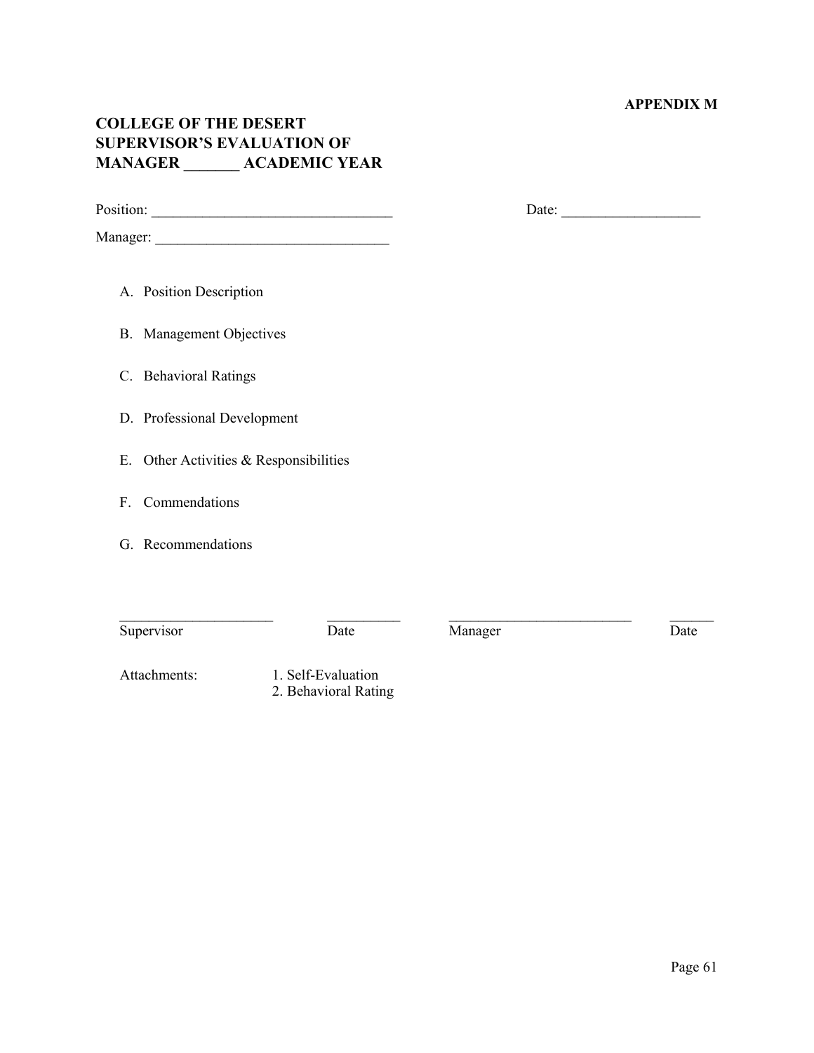**APPENDIX M**

## COLLEGE OF THE DESERT
## SUPERVISOR'S EVALUATION OF
## MANAGER _______ ACADEMIC YEAR

Position: _________________________________ Date: ___________________

Manager: ________________________________

A. Position Description

B. Management Objectives

C. Behavioral Ratings

D. Professional Development

E. Other Activities & Responsibilities

F. Commendations

G. Recommendations

| ______________________ | __________ | _________________________ | ______ |
|---|---|---|---|
| Supervisor | Date | Manager | Date |

Attachments:
1. Self-Evaluation
2. Behavioral Rating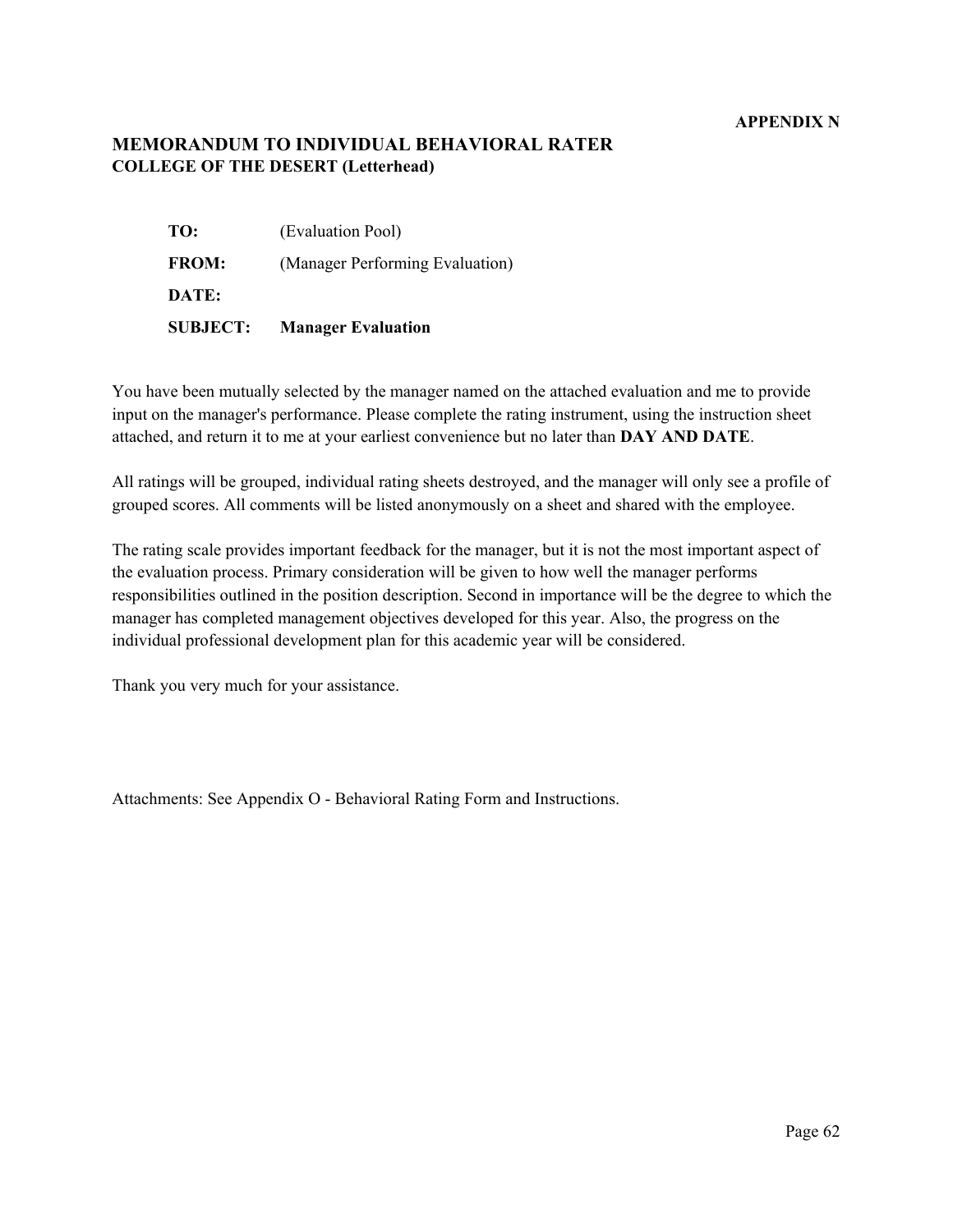**APPENDIX N**

## MEMORANDUM TO INDIVIDUAL BEHAVIORAL RATER
### COLLEGE OF THE DESERT (Letterhead)

**TO:** (Evaluation Pool)

**FROM:** (Manager Performing Evaluation)

**DATE:**

**SUBJECT:** **Manager Evaluation**

You have been mutually selected by the manager named on the attached evaluation and me to provide input on the manager's performance. Please complete the rating instrument, using the instruction sheet attached, and return it to me at your earliest convenience but no later than **DAY AND DATE**.

All ratings will be grouped, individual rating sheets destroyed, and the manager will only see a profile of grouped scores. All comments will be listed anonymously on a sheet and shared with the employee.

The rating scale provides important feedback for the manager, but it is not the most important aspect of the evaluation process. Primary consideration will be given to how well the manager performs responsibilities outlined in the position description. Second in importance will be the degree to which the manager has completed management objectives developed for this year. Also, the progress on the individual professional development plan for this academic year will be considered.

Thank you very much for your assistance.

Attachments: See Appendix O - Behavioral Rating Form and Instructions.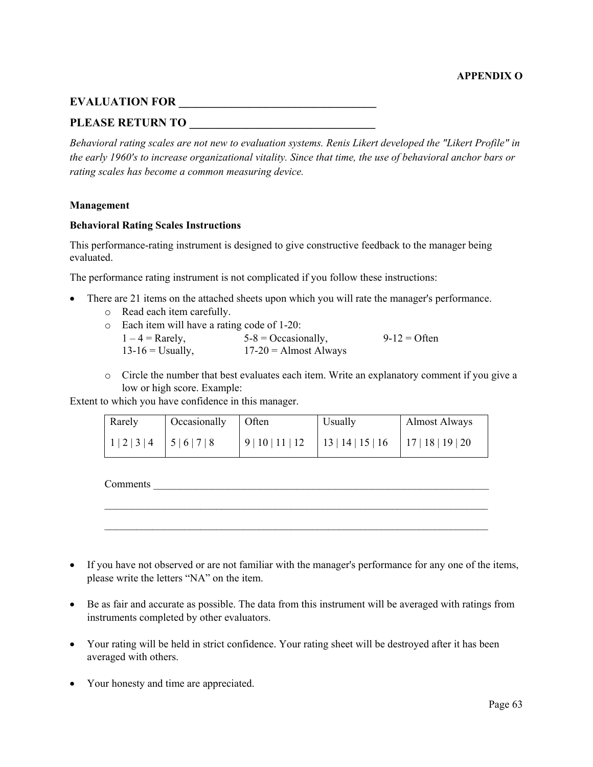**APPENDIX O**

## EVALUATION FOR ___________________________________

## PLEASE RETURN TO ________________________________

*Behavioral rating scales are not new to evaluation systems. Renis Likert developed the "Likert Profile" in the early 1960's to increase organizational vitality. Since that time, the use of behavioral anchor bars or rating scales has become a common measuring device.*

**Management**

**Behavioral Rating Scales Instructions**

This performance-rating instrument is designed to give constructive feedback to the manager being evaluated.

The performance rating instrument is not complicated if you follow these instructions:

- There are 21 items on the attached sheets upon which you will rate the manager's performance.
    - Read each item carefully.
    - Each item will have a rating code of 1-20:
      1 – 4 = Rarely, 5-8 = Occasionally, 9-12 = Often
      13-16 = Usually, 17-20 = Almost Always
    - Circle the number that best evaluates each item. Write an explanatory comment if you give a low or high score. Example:

Extent to which you have confidence in this manager.

| Rarely | Occasionally | Often | Usually | Almost Always |
|---|---|---|---|---|
| 1 \| 2 \| 3 \| 4 | 5 \| 6 \| 7 \| 8 | 9 \| 10 \| 11 \| 12 | 13 \| 14 \| 15 \| 16 | 17 \| 18 \| 19 \| 20 |

Comments ________________________________________________________________

______________________________________________________________________

______________________________________________________________________

- If you have not observed or are not familiar with the manager's performance for any one of the items, please write the letters "NA" on the item.

- Be as fair and accurate as possible. The data from this instrument will be averaged with ratings from instruments completed by other evaluators.

- Your rating will be held in strict confidence. Your rating sheet will be destroyed after it has been averaged with others.

- Your honesty and time are appreciated.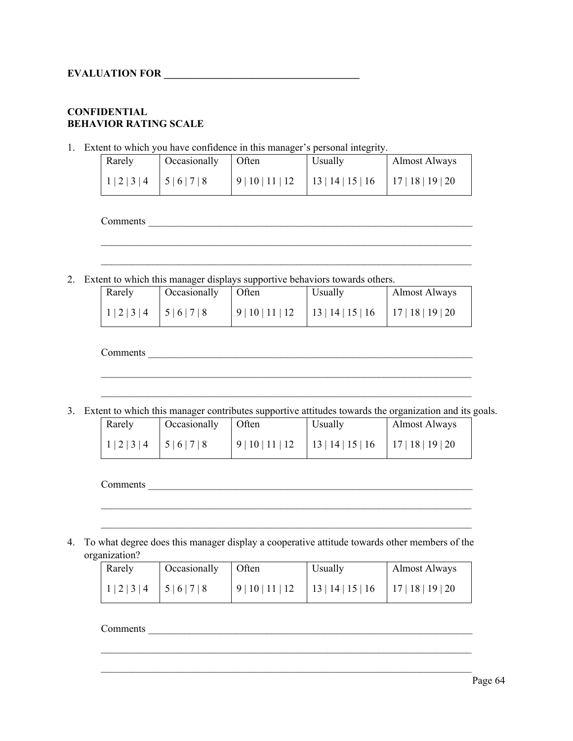**EVALUATION FOR \_\_\_\_\_\_\_\_\_\_\_\_\_\_\_\_\_\_\_\_\_\_\_\_\_\_\_\_\_\_\_\_\_\_\_\_\_\_\_**

**CONFIDENTIAL**
**BEHAVIOR RATING SCALE**

1. Extent to which you have confidence in this manager's personal integrity.

| Rarely | Occasionally | Often | Usually | Almost Always |
|---|---|---|---|---|
| 1 \| 2 \| 3 \| 4 | 5 \| 6 \| 7 \| 8 | 9 \| 10 \| 11 \| 12 | 13 \| 14 \| 15 \| 16 | 17 \| 18 \| 19 \| 20 |

Comments \_\_\_\_\_\_\_\_\_\_\_\_\_\_\_\_\_\_\_\_\_\_\_\_\_\_\_\_\_\_\_\_\_\_\_\_\_\_\_\_\_\_\_\_\_\_\_\_\_\_\_\_\_\_\_\_\_\_\_\_\_\_

\_\_\_\_\_\_\_\_\_\_\_\_\_\_\_\_\_\_\_\_\_\_\_\_\_\_\_\_\_\_\_\_\_\_\_\_\_\_\_\_\_\_\_\_\_\_\_\_\_\_\_\_\_\_\_\_\_\_\_\_\_\_\_\_\_\_\_\_\_\_\_\_

\_\_\_\_\_\_\_\_\_\_\_\_\_\_\_\_\_\_\_\_\_\_\_\_\_\_\_\_\_\_\_\_\_\_\_\_\_\_\_\_\_\_\_\_\_\_\_\_\_\_\_\_\_\_\_\_\_\_\_\_\_\_\_\_\_\_\_\_\_\_\_\_

2. Extent to which this manager displays supportive behaviors towards others.

| Rarely | Occasionally | Often | Usually | Almost Always |
|---|---|---|---|---|
| 1 \| 2 \| 3 \| 4 | 5 \| 6 \| 7 \| 8 | 9 \| 10 \| 11 \| 12 | 13 \| 14 \| 15 \| 16 | 17 \| 18 \| 19 \| 20 |

Comments \_\_\_\_\_\_\_\_\_\_\_\_\_\_\_\_\_\_\_\_\_\_\_\_\_\_\_\_\_\_\_\_\_\_\_\_\_\_\_\_\_\_\_\_\_\_\_\_\_\_\_\_\_\_\_\_\_\_\_\_\_\_

\_\_\_\_\_\_\_\_\_\_\_\_\_\_\_\_\_\_\_\_\_\_\_\_\_\_\_\_\_\_\_\_\_\_\_\_\_\_\_\_\_\_\_\_\_\_\_\_\_\_\_\_\_\_\_\_\_\_\_\_\_\_\_\_\_\_\_\_\_\_\_\_

\_\_\_\_\_\_\_\_\_\_\_\_\_\_\_\_\_\_\_\_\_\_\_\_\_\_\_\_\_\_\_\_\_\_\_\_\_\_\_\_\_\_\_\_\_\_\_\_\_\_\_\_\_\_\_\_\_\_\_\_\_\_\_\_\_\_\_\_\_\_\_\_

3. Extent to which this manager contributes supportive attitudes towards the organization and its goals.

| Rarely | Occasionally | Often | Usually | Almost Always |
|---|---|---|---|---|
| 1 \| 2 \| 3 \| 4 | 5 \| 6 \| 7 \| 8 | 9 \| 10 \| 11 \| 12 | 13 \| 14 \| 15 \| 16 | 17 \| 18 \| 19 \| 20 |

Comments \_\_\_\_\_\_\_\_\_\_\_\_\_\_\_\_\_\_\_\_\_\_\_\_\_\_\_\_\_\_\_\_\_\_\_\_\_\_\_\_\_\_\_\_\_\_\_\_\_\_\_\_\_\_\_\_\_\_\_\_\_\_

\_\_\_\_\_\_\_\_\_\_\_\_\_\_\_\_\_\_\_\_\_\_\_\_\_\_\_\_\_\_\_\_\_\_\_\_\_\_\_\_\_\_\_\_\_\_\_\_\_\_\_\_\_\_\_\_\_\_\_\_\_\_\_\_\_\_\_\_\_\_\_\_

\_\_\_\_\_\_\_\_\_\_\_\_\_\_\_\_\_\_\_\_\_\_\_\_\_\_\_\_\_\_\_\_\_\_\_\_\_\_\_\_\_\_\_\_\_\_\_\_\_\_\_\_\_\_\_\_\_\_\_\_\_\_\_\_\_\_\_\_\_\_\_\_

4. To what degree does this manager display a cooperative attitude towards other members of the organization?

| Rarely | Occasionally | Often | Usually | Almost Always |
|---|---|---|---|---|
| 1 \| 2 \| 3 \| 4 | 5 \| 6 \| 7 \| 8 | 9 \| 10 \| 11 \| 12 | 13 \| 14 \| 15 \| 16 | 17 \| 18 \| 19 \| 20 |

Comments \_\_\_\_\_\_\_\_\_\_\_\_\_\_\_\_\_\_\_\_\_\_\_\_\_\_\_\_\_\_\_\_\_\_\_\_\_\_\_\_\_\_\_\_\_\_\_\_\_\_\_\_\_\_\_\_\_\_\_\_\_\_

\_\_\_\_\_\_\_\_\_\_\_\_\_\_\_\_\_\_\_\_\_\_\_\_\_\_\_\_\_\_\_\_\_\_\_\_\_\_\_\_\_\_\_\_\_\_\_\_\_\_\_\_\_\_\_\_\_\_\_\_\_\_\_\_\_\_\_\_\_\_\_\_

\_\_\_\_\_\_\_\_\_\_\_\_\_\_\_\_\_\_\_\_\_\_\_\_\_\_\_\_\_\_\_\_\_\_\_\_\_\_\_\_\_\_\_\_\_\_\_\_\_\_\_\_\_\_\_\_\_\_\_\_\_\_\_\_\_\_\_\_\_\_\_\_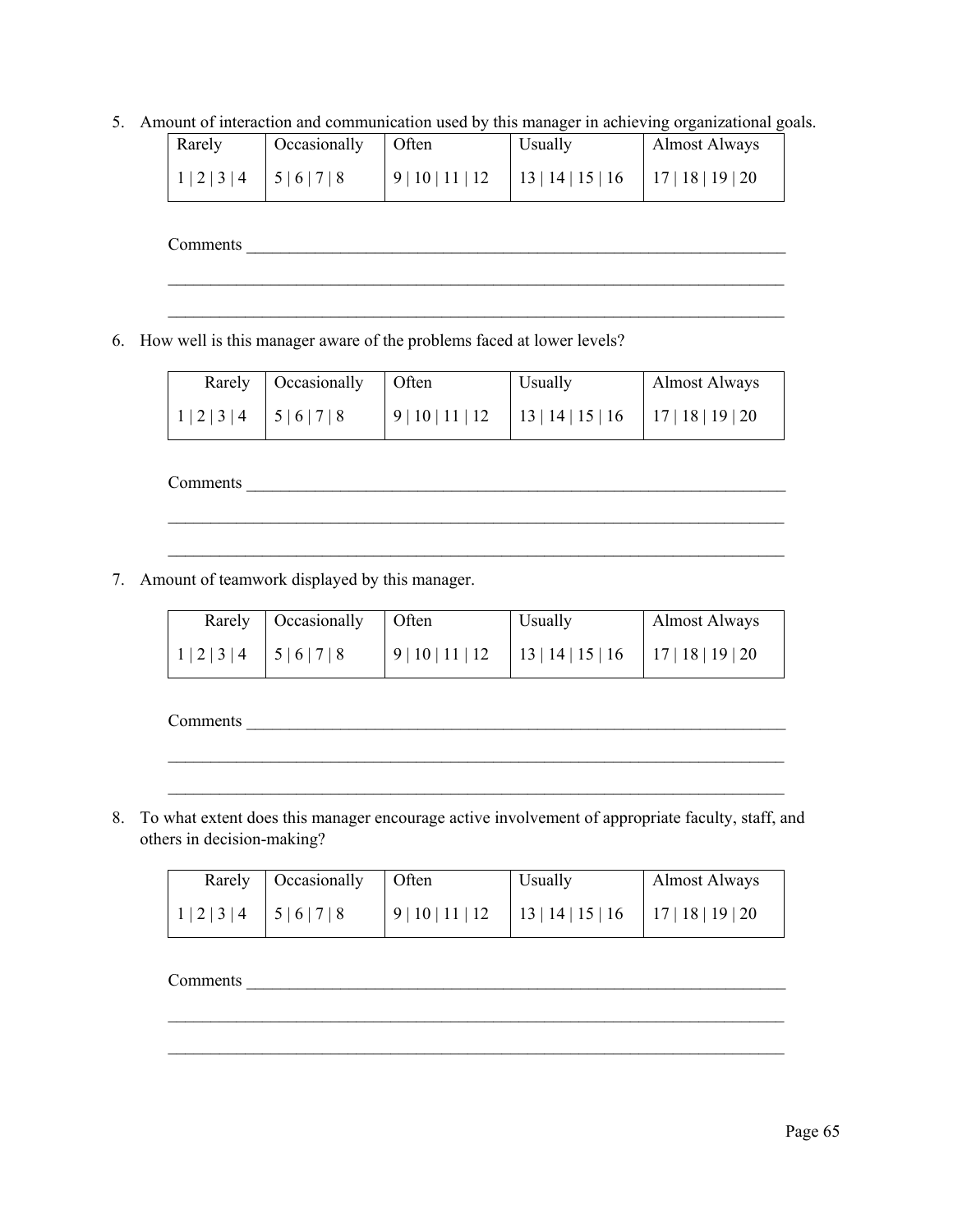5. Amount of interaction and communication used by this manager in achieving organizational goals.

| Rarely | Occasionally | Often | Usually | Almost Always |
|---|---|---|---|---|
| 1 \| 2 \| 3 \| 4 | 5 \| 6 \| 7 \| 8 | 9 \| 10 \| 11 \| 12 | 13 \| 14 \| 15 \| 16 | 17 \| 18 \| 19 \| 20 |

Comments ________________________________________________________________

__________________________________________________________________________

__________________________________________________________________________

6. How well is this manager aware of the problems faced at lower levels?

| Rarely | Occasionally | Often | Usually | Almost Always |
|---|---|---|---|---|
| 1 \| 2 \| 3 \| 4 | 5 \| 6 \| 7 \| 8 | 9 \| 10 \| 11 \| 12 | 13 \| 14 \| 15 \| 16 | 17 \| 18 \| 19 \| 20 |

Comments ________________________________________________________________

__________________________________________________________________________

__________________________________________________________________________

7. Amount of teamwork displayed by this manager.

| Rarely | Occasionally | Often | Usually | Almost Always |
|---|---|---|---|---|
| 1 \| 2 \| 3 \| 4 | 5 \| 6 \| 7 \| 8 | 9 \| 10 \| 11 \| 12 | 13 \| 14 \| 15 \| 16 | 17 \| 18 \| 19 \| 20 |

Comments ________________________________________________________________

__________________________________________________________________________

__________________________________________________________________________

8. To what extent does this manager encourage active involvement of appropriate faculty, staff, and others in decision-making?

| Rarely | Occasionally | Often | Usually | Almost Always |
|---|---|---|---|---|
| 1 \| 2 \| 3 \| 4 | 5 \| 6 \| 7 \| 8 | 9 \| 10 \| 11 \| 12 | 13 \| 14 \| 15 \| 16 | 17 \| 18 \| 19 \| 20 |

Comments ________________________________________________________________

__________________________________________________________________________

__________________________________________________________________________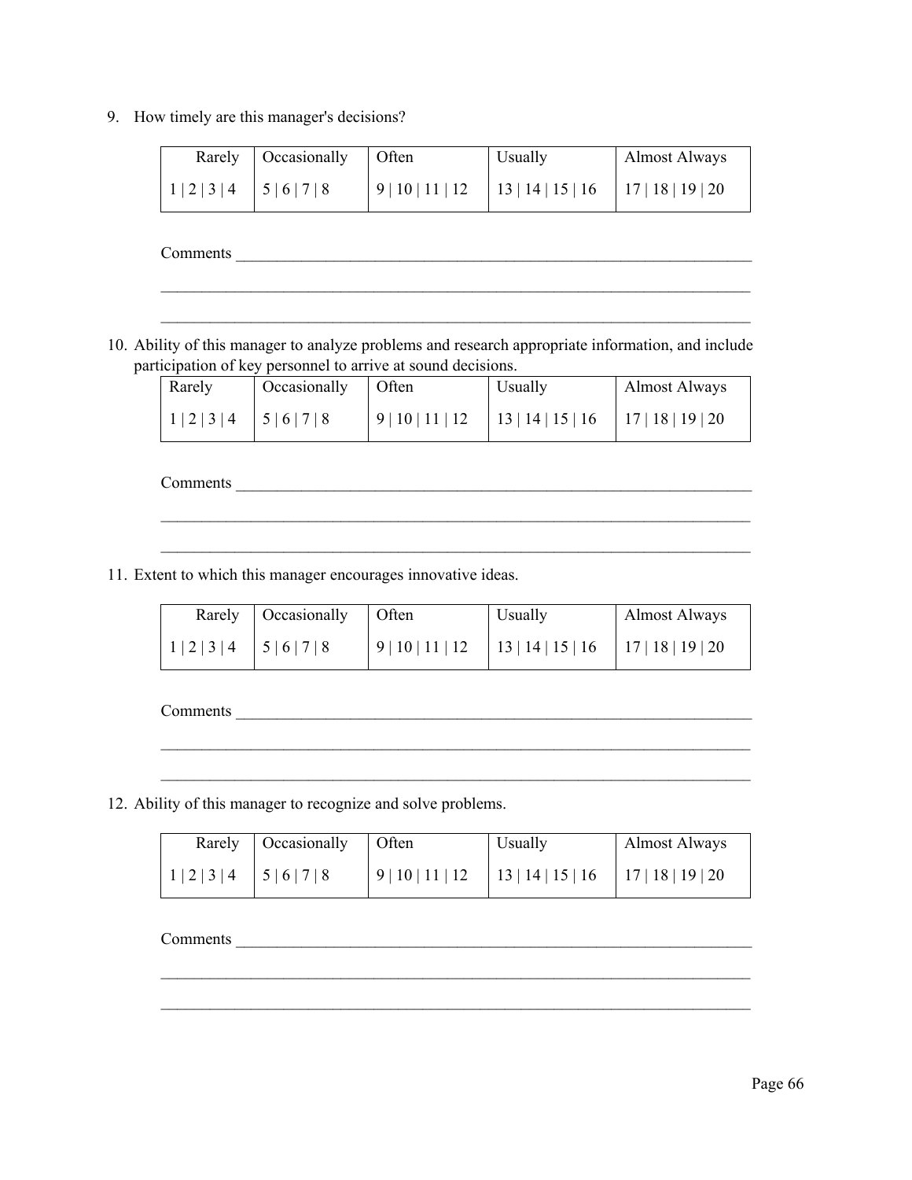9. How timely are this manager's decisions?

| Rarely | Occasionally | Often | Usually | Almost Always |
|---|---|---|---|---|
| 1 \| 2 \| 3 \| 4 | 5 \| 6 \| 7 \| 8 | 9 \| 10 \| 11 \| 12 | 13 \| 14 \| 15 \| 16 | 17 \| 18 \| 19 \| 20 |

Comments ___________________________________________________________________

_____________________________________________________________________________

_____________________________________________________________________________

10. Ability of this manager to analyze problems and research appropriate information, and include participation of key personnel to arrive at sound decisions.

| Rarely | Occasionally | Often | Usually | Almost Always |
|---|---|---|---|---|
| 1 \| 2 \| 3 \| 4 | 5 \| 6 \| 7 \| 8 | 9 \| 10 \| 11 \| 12 | 13 \| 14 \| 15 \| 16 | 17 \| 18 \| 19 \| 20 |

Comments ___________________________________________________________________

_____________________________________________________________________________

_____________________________________________________________________________

11. Extent to which this manager encourages innovative ideas.

| Rarely | Occasionally | Often | Usually | Almost Always |
|---|---|---|---|---|
| 1 \| 2 \| 3 \| 4 | 5 \| 6 \| 7 \| 8 | 9 \| 10 \| 11 \| 12 | 13 \| 14 \| 15 \| 16 | 17 \| 18 \| 19 \| 20 |

Comments ___________________________________________________________________

_____________________________________________________________________________

_____________________________________________________________________________

12. Ability of this manager to recognize and solve problems.

| Rarely | Occasionally | Often | Usually | Almost Always |
|---|---|---|---|---|
| 1 \| 2 \| 3 \| 4 | 5 \| 6 \| 7 \| 8 | 9 \| 10 \| 11 \| 12 | 13 \| 14 \| 15 \| 16 | 17 \| 18 \| 19 \| 20 |

Comments ___________________________________________________________________

_____________________________________________________________________________

_____________________________________________________________________________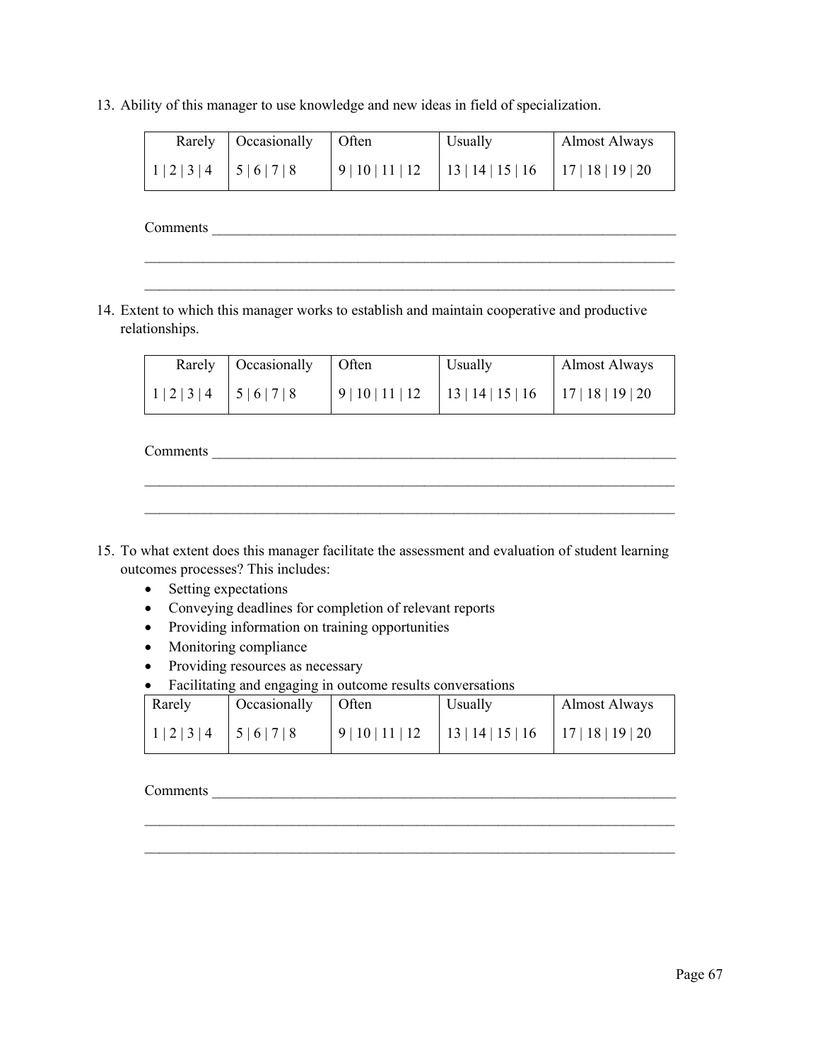13. Ability of this manager to use knowledge and new ideas in field of specialization.

| Rarely | Occasionally | Often | Usually | Almost Always |
|---|---|---|---|---|
| 1 \| 2 \| 3 \| 4 | 5 \| 6 \| 7 \| 8 | 9 \| 10 \| 11 \| 12 | 13 \| 14 \| 15 \| 16 | 17 \| 18 \| 19 \| 20 |

Comments ________________________________________________________________

________________________________________________________________________

________________________________________________________________________

14. Extent to which this manager works to establish and maintain cooperative and productive relationships.

| Rarely | Occasionally | Often | Usually | Almost Always |
|---|---|---|---|---|
| 1 \| 2 \| 3 \| 4 | 5 \| 6 \| 7 \| 8 | 9 \| 10 \| 11 \| 12 | 13 \| 14 \| 15 \| 16 | 17 \| 18 \| 19 \| 20 |

Comments ________________________________________________________________

________________________________________________________________________

________________________________________________________________________

15. To what extent does this manager facilitate the assessment and evaluation of student learning outcomes processes? This includes:
    - Setting expectations
    - Conveying deadlines for completion of relevant reports
    - Providing information on training opportunities
    - Monitoring compliance
    - Providing resources as necessary
    - Facilitating and engaging in outcome results conversations

| Rarely | Occasionally | Often | Usually | Almost Always |
|---|---|---|---|---|
| 1 \| 2 \| 3 \| 4 | 5 \| 6 \| 7 \| 8 | 9 \| 10 \| 11 \| 12 | 13 \| 14 \| 15 \| 16 | 17 \| 18 \| 19 \| 20 |

Comments ________________________________________________________________

________________________________________________________________________

________________________________________________________________________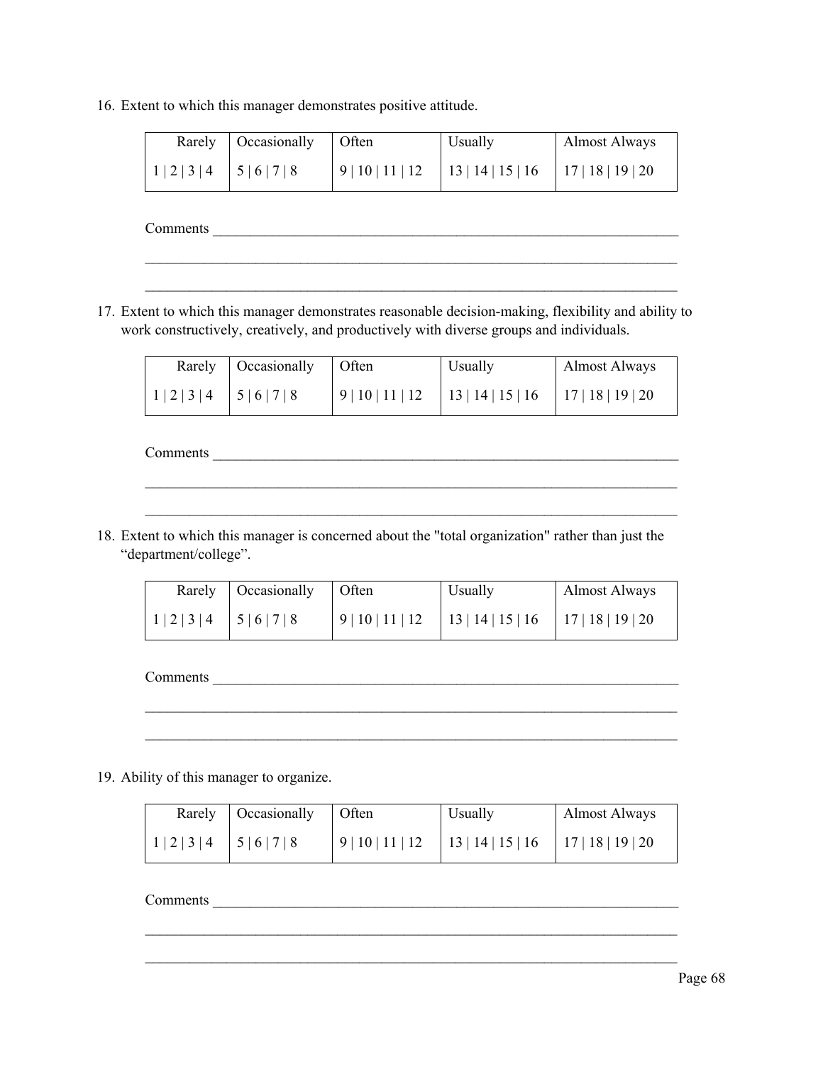16. Extent to which this manager demonstrates positive attitude.

| Rarely | Occasionally | Often | Usually | Almost Always |
|---|---|---|---|---|
| 1 \| 2 \| 3 \| 4 | 5 \| 6 \| 7 \| 8 | 9 \| 10 \| 11 \| 12 | 13 \| 14 \| 15 \| 16 | 17 \| 18 \| 19 \| 20 |

Comments ______________________________________________________________________

______________________________________________________________________________

______________________________________________________________________________

17. Extent to which this manager demonstrates reasonable decision-making, flexibility and ability to work constructively, creatively, and productively with diverse groups and individuals.

| Rarely | Occasionally | Often | Usually | Almost Always |
|---|---|---|---|---|
| 1 \| 2 \| 3 \| 4 | 5 \| 6 \| 7 \| 8 | 9 \| 10 \| 11 \| 12 | 13 \| 14 \| 15 \| 16 | 17 \| 18 \| 19 \| 20 |

Comments ______________________________________________________________________

______________________________________________________________________________

______________________________________________________________________________

18. Extent to which this manager is concerned about the "total organization" rather than just the "department/college".

| Rarely | Occasionally | Often | Usually | Almost Always |
|---|---|---|---|---|
| 1 \| 2 \| 3 \| 4 | 5 \| 6 \| 7 \| 8 | 9 \| 10 \| 11 \| 12 | 13 \| 14 \| 15 \| 16 | 17 \| 18 \| 19 \| 20 |

Comments ______________________________________________________________________

______________________________________________________________________________

______________________________________________________________________________

19. Ability of this manager to organize.

| Rarely | Occasionally | Often | Usually | Almost Always |
|---|---|---|---|---|
| 1 \| 2 \| 3 \| 4 | 5 \| 6 \| 7 \| 8 | 9 \| 10 \| 11 \| 12 | 13 \| 14 \| 15 \| 16 | 17 \| 18 \| 19 \| 20 |

Comments ______________________________________________________________________

______________________________________________________________________________

______________________________________________________________________________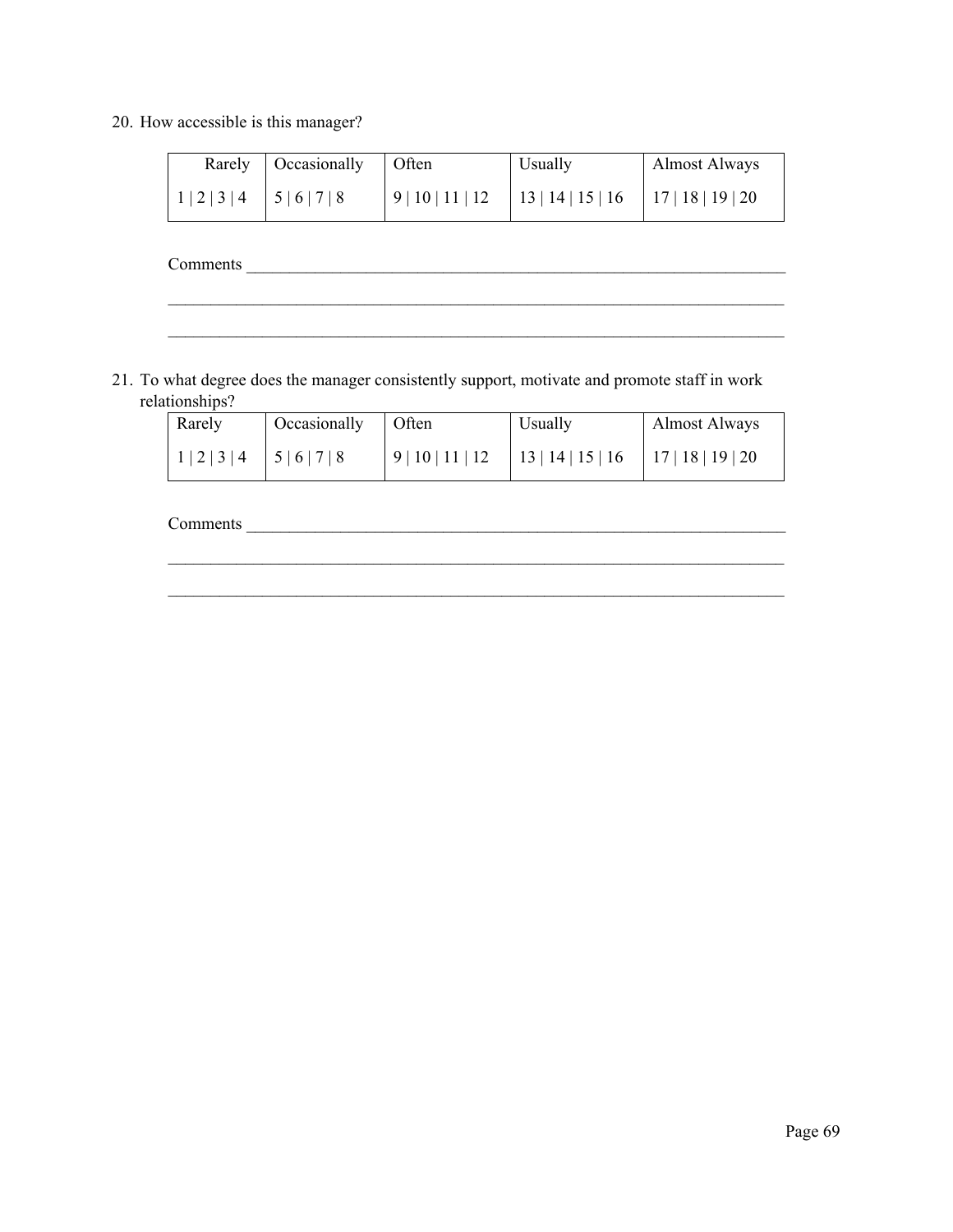20. How accessible is this manager?

| Rarely | Occasionally | Often | Usually | Almost Always |
|---|---|---|---|---|
| 1 \| 2 \| 3 \| 4 | 5 \| 6 \| 7 \| 8 | 9 \| 10 \| 11 \| 12 | 13 \| 14 \| 15 \| 16 | 17 \| 18 \| 19 \| 20 |

Comments ___________________________________________________________________

_____________________________________________________________________________

_____________________________________________________________________________

21. To what degree does the manager consistently support, motivate and promote staff in work relationships?

| Rarely | Occasionally | Often | Usually | Almost Always |
|---|---|---|---|---|
| 1 \| 2 \| 3 \| 4 | 5 \| 6 \| 7 \| 8 | 9 \| 10 \| 11 \| 12 | 13 \| 14 \| 15 \| 16 | 17 \| 18 \| 19 \| 20 |

Comments ___________________________________________________________________

_____________________________________________________________________________

_____________________________________________________________________________